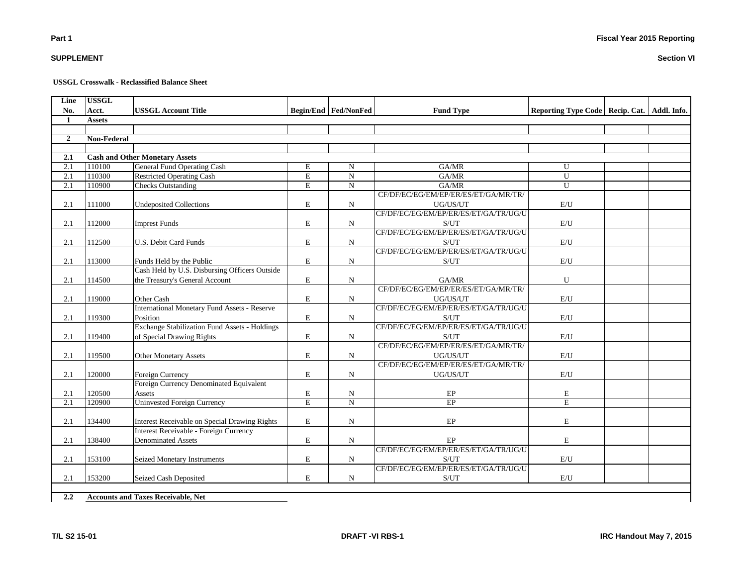Part 1

SUPPLEMENT

Fiscal Year 2015 Reporting

Section VI

**USSGL Crosswalk - Reclassified Balance Sheet**

| Line No. | USSGL Acct. | USSGL Account Title | Begin/End | Fed/NonFed | Fund Type | Reporting Type Code | Recip. Cat. | Addl. Info. |
|---|---|---|---|---|---|---|---|---|
| **1** | **Assets** | | | | | | | |
| | | | | | | | | |
| **2** | **Non-Federal** | | | | | | | |
| | | | | | | | | |
| **2.1** | **Cash and Other Monetary Assets** | | | | | | | |
| 2.1 | 110100 | General Fund Operating Cash | E | N | GA/MR | U | | |
| 2.1 | 110300 | Restricted Operating Cash | E | N | GA/MR | U | | |
| 2.1 | 110900 | Checks Outstanding | E | N | GA/MR | U | | |
| 2.1 | 111000 | Undeposited Collections | E | N | CF/DF/EC/EG/EM/EP/ER/ES/ET/GA/MR/TR/UG/US/UT | E/U | | |
| 2.1 | 112000 | Imprest Funds | E | N | CF/DF/EC/EG/EM/EP/ER/ES/ET/GA/TR/UG/US/UT | E/U | | |
| 2.1 | 112500 | U.S. Debit Card Funds | E | N | CF/DF/EC/EG/EM/EP/ER/ES/ET/GA/TR/UG/US/UT | E/U | | |
| 2.1 | 113000 | Funds Held by the Public | E | N | CF/DF/EC/EG/EM/EP/ER/ES/ET/GA/TR/UG/US/UT | E/U | | |
| 2.1 | 114500 | Cash Held by U.S. Disbursing Officers Outside the Treasury's General Account | E | N | GA/MR | U | | |
| 2.1 | 119000 | Other Cash | E | N | CF/DF/EC/EG/EM/EP/ER/ES/ET/GA/MR/TR/UG/US/UT | E/U | | |
| 2.1 | 119300 | International Monetary Fund Assets - Reserve Position | E | N | CF/DF/EC/EG/EM/EP/ER/ES/ET/GA/TR/UG/US/UT | E/U | | |
| 2.1 | 119400 | Exchange Stabilization Fund Assets - Holdings of Special Drawing Rights | E | N | CF/DF/EC/EG/EM/EP/ER/ES/ET/GA/TR/UG/US/UT | E/U | | |
| 2.1 | 119500 | Other Monetary Assets | E | N | CF/DF/EC/EG/EM/EP/ER/ES/ET/GA/MR/TR/UG/US/UT | E/U | | |
| 2.1 | 120000 | Foreign Currency | E | N | CF/DF/EC/EG/EM/EP/ER/ES/ET/GA/MR/TR/UG/US/UT | E/U | | |
| 2.1 | 120500 | Foreign Currency Denominated Equivalent Assets | E | N | EP | E | | |
| 2.1 | 120900 | Uninvested Foreign Currency | E | N | EP | E | | |
| 2.1 | 134400 | Interest Receivable on Special Drawing Rights | E | N | EP | E | | |
| 2.1 | 138400 | Interest Receivable - Foreign Currency Denominated Assets | E | N | EP | E | | |
| 2.1 | 153100 | Seized Monetary Instruments | E | N | CF/DF/EC/EG/EM/EP/ER/ES/ET/GA/TR/UG/US/UT | E/U | | |
| 2.1 | 153200 | Seized Cash Deposited | E | N | CF/DF/EC/EG/EM/EP/ER/ES/ET/GA/TR/UG/US/UT | E/U | | |
| | | | | | | | | |
| **2.2** | **Accounts and Taxes Receivable, Net** | | | | | | | |

T/L S2 15-01 | DRAFT -VI RBS-1 | IRC Handout May 7, 2015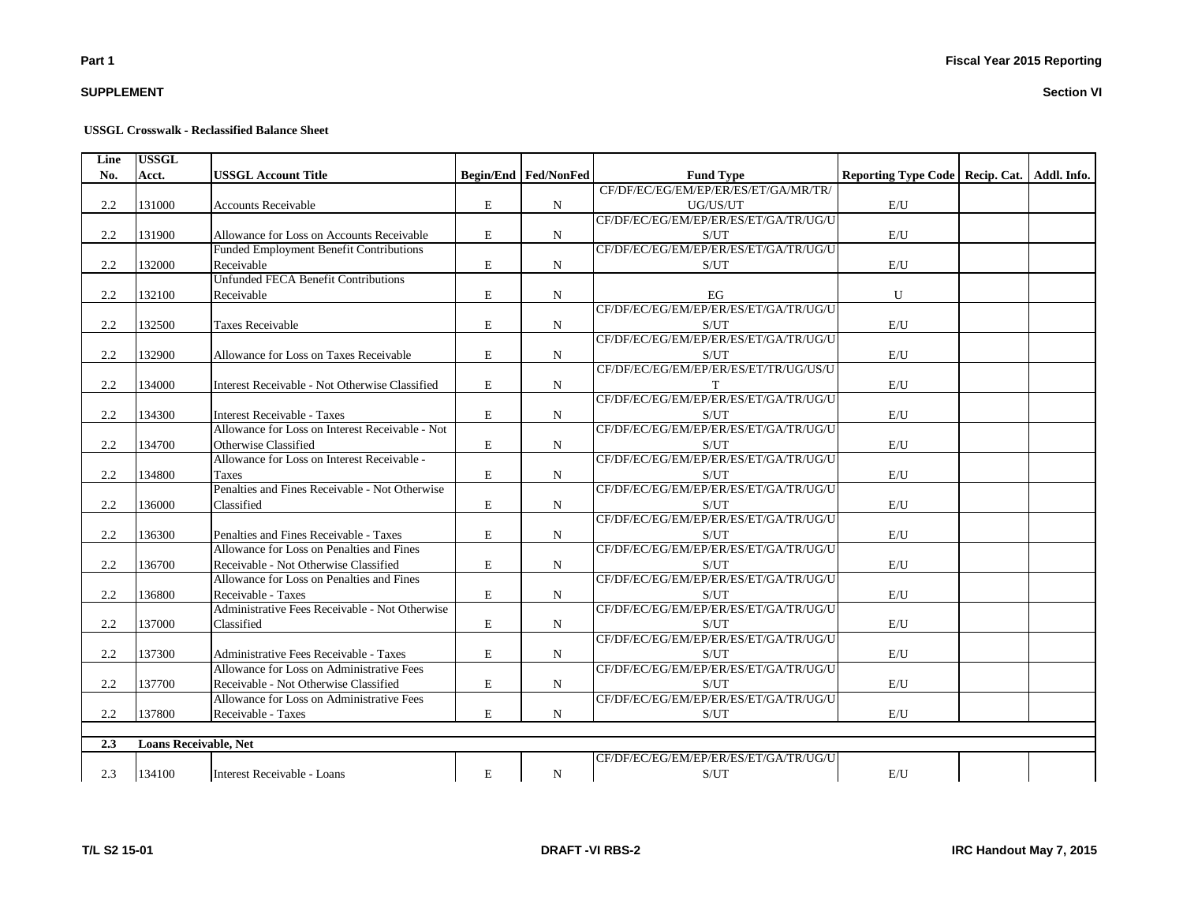**USSGL Crosswalk - Reclassified Balance Sheet**

| Line No. | USSGL Acct. | USSGL Account Title | Begin/End | Fed/NonFed | Fund Type | Reporting Type Code | Recip. Cat. | Addl. Info. |
|---|---|---|---|---|---|---|---|---|
| 2.2 | 131000 | Accounts Receivable | E | N | CF/DF/EC/EG/EM/EP/ER/ES/ET/GA/MR/TR/UG/US/UT | E/U | | |
| 2.2 | 131900 | Allowance for Loss on Accounts Receivable | E | N | CF/DF/EC/EG/EM/EP/ER/ES/ET/GA/TR/UG/US/UT | E/U | | |
| 2.2 | 132000 | Funded Employment Benefit Contributions Receivable | E | N | CF/DF/EC/EG/EM/EP/ER/ES/ET/GA/TR/UG/US/UT | E/U | | |
| 2.2 | 132100 | Unfunded FECA Benefit Contributions Receivable | E | N | EG | U | | |
| 2.2 | 132500 | Taxes Receivable | E | N | CF/DF/EC/EG/EM/EP/ER/ES/ET/GA/TR/UG/US/UT | E/U | | |
| 2.2 | 132900 | Allowance for Loss on Taxes Receivable | E | N | CF/DF/EC/EG/EM/EP/ER/ES/ET/GA/TR/UG/US/UT | E/U | | |
| 2.2 | 134000 | Interest Receivable - Not Otherwise Classified | E | N | CF/DF/EC/EG/EM/EP/ER/ES/ET/TR/UG/US/UT | E/U | | |
| 2.2 | 134300 | Interest Receivable - Taxes | E | N | CF/DF/EC/EG/EM/EP/ER/ES/ET/GA/TR/UG/US/UT | E/U | | |
| 2.2 | 134700 | Allowance for Loss on Interest Receivable - Not Otherwise Classified | E | N | CF/DF/EC/EG/EM/EP/ER/ES/ET/GA/TR/UG/US/UT | E/U | | |
| 2.2 | 134800 | Allowance for Loss on Interest Receivable - Taxes | E | N | CF/DF/EC/EG/EM/EP/ER/ES/ET/GA/TR/UG/US/UT | E/U | | |
| 2.2 | 136000 | Penalties and Fines Receivable - Not Otherwise Classified | E | N | CF/DF/EC/EG/EM/EP/ER/ES/ET/GA/TR/UG/US/UT | E/U | | |
| 2.2 | 136300 | Penalties and Fines Receivable - Taxes | E | N | CF/DF/EC/EG/EM/EP/ER/ES/ET/GA/TR/UG/US/UT | E/U | | |
| 2.2 | 136700 | Allowance for Loss on Penalties and Fines Receivable - Not Otherwise Classified | E | N | CF/DF/EC/EG/EM/EP/ER/ES/ET/GA/TR/UG/US/UT | E/U | | |
| 2.2 | 136800 | Allowance for Loss on Penalties and Fines Receivable - Taxes | E | N | CF/DF/EC/EG/EM/EP/ER/ES/ET/GA/TR/UG/US/UT | E/U | | |
| 2.2 | 137000 | Administrative Fees Receivable - Not Otherwise Classified | E | N | CF/DF/EC/EG/EM/EP/ER/ES/ET/GA/TR/UG/US/UT | E/U | | |
| 2.2 | 137300 | Administrative Fees Receivable - Taxes | E | N | CF/DF/EC/EG/EM/EP/ER/ES/ET/GA/TR/UG/US/UT | E/U | | |
| 2.2 | 137700 | Allowance for Loss on Administrative Fees Receivable - Not Otherwise Classified | E | N | CF/DF/EC/EG/EM/EP/ER/ES/ET/GA/TR/UG/US/UT | E/U | | |
| 2.2 | 137800 | Allowance for Loss on Administrative Fees Receivable - Taxes | E | N | CF/DF/EC/EG/EM/EP/ER/ES/ET/GA/TR/UG/US/UT | E/U | | |
| **2.3** | **Loans Receivable, Net** | | | | | | | |
| 2.3 | 134100 | Interest Receivable - Loans | E | N | CF/DF/EC/EG/EM/EP/ER/ES/ET/GA/TR/UG/US/UT | E/U | | |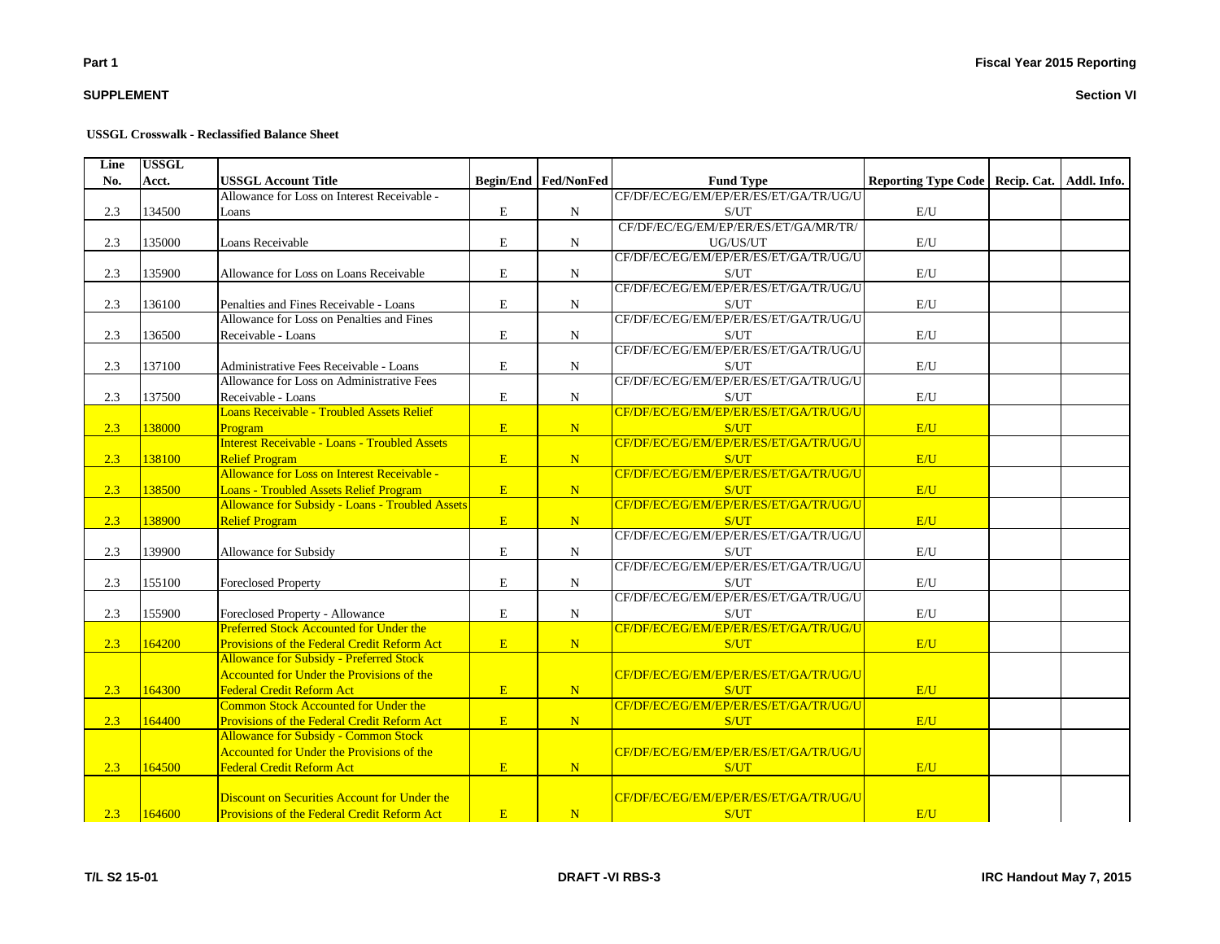**SUPPLEMENT**

**USSGL Crosswalk - Reclassified Balance Sheet**

| Line No. | USSGL Acct. | USSGL Account Title | Begin/End | Fed/NonFed | Fund Type | Reporting Type Code | Recip. Cat. | Addl. Info. |
|---|---|---|---|---|---|---|---|---|
| 2.3 | 134500 | Allowance for Loss on Interest Receivable - Loans | E | N | CF/DF/EC/EG/EM/EP/ER/ES/ET/GA/TR/UG/US/UT | E/U | | |
| 2.3 | 135000 | Loans Receivable | E | N | CF/DF/EC/EG/EM/EP/ER/ES/ET/GA/MR/TR/UG/US/UT | E/U | | |
| 2.3 | 135900 | Allowance for Loss on Loans Receivable | E | N | CF/DF/EC/EG/EM/EP/ER/ES/ET/GA/TR/UG/US/UT | E/U | | |
| 2.3 | 136100 | Penalties and Fines Receivable - Loans | E | N | CF/DF/EC/EG/EM/EP/ER/ES/ET/GA/TR/UG/US/UT | E/U | | |
| 2.3 | 136500 | Allowance for Loss on Penalties and Fines Receivable - Loans | E | N | CF/DF/EC/EG/EM/EP/ER/ES/ET/GA/TR/UG/US/UT | E/U | | |
| 2.3 | 137100 | Administrative Fees Receivable - Loans | E | N | CF/DF/EC/EG/EM/EP/ER/ES/ET/GA/TR/UG/US/UT | E/U | | |
| 2.3 | 137500 | Allowance for Loss on Administrative Fees Receivable - Loans | E | N | CF/DF/EC/EG/EM/EP/ER/ES/ET/GA/TR/UG/US/UT | E/U | | |
| 2.3 | 138000 | Loans Receivable - Troubled Assets Relief Program | E | N | CF/DF/EC/EG/EM/EP/ER/ES/ET/GA/TR/UG/US/UT | E/U | | |
| 2.3 | 138100 | Interest Receivable - Loans - Troubled Assets Relief Program | E | N | CF/DF/EC/EG/EM/EP/ER/ES/ET/GA/TR/UG/US/UT | E/U | | |
| 2.3 | 138500 | Allowance for Loss on Interest Receivable - Loans - Troubled Assets Relief Program | E | N | CF/DF/EC/EG/EM/EP/ER/ES/ET/GA/TR/UG/US/UT | E/U | | |
| 2.3 | 138900 | Allowance for Subsidy - Loans - Troubled Assets Relief Program | E | N | CF/DF/EC/EG/EM/EP/ER/ES/ET/GA/TR/UG/US/UT | E/U | | |
| 2.3 | 139900 | Allowance for Subsidy | E | N | CF/DF/EC/EG/EM/EP/ER/ES/ET/GA/TR/UG/US/UT | E/U | | |
| 2.3 | 155100 | Foreclosed Property | E | N | CF/DF/EC/EG/EM/EP/ER/ES/ET/GA/TR/UG/US/UT | E/U | | |
| 2.3 | 155900 | Foreclosed Property - Allowance | E | N | CF/DF/EC/EG/EM/EP/ER/ES/ET/GA/TR/UG/US/UT | E/U | | |
| 2.3 | 164200 | Preferred Stock Accounted for Under the Provisions of the Federal Credit Reform Act | E | N | CF/DF/EC/EG/EM/EP/ER/ES/ET/GA/TR/UG/US/UT | E/U | | |
| 2.3 | 164300 | Allowance for Subsidy - Preferred Stock Accounted for Under the Provisions of the Federal Credit Reform Act | E | N | CF/DF/EC/EG/EM/EP/ER/ES/ET/GA/TR/UG/US/UT | E/U | | |
| 2.3 | 164400 | Common Stock Accounted for Under the Provisions of the Federal Credit Reform Act | E | N | CF/DF/EC/EG/EM/EP/ER/ES/ET/GA/TR/UG/US/UT | E/U | | |
| 2.3 | 164500 | Allowance for Subsidy - Common Stock Accounted for Under the Provisions of the Federal Credit Reform Act | E | N | CF/DF/EC/EG/EM/EP/ER/ES/ET/GA/TR/UG/US/UT | E/U | | |
| 2.3 | 164600 | Discount on Securities Account for Under the Provisions of the Federal Credit Reform Act | E | N | CF/DF/EC/EG/EM/EP/ER/ES/ET/GA/TR/UG/US/UT | E/U | | |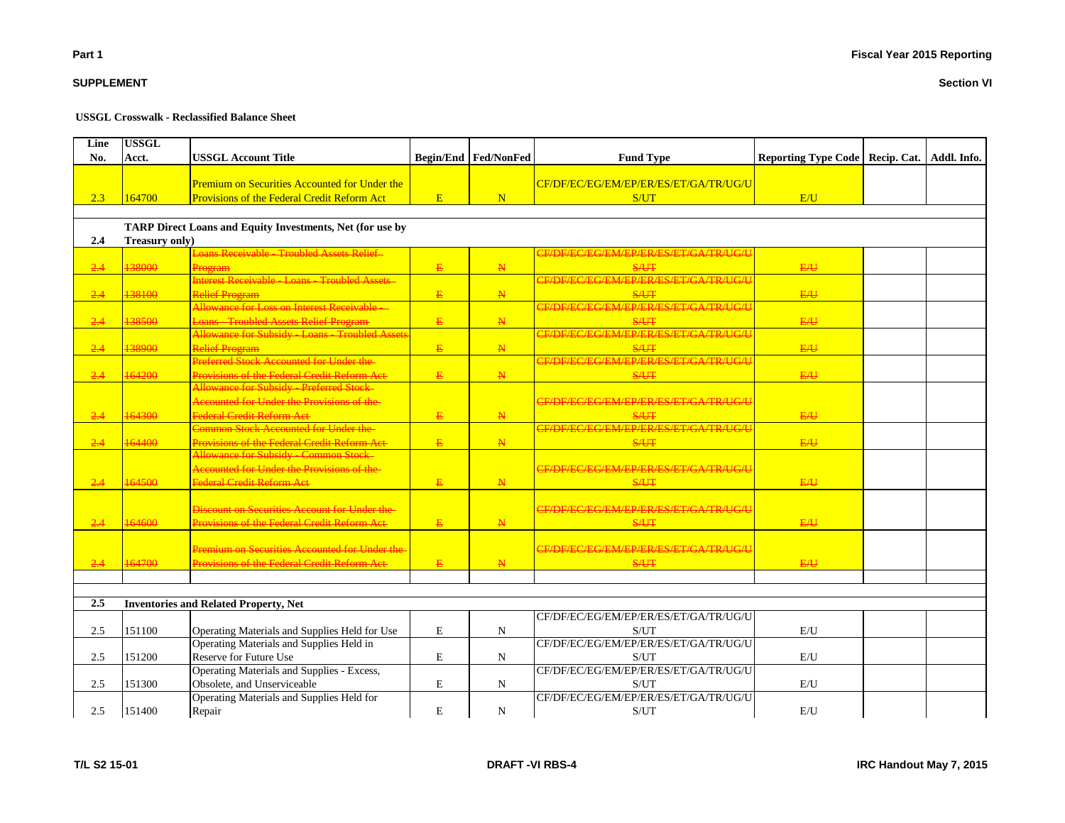**Part 1**

**SUPPLEMENT**

**Fiscal Year 2015 Reporting**

**Section VI**

**USSGL Crosswalk - Reclassified Balance Sheet**

| Line No. | USSGL Acct. | USSGL Account Title | Begin/End | Fed/NonFed | Fund Type | Reporting Type Code | Recip. Cat. | Addl. Info. |
|---|---|---|---|---|---|---|---|---|
| 2.3 | 164700 | Premium on Securities Accounted for Under the Provisions of the Federal Credit Reform Act | E | N | CF/DF/EC/EG/EM/EP/ER/ES/ET/GA/TR/UG/U S/UT | E/U | | |
| | | | | | | | | |
| 2.4 | **TARP Direct Loans and Equity Investments, Net (for use by Treasury only)** | | | | | | | |
| ~~2.4~~ | ~~138000~~ | ~~Loans Receivable - Troubled Assets Relief Program~~ | ~~E~~ | ~~N~~ | ~~CF/DF/EC/EG/EM/EP/ER/ES/ET/GA/TR/UG/U S/UT~~ | ~~E/U~~ | | |
| ~~2.4~~ | ~~138100~~ | ~~Interest Receivable - Loans - Troubled Assets Relief Program~~ | ~~E~~ | ~~N~~ | ~~CF/DF/EC/EG/EM/EP/ER/ES/ET/GA/TR/UG/U S/UT~~ | ~~E/U~~ | | |
| ~~2.4~~ | ~~138500~~ | ~~Allowance for Loss on Interest Receivable - Loans - Troubled Assets Relief Program~~ | ~~E~~ | ~~N~~ | ~~CF/DF/EC/EG/EM/EP/ER/ES/ET/GA/TR/UG/U S/UT~~ | ~~E/U~~ | | |
| ~~2.4~~ | ~~138900~~ | ~~Allowance for Subsidy - Loans - Troubled Assets Relief Program~~ | ~~E~~ | ~~N~~ | ~~CF/DF/EC/EG/EM/EP/ER/ES/ET/GA/TR/UG/U S/UT~~ | ~~E/U~~ | | |
| ~~2.4~~ | ~~164200~~ | ~~Preferred Stock Accounted for Under the Provisions of the Federal Credit Reform Act~~ | ~~E~~ | ~~N~~ | ~~CF/DF/EC/EG/EM/EP/ER/ES/ET/GA/TR/UG/U S/UT~~ | ~~E/U~~ | | |
| ~~2.4~~ | ~~164300~~ | ~~Allowance for Subsidy - Preferred Stock Accounted for Under the Provisions of the Federal Credit Reform Act~~ | ~~E~~ | ~~N~~ | ~~CF/DF/EC/EG/EM/EP/ER/ES/ET/GA/TR/UG/U S/UT~~ | ~~E/U~~ | | |
| ~~2.4~~ | ~~164400~~ | ~~Common Stock Accounted for Under the Provisions of the Federal Credit Reform Act~~ | ~~E~~ | ~~N~~ | ~~CF/DF/EC/EG/EM/EP/ER/ES/ET/GA/TR/UG/U S/UT~~ | ~~E/U~~ | | |
| ~~2.4~~ | ~~164500~~ | ~~Allowance for Subsidy - Common Stock Accounted for Under the Provisions of the Federal Credit Reform Act~~ | ~~E~~ | ~~N~~ | ~~CF/DF/EC/EG/EM/EP/ER/ES/ET/GA/TR/UG/U S/UT~~ | ~~E/U~~ | | |
| ~~2.4~~ | ~~164600~~ | ~~Discount on Securities Account for Under the Provisions of the Federal Credit Reform Act~~ | ~~E~~ | ~~N~~ | ~~CF/DF/EC/EG/EM/EP/ER/ES/ET/GA/TR/UG/U S/UT~~ | ~~E/U~~ | | |
| ~~2.4~~ | ~~164700~~ | ~~Premium on Securities Accounted for Under the Provisions of the Federal Credit Reform Act~~ | ~~E~~ | ~~N~~ | ~~CF/DF/EC/EG/EM/EP/ER/ES/ET/GA/TR/UG/U S/UT~~ | ~~E/U~~ | | |
| | | | | | | | | |
| | | | | | | | | |
| **2.5** | **Inventories and Related Property, Net** | | | | | | | |
| 2.5 | 151100 | Operating Materials and Supplies Held for Use | E | N | CF/DF/EC/EG/EM/EP/ER/ES/ET/GA/TR/UG/U S/UT | E/U | | |
| 2.5 | 151200 | Operating Materials and Supplies Held in Reserve for Future Use | E | N | CF/DF/EC/EG/EM/EP/ER/ES/ET/GA/TR/UG/U S/UT | E/U | | |
| 2.5 | 151300 | Operating Materials and Supplies - Excess, Obsolete, and Unserviceable | E | N | CF/DF/EC/EG/EM/EP/ER/ES/ET/GA/TR/UG/U S/UT | E/U | | |
| 2.5 | 151400 | Operating Materials and Supplies Held for Repair | E | N | CF/DF/EC/EG/EM/EP/ER/ES/ET/GA/TR/UG/U S/UT | E/U | | |

**T/L S2 15-01** | **DRAFT -VI RBS-4** | **IRC Handout May 7, 2015**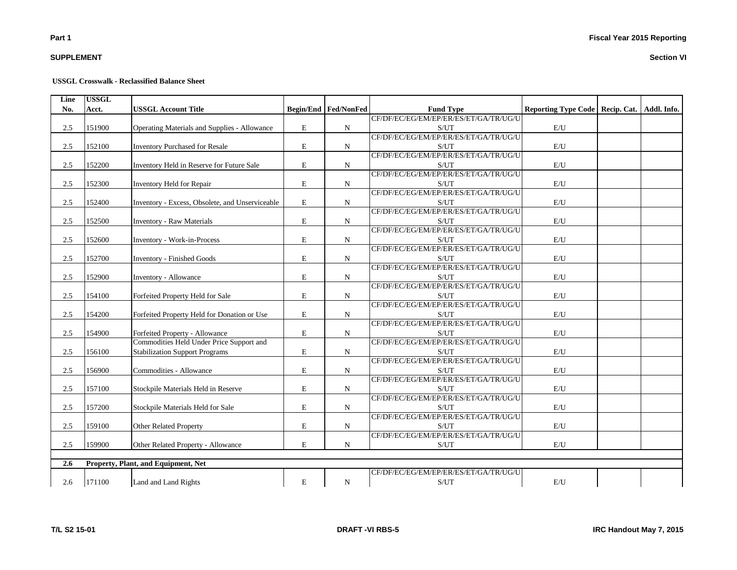**USSGL Crosswalk - Reclassified Balance Sheet**

| Line No. | USSGL Acct. | USSGL Account Title | Begin/End | Fed/NonFed | Fund Type | Reporting Type Code | Recip. Cat. | Addl. Info. |
|---|---|---|---|---|---|---|---|---|
| 2.5 | 151900 | Operating Materials and Supplies - Allowance | E | N | CF/DF/EC/EG/EM/EP/ER/ES/ET/GA/TR/UG/US/UT | E/U | | |
| 2.5 | 152100 | Inventory Purchased for Resale | E | N | CF/DF/EC/EG/EM/EP/ER/ES/ET/GA/TR/UG/US/UT | E/U | | |
| 2.5 | 152200 | Inventory Held in Reserve for Future Sale | E | N | CF/DF/EC/EG/EM/EP/ER/ES/ET/GA/TR/UG/US/UT | E/U | | |
| 2.5 | 152300 | Inventory Held for Repair | E | N | CF/DF/EC/EG/EM/EP/ER/ES/ET/GA/TR/UG/US/UT | E/U | | |
| 2.5 | 152400 | Inventory - Excess, Obsolete, and Unserviceable | E | N | CF/DF/EC/EG/EM/EP/ER/ES/ET/GA/TR/UG/US/UT | E/U | | |
| 2.5 | 152500 | Inventory - Raw Materials | E | N | CF/DF/EC/EG/EM/EP/ER/ES/ET/GA/TR/UG/US/UT | E/U | | |
| 2.5 | 152600 | Inventory - Work-in-Process | E | N | CF/DF/EC/EG/EM/EP/ER/ES/ET/GA/TR/UG/US/UT | E/U | | |
| 2.5 | 152700 | Inventory - Finished Goods | E | N | CF/DF/EC/EG/EM/EP/ER/ES/ET/GA/TR/UG/US/UT | E/U | | |
| 2.5 | 152900 | Inventory - Allowance | E | N | CF/DF/EC/EG/EM/EP/ER/ES/ET/GA/TR/UG/US/UT | E/U | | |
| 2.5 | 154100 | Forfeited Property Held for Sale | E | N | CF/DF/EC/EG/EM/EP/ER/ES/ET/GA/TR/UG/US/UT | E/U | | |
| 2.5 | 154200 | Forfeited Property Held for Donation or Use | E | N | CF/DF/EC/EG/EM/EP/ER/ES/ET/GA/TR/UG/US/UT | E/U | | |
| 2.5 | 154900 | Forfeited Property - Allowance | E | N | CF/DF/EC/EG/EM/EP/ER/ES/ET/GA/TR/UG/US/UT | E/U | | |
| 2.5 | 156100 | Commodities Held Under Price Support and Stabilization Support Programs | E | N | CF/DF/EC/EG/EM/EP/ER/ES/ET/GA/TR/UG/US/UT | E/U | | |
| 2.5 | 156900 | Commodities - Allowance | E | N | CF/DF/EC/EG/EM/EP/ER/ES/ET/GA/TR/UG/US/UT | E/U | | |
| 2.5 | 157100 | Stockpile Materials Held in Reserve | E | N | CF/DF/EC/EG/EM/EP/ER/ES/ET/GA/TR/UG/US/UT | E/U | | |
| 2.5 | 157200 | Stockpile Materials Held for Sale | E | N | CF/DF/EC/EG/EM/EP/ER/ES/ET/GA/TR/UG/US/UT | E/U | | |
| 2.5 | 159100 | Other Related Property | E | N | CF/DF/EC/EG/EM/EP/ER/ES/ET/GA/TR/UG/US/UT | E/U | | |
| 2.5 | 159900 | Other Related Property - Allowance | E | N | CF/DF/EC/EG/EM/EP/ER/ES/ET/GA/TR/UG/US/UT | E/U | | |
| **2.6** | **Property, Plant, and Equipment, Net** | | | | | | | |
| 2.6 | 171100 | Land and Land Rights | E | N | CF/DF/EC/EG/EM/EP/ER/ES/ET/GA/TR/UG/US/UT | E/U | | |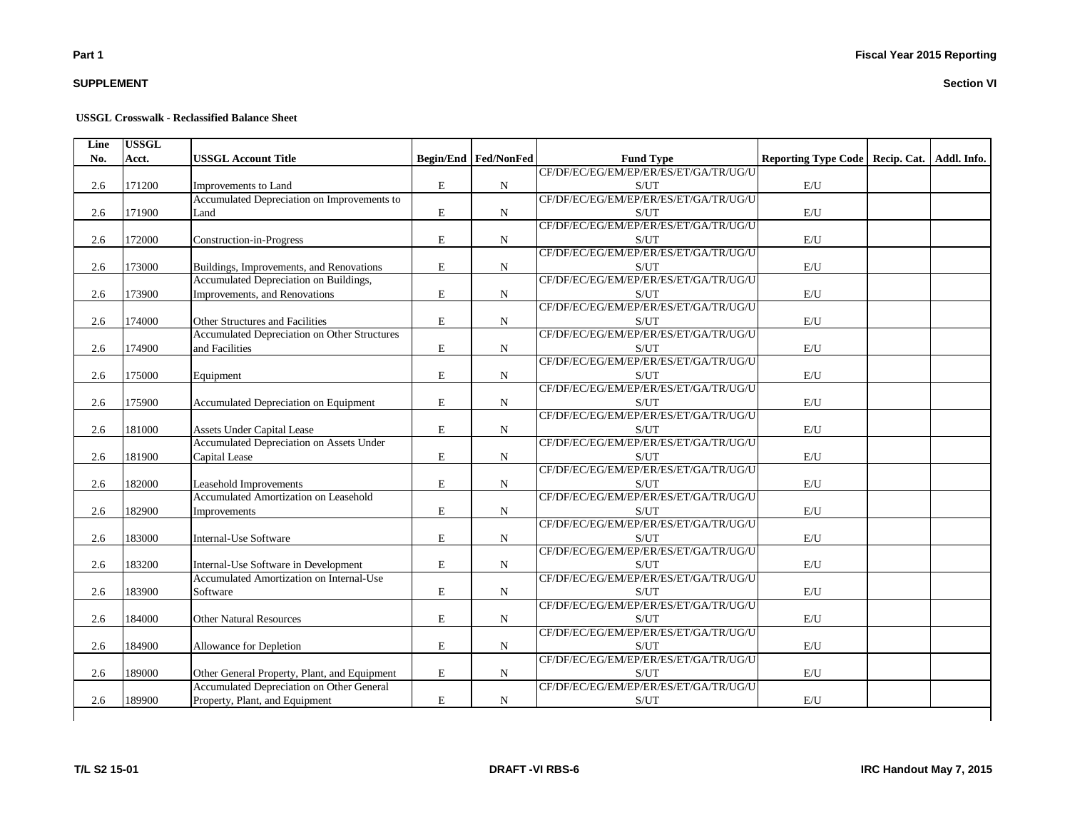**Part 1** | **Fiscal Year 2015 Reporting**

**SUPPLEMENT** | **Section VI**

**USSGL Crosswalk - Reclassified Balance Sheet**

| Line No. | USSGL Acct. | USSGL Account Title | Begin/End | Fed/NonFed | Fund Type | Reporting Type Code | Recip. Cat. | Addl. Info. |
|---|---|---|---|---|---|---|---|---|
| 2.6 | 171200 | Improvements to Land | E | N | CF/DF/EC/EG/EM/EP/ER/ES/ET/GA/TR/UG/US/UT | E/U | | |
| 2.6 | 171900 | Accumulated Depreciation on Improvements to Land | E | N | CF/DF/EC/EG/EM/EP/ER/ES/ET/GA/TR/UG/US/UT | E/U | | |
| 2.6 | 172000 | Construction-in-Progress | E | N | CF/DF/EC/EG/EM/EP/ER/ES/ET/GA/TR/UG/US/UT | E/U | | |
| 2.6 | 173000 | Buildings, Improvements, and Renovations | E | N | CF/DF/EC/EG/EM/EP/ER/ES/ET/GA/TR/UG/US/UT | E/U | | |
| 2.6 | 173900 | Accumulated Depreciation on Buildings, Improvements, and Renovations | E | N | CF/DF/EC/EG/EM/EP/ER/ES/ET/GA/TR/UG/US/UT | E/U | | |
| 2.6 | 174000 | Other Structures and Facilities | E | N | CF/DF/EC/EG/EM/EP/ER/ES/ET/GA/TR/UG/US/UT | E/U | | |
| 2.6 | 174900 | Accumulated Depreciation on Other Structures and Facilities | E | N | CF/DF/EC/EG/EM/EP/ER/ES/ET/GA/TR/UG/US/UT | E/U | | |
| 2.6 | 175000 | Equipment | E | N | CF/DF/EC/EG/EM/EP/ER/ES/ET/GA/TR/UG/US/UT | E/U | | |
| 2.6 | 175900 | Accumulated Depreciation on Equipment | E | N | CF/DF/EC/EG/EM/EP/ER/ES/ET/GA/TR/UG/US/UT | E/U | | |
| 2.6 | 181000 | Assets Under Capital Lease | E | N | CF/DF/EC/EG/EM/EP/ER/ES/ET/GA/TR/UG/US/UT | E/U | | |
| 2.6 | 181900 | Accumulated Depreciation on Assets Under Capital Lease | E | N | CF/DF/EC/EG/EM/EP/ER/ES/ET/GA/TR/UG/US/UT | E/U | | |
| 2.6 | 182000 | Leasehold Improvements | E | N | CF/DF/EC/EG/EM/EP/ER/ES/ET/GA/TR/UG/US/UT | E/U | | |
| 2.6 | 182900 | Accumulated Amortization on Leasehold Improvements | E | N | CF/DF/EC/EG/EM/EP/ER/ES/ET/GA/TR/UG/US/UT | E/U | | |
| 2.6 | 183000 | Internal-Use Software | E | N | CF/DF/EC/EG/EM/EP/ER/ES/ET/GA/TR/UG/US/UT | E/U | | |
| 2.6 | 183200 | Internal-Use Software in Development | E | N | CF/DF/EC/EG/EM/EP/ER/ES/ET/GA/TR/UG/US/UT | E/U | | |
| 2.6 | 183900 | Accumulated Amortization on Internal-Use Software | E | N | CF/DF/EC/EG/EM/EP/ER/ES/ET/GA/TR/UG/US/UT | E/U | | |
| 2.6 | 184000 | Other Natural Resources | E | N | CF/DF/EC/EG/EM/EP/ER/ES/ET/GA/TR/UG/US/UT | E/U | | |
| 2.6 | 184900 | Allowance for Depletion | E | N | CF/DF/EC/EG/EM/EP/ER/ES/ET/GA/TR/UG/US/UT | E/U | | |
| 2.6 | 189000 | Other General Property, Plant, and Equipment | E | N | CF/DF/EC/EG/EM/EP/ER/ES/ET/GA/TR/UG/US/UT | E/U | | |
| 2.6 | 189900 | Accumulated Depreciation on Other General Property, Plant, and Equipment | E | N | CF/DF/EC/EG/EM/EP/ER/ES/ET/GA/TR/UG/US/UT | E/U | | |

**T/L S2 15-01** | **DRAFT -VI RBS-6** | **IRC Handout May 7, 2015**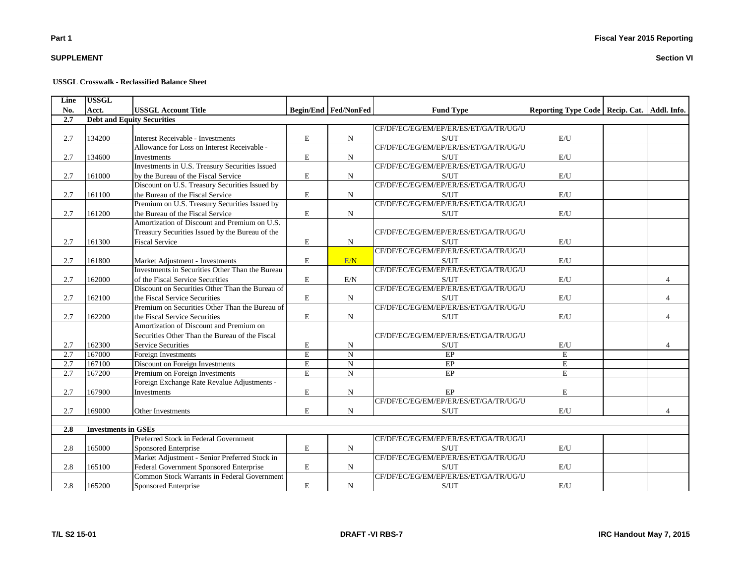**Part 1**

**SUPPLEMENT**

**Fiscal Year 2015 Reporting**

**Section VI**

**USSGL Crosswalk - Reclassified Balance Sheet**

| Line No. | USSGL Acct. | USSGL Account Title | Begin/End | Fed/NonFed | Fund Type | Reporting Type Code | Recip. Cat. | Addl. Info. |
|---|---|---|---|---|---|---|---|---|
| **2.7** | **Debt and Equity Securities** | | | | | | | |
| 2.7 | 134200 | Interest Receivable - Investments | E | N | CF/DF/EC/EG/EM/EP/ER/ES/ET/GA/TR/UG/US/UT | E/U | | |
| 2.7 | 134600 | Allowance for Loss on Interest Receivable - Investments | E | N | CF/DF/EC/EG/EM/EP/ER/ES/ET/GA/TR/UG/US/UT | E/U | | |
| 2.7 | 161000 | Investments in U.S. Treasury Securities Issued by the Bureau of the Fiscal Service | E | N | CF/DF/EC/EG/EM/EP/ER/ES/ET/GA/TR/UG/US/UT | E/U | | |
| 2.7 | 161100 | Discount on U.S. Treasury Securities Issued by the Bureau of the Fiscal Service | E | N | CF/DF/EC/EG/EM/EP/ER/ES/ET/GA/TR/UG/US/UT | E/U | | |
| 2.7 | 161200 | Premium on U.S. Treasury Securities Issued by the Bureau of the Fiscal Service | E | N | CF/DF/EC/EG/EM/EP/ER/ES/ET/GA/TR/UG/US/UT | E/U | | |
| 2.7 | 161300 | Amortization of Discount and Premium on U.S. Treasury Securities Issued by the Bureau of the Fiscal Service | E | N | CF/DF/EC/EG/EM/EP/ER/ES/ET/GA/TR/UG/US/UT | E/U | | |
| 2.7 | 161800 | Market Adjustment - Investments | E | E/N | CF/DF/EC/EG/EM/EP/ER/ES/ET/GA/TR/UG/US/UT | E/U | | |
| 2.7 | 162000 | Investments in Securities Other Than the Bureau of the Fiscal Service Securities | E | E/N | CF/DF/EC/EG/EM/EP/ER/ES/ET/GA/TR/UG/US/UT | E/U | | 4 |
| 2.7 | 162100 | Discount on Securities Other Than the Bureau of the Fiscal Service Securities | E | N | CF/DF/EC/EG/EM/EP/ER/ES/ET/GA/TR/UG/US/UT | E/U | | 4 |
| 2.7 | 162200 | Premium on Securities Other Than the Bureau of the Fiscal Service Securities | E | N | CF/DF/EC/EG/EM/EP/ER/ES/ET/GA/TR/UG/US/UT | E/U | | 4 |
| 2.7 | 162300 | Amortization of Discount and Premium on Securities Other Than the Bureau of the Fiscal Service Securities | E | N | CF/DF/EC/EG/EM/EP/ER/ES/ET/GA/TR/UG/US/UT | E/U | | 4 |
| 2.7 | 167000 | Foreign Investments | E | N | EP | E | | |
| 2.7 | 167100 | Discount on Foreign Investments | E | N | EP | E | | |
| 2.7 | 167200 | Premium on Foreign Investments | E | N | EP | E | | |
| 2.7 | 167900 | Foreign Exchange Rate Revalue Adjustments - Investments | E | N | EP | E | | |
| 2.7 | 169000 | Other Investments | E | N | CF/DF/EC/EG/EM/EP/ER/ES/ET/GA/TR/UG/US/UT | E/U | | 4 |
| **2.8** | **Investments in GSEs** | | | | | | | |
| 2.8 | 165000 | Preferred Stock in Federal Government Sponsored Enterprise | E | N | CF/DF/EC/EG/EM/EP/ER/ES/ET/GA/TR/UG/US/UT | E/U | | |
| 2.8 | 165100 | Market Adjustment - Senior Preferred Stock in Federal Government Sponsored Enterprise | E | N | CF/DF/EC/EG/EM/EP/ER/ES/ET/GA/TR/UG/US/UT | E/U | | |
| 2.8 | 165200 | Common Stock Warrants in Federal Government Sponsored Enterprise | E | N | CF/DF/EC/EG/EM/EP/ER/ES/ET/GA/TR/UG/US/UT | E/U | | |

T/L S2 15-01 DRAFT -VI RBS-7 IRC Handout May 7, 2015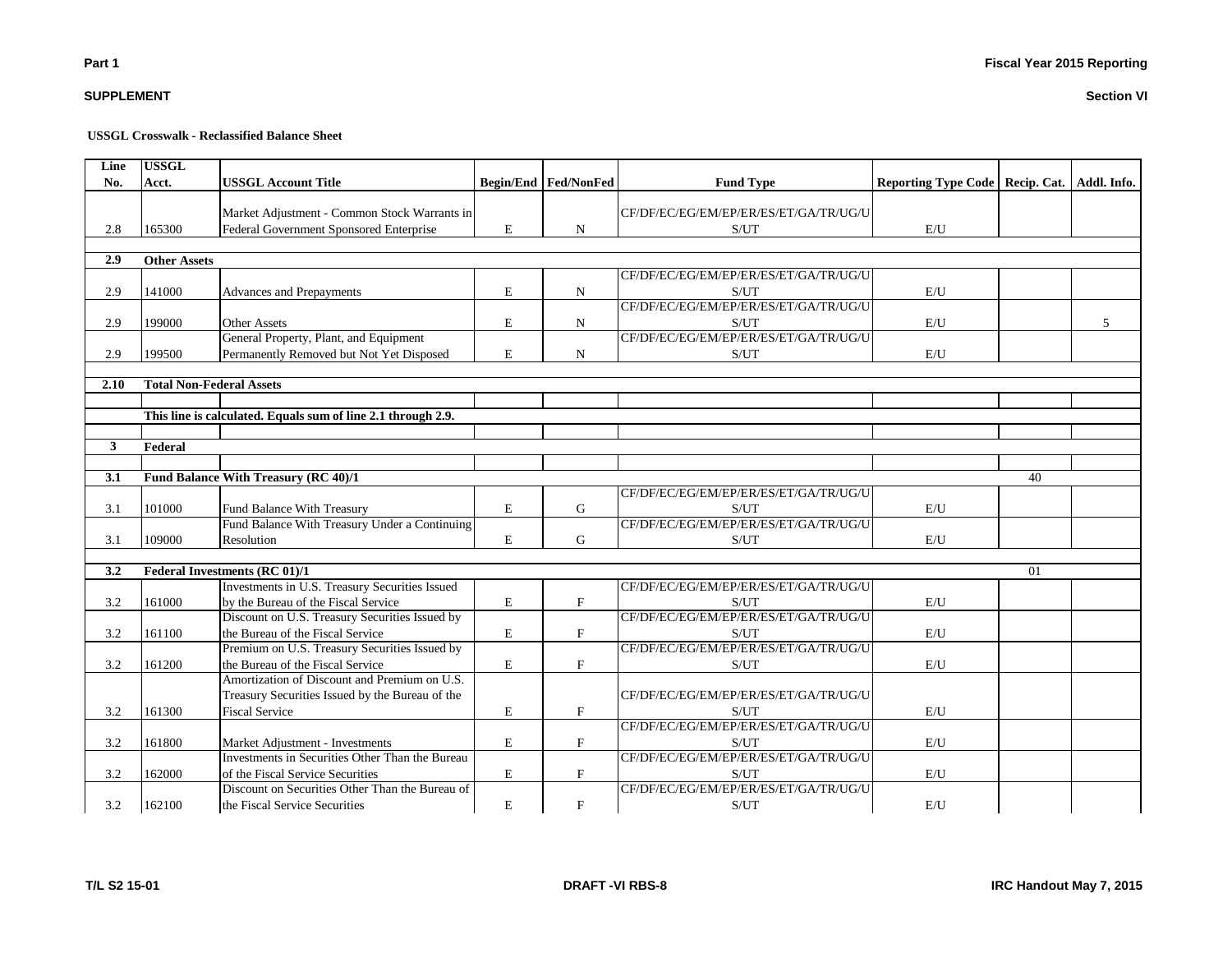**Part 1**

**SUPPLEMENT**

**Fiscal Year 2015 Reporting**

**Section VI**

**USSGL Crosswalk - Reclassified Balance Sheet**

| Line No. | USSGL Acct. | USSGL Account Title | Begin/End | Fed/NonFed | Fund Type | Reporting Type Code | Recip. Cat. | Addl. Info. |
|---|---|---|---|---|---|---|---|---|
| 2.8 | 165300 | Market Adjustment - Common Stock Warrants in Federal Government Sponsored Enterprise | E | N | CF/DF/EC/EG/EM/EP/ER/ES/ET/GA/TR/UG/US/UT | E/U | | |
| **2.9** | **Other Assets** | | | | | | | |
| 2.9 | 141000 | Advances and Prepayments | E | N | CF/DF/EC/EG/EM/EP/ER/ES/ET/GA/TR/UG/US/UT | E/U | | |
| 2.9 | 199000 | Other Assets | E | N | CF/DF/EC/EG/EM/EP/ER/ES/ET/GA/TR/UG/US/UT | E/U | | 5 |
| 2.9 | 199500 | General Property, Plant, and Equipment Permanently Removed but Not Yet Disposed | E | N | CF/DF/EC/EG/EM/EP/ER/ES/ET/GA/TR/UG/US/UT | E/U | | |
| **2.10** | **Total Non-Federal Assets** | | | | | | | |
| | **This line is calculated. Equals sum of line 2.1 through 2.9.** | | | | | | | |
| **3** | **Federal** | | | | | | | |
| **3.1** | **Fund Balance With Treasury (RC 40)/1** | | | | | | 40 | |
| 3.1 | 101000 | Fund Balance With Treasury | E | G | CF/DF/EC/EG/EM/EP/ER/ES/ET/GA/TR/UG/US/UT | E/U | | |
| 3.1 | 109000 | Fund Balance With Treasury Under a Continuing Resolution | E | G | CF/DF/EC/EG/EM/EP/ER/ES/ET/GA/TR/UG/US/UT | E/U | | |
| **3.2** | **Federal Investments (RC 01)/1** | | | | | | 01 | |
| 3.2 | 161000 | Investments in U.S. Treasury Securities Issued by the Bureau of the Fiscal Service | E | F | CF/DF/EC/EG/EM/EP/ER/ES/ET/GA/TR/UG/US/UT | E/U | | |
| 3.2 | 161100 | Discount on U.S. Treasury Securities Issued by the Bureau of the Fiscal Service | E | F | CF/DF/EC/EG/EM/EP/ER/ES/ET/GA/TR/UG/US/UT | E/U | | |
| 3.2 | 161200 | Premium on U.S. Treasury Securities Issued by the Bureau of the Fiscal Service | E | F | CF/DF/EC/EG/EM/EP/ER/ES/ET/GA/TR/UG/US/UT | E/U | | |
| 3.2 | 161300 | Amortization of Discount and Premium on U.S. Treasury Securities Issued by the Bureau of the Fiscal Service | E | F | CF/DF/EC/EG/EM/EP/ER/ES/ET/GA/TR/UG/US/UT | E/U | | |
| 3.2 | 161800 | Market Adjustment - Investments | E | F | CF/DF/EC/EG/EM/EP/ER/ES/ET/GA/TR/UG/US/UT | E/U | | |
| 3.2 | 162000 | Investments in Securities Other Than the Bureau of the Fiscal Service Securities | E | F | CF/DF/EC/EG/EM/EP/ER/ES/ET/GA/TR/UG/US/UT | E/U | | |
| 3.2 | 162100 | Discount on Securities Other Than the Bureau of the Fiscal Service Securities | E | F | CF/DF/EC/EG/EM/EP/ER/ES/ET/GA/TR/UG/US/UT | E/U | | |

T/L S2 15-01 — DRAFT -VI RBS-8 — IRC Handout May 7, 2015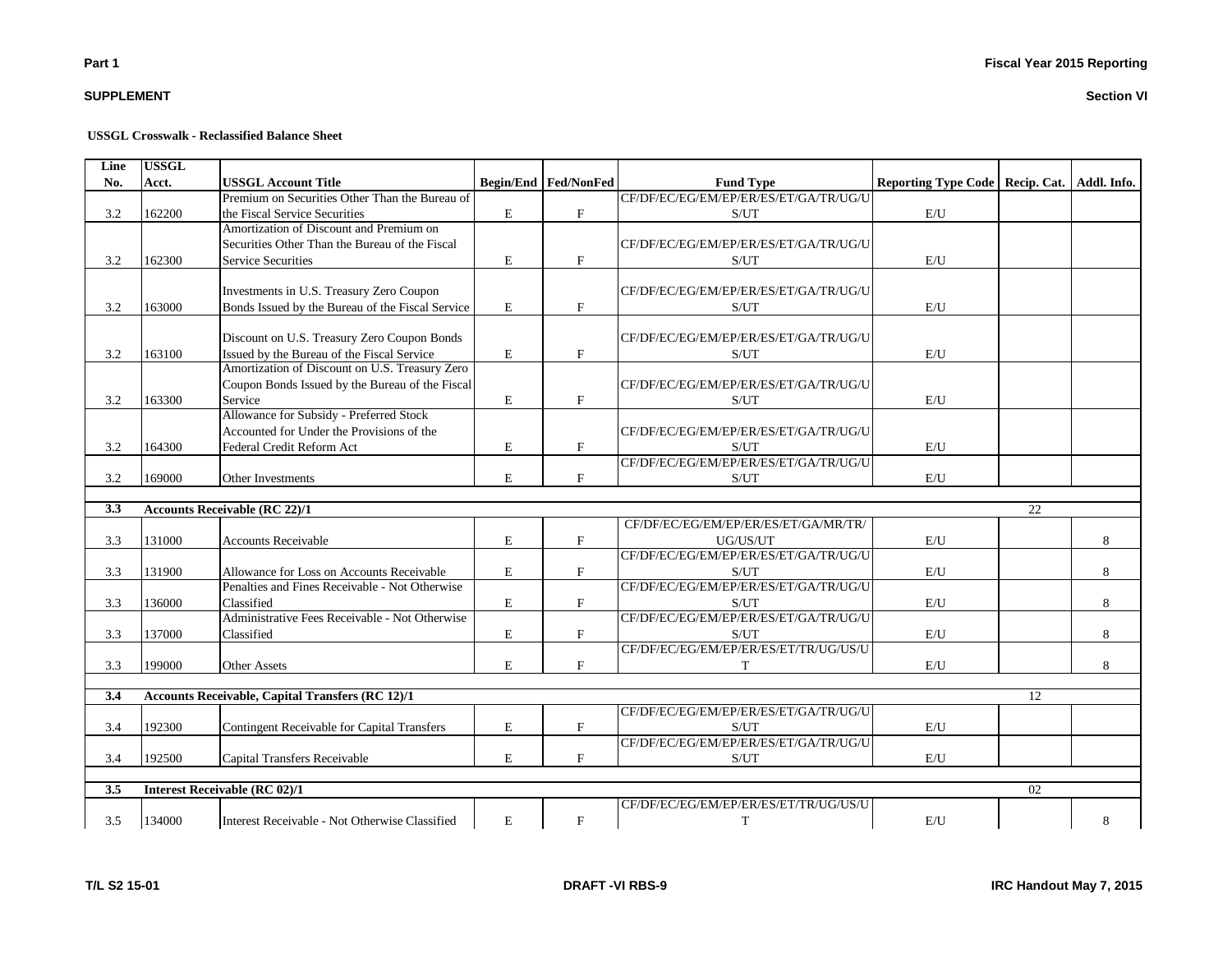**Part 1** **Fiscal Year 2015 Reporting**

**SUPPLEMENT** **Section VI**

**USSGL Crosswalk - Reclassified Balance Sheet**

| Line No. | USSGL Acct. | USSGL Account Title | Begin/End | Fed/NonFed | Fund Type | Reporting Type Code | Recip. Cat. | Addl. Info. |
|---|---|---|---|---|---|---|---|---|
| 3.2 | 162200 | Premium on Securities Other Than the Bureau of the Fiscal Service Securities | E | F | CF/DF/EC/EG/EM/EP/ER/ES/ET/GA/TR/UG/US/UT | E/U | | |
| 3.2 | 162300 | Amortization of Discount and Premium on Securities Other Than the Bureau of the Fiscal Service Securities | E | F | CF/DF/EC/EG/EM/EP/ER/ES/ET/GA/TR/UG/US/UT | E/U | | |
| 3.2 | 163000 | Investments in U.S. Treasury Zero Coupon Bonds Issued by the Bureau of the Fiscal Service | E | F | CF/DF/EC/EG/EM/EP/ER/ES/ET/GA/TR/UG/US/UT | E/U | | |
| 3.2 | 163100 | Discount on U.S. Treasury Zero Coupon Bonds Issued by the Bureau of the Fiscal Service | E | F | CF/DF/EC/EG/EM/EP/ER/ES/ET/GA/TR/UG/US/UT | E/U | | |
| 3.2 | 163300 | Amortization of Discount on U.S. Treasury Zero Coupon Bonds Issued by the Bureau of the Fiscal Service | E | F | CF/DF/EC/EG/EM/EP/ER/ES/ET/GA/TR/UG/US/UT | E/U | | |
| 3.2 | 164300 | Allowance for Subsidy - Preferred Stock Accounted for Under the Provisions of the Federal Credit Reform Act | E | F | CF/DF/EC/EG/EM/EP/ER/ES/ET/GA/TR/UG/US/UT | E/U | | |
| 3.2 | 169000 | Other Investments | E | F | CF/DF/EC/EG/EM/EP/ER/ES/ET/GA/TR/UG/US/UT | E/U | | |
| | | | | | | | | |
| **3.3** | **Accounts Receivable (RC 22)/1** | | | | | | 22 | |
| 3.3 | 131000 | Accounts Receivable | E | F | CF/DF/EC/EG/EM/EP/ER/ES/ET/GA/MR/TR/UG/US/UT | E/U | | 8 |
| 3.3 | 131900 | Allowance for Loss on Accounts Receivable | E | F | CF/DF/EC/EG/EM/EP/ER/ES/ET/GA/TR/UG/US/UT | E/U | | 8 |
| 3.3 | 136000 | Penalties and Fines Receivable - Not Otherwise Classified | E | F | CF/DF/EC/EG/EM/EP/ER/ES/ET/GA/TR/UG/US/UT | E/U | | 8 |
| 3.3 | 137000 | Administrative Fees Receivable - Not Otherwise Classified | E | F | CF/DF/EC/EG/EM/EP/ER/ES/ET/GA/TR/UG/US/UT | E/U | | 8 |
| 3.3 | 199000 | Other Assets | E | F | CF/DF/EC/EG/EM/EP/ER/ES/ET/TR/UG/US/UT | E/U | | 8 |
| | | | | | | | | |
| **3.4** | **Accounts Receivable, Capital Transfers (RC 12)/1** | | | | | | 12 | |
| 3.4 | 192300 | Contingent Receivable for Capital Transfers | E | F | CF/DF/EC/EG/EM/EP/ER/ES/ET/GA/TR/UG/US/UT | E/U | | |
| 3.4 | 192500 | Capital Transfers Receivable | E | F | CF/DF/EC/EG/EM/EP/ER/ES/ET/GA/TR/UG/US/UT | E/U | | |
| | | | | | | | | |
| **3.5** | **Interest Receivable (RC 02)/1** | | | | | | 02 | |
| 3.5 | 134000 | Interest Receivable - Not Otherwise Classified | E | F | CF/DF/EC/EG/EM/EP/ER/ES/ET/TR/UG/US/UT | E/U | | 8 |

T/L S2 15-01 DRAFT -VI RBS-9 IRC Handout May 7, 2015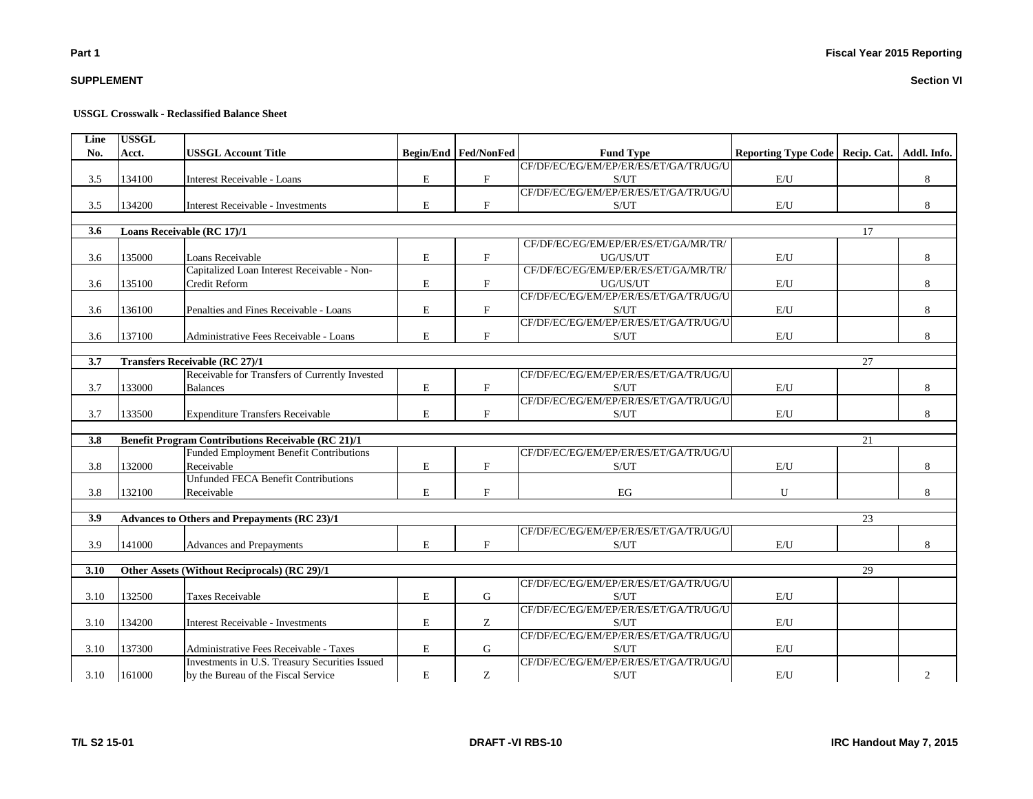**USSGL Crosswalk - Reclassified Balance Sheet**

| Line No. | USSGL Acct. | USSGL Account Title | Begin/End | Fed/NonFed | Fund Type | Reporting Type Code | Recip. Cat. | Addl. Info. |
|---|---|---|---|---|---|---|---|---|
| 3.5 | 134100 | Interest Receivable - Loans | E | F | CF/DF/EC/EG/EM/EP/ER/ES/ET/GA/TR/UG/US/UT | E/U | | 8 |
| 3.5 | 134200 | Interest Receivable - Investments | E | F | CF/DF/EC/EG/EM/EP/ER/ES/ET/GA/TR/UG/US/UT | E/U | | 8 |
| **3.6** | **Loans Receivable (RC 17)/1** | | | | | | 17 | |
| 3.6 | 135000 | Loans Receivable | E | F | CF/DF/EC/EG/EM/EP/ER/ES/ET/GA/MR/TR/UG/US/UT | E/U | | 8 |
| 3.6 | 135100 | Capitalized Loan Interest Receivable - Non-Credit Reform | E | F | CF/DF/EC/EG/EM/EP/ER/ES/ET/GA/MR/TR/UG/US/UT | E/U | | 8 |
| 3.6 | 136100 | Penalties and Fines Receivable - Loans | E | F | CF/DF/EC/EG/EM/EP/ER/ES/ET/GA/TR/UG/US/UT | E/U | | 8 |
| 3.6 | 137100 | Administrative Fees Receivable - Loans | E | F | CF/DF/EC/EG/EM/EP/ER/ES/ET/GA/TR/UG/US/UT | E/U | | 8 |
| **3.7** | **Transfers Receivable (RC 27)/1** | | | | | | 27 | |
| 3.7 | 133000 | Receivable for Transfers of Currently Invested Balances | E | F | CF/DF/EC/EG/EM/EP/ER/ES/ET/GA/TR/UG/US/UT | E/U | | 8 |
| 3.7 | 133500 | Expenditure Transfers Receivable | E | F | CF/DF/EC/EG/EM/EP/ER/ES/ET/GA/TR/UG/US/UT | E/U | | 8 |
| **3.8** | **Benefit Program Contributions Receivable (RC 21)/1** | | | | | | 21 | |
| 3.8 | 132000 | Funded Employment Benefit Contributions Receivable | E | F | CF/DF/EC/EG/EM/EP/ER/ES/ET/GA/TR/UG/US/UT | E/U | | 8 |
| 3.8 | 132100 | Unfunded FECA Benefit Contributions Receivable | E | F | EG | U | | 8 |
| **3.9** | **Advances to Others and Prepayments (RC 23)/1** | | | | | | 23 | |
| 3.9 | 141000 | Advances and Prepayments | E | F | CF/DF/EC/EG/EM/EP/ER/ES/ET/GA/TR/UG/US/UT | E/U | | 8 |
| **3.10** | **Other Assets (Without Reciprocals) (RC 29)/1** | | | | | | 29 | |
| 3.10 | 132500 | Taxes Receivable | E | G | CF/DF/EC/EG/EM/EP/ER/ES/ET/GA/TR/UG/US/UT | E/U | | |
| 3.10 | 134200 | Interest Receivable - Investments | E | Z | CF/DF/EC/EG/EM/EP/ER/ES/ET/GA/TR/UG/US/UT | E/U | | |
| 3.10 | 137300 | Administrative Fees Receivable - Taxes | E | G | CF/DF/EC/EG/EM/EP/ER/ES/ET/GA/TR/UG/US/UT | E/U | | |
| 3.10 | 161000 | Investments in U.S. Treasury Securities Issued by the Bureau of the Fiscal Service | E | Z | CF/DF/EC/EG/EM/EP/ER/ES/ET/GA/TR/UG/US/UT | E/U | | 2 |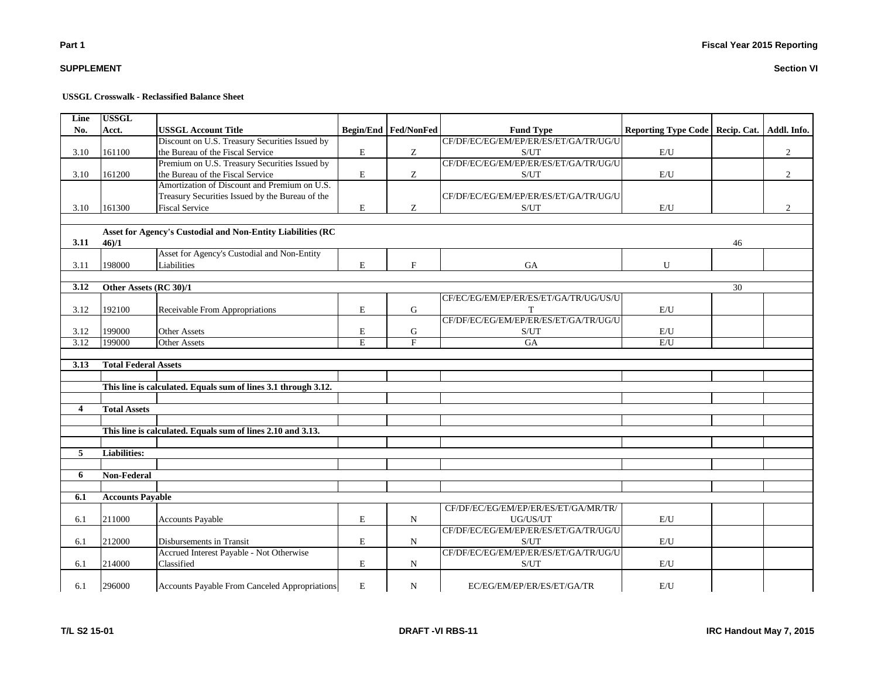**Part 1**

**Fiscal Year 2015 Reporting**

**SUPPLEMENT**

**Section VI**

**USSGL Crosswalk - Reclassified Balance Sheet**

| Line No. | USSGL Acct. | USSGL Account Title | Begin/End | Fed/NonFed | Fund Type | Reporting Type Code | Recip. Cat. | Addl. Info. |
|---|---|---|---|---|---|---|---|---|
| 3.10 | 161100 | Discount on U.S. Treasury Securities Issued by the Bureau of the Fiscal Service | E | Z | CF/DF/EC/EG/EM/EP/ER/ES/ET/GA/TR/UG/US/UT | E/U | | 2 |
| 3.10 | 161200 | Premium on U.S. Treasury Securities Issued by the Bureau of the Fiscal Service | E | Z | CF/DF/EC/EG/EM/EP/ER/ES/ET/GA/TR/UG/US/UT | E/U | | 2 |
| 3.10 | 161300 | Amortization of Discount and Premium on U.S. Treasury Securities Issued by the Bureau of the Fiscal Service | E | Z | CF/DF/EC/EG/EM/EP/ER/ES/ET/GA/TR/UG/US/UT | E/U | | 2 |
| | | | | | | | | |
| **3.11** | **Asset for Agency's Custodial and Non-Entity Liabilities (RC 46)/1** | | | | | | 46 | |
| 3.11 | 198000 | Asset for Agency's Custodial and Non-Entity Liabilities | E | F | GA | U | | |
| | | | | | | | | |
| **3.12** | **Other Assets (RC 30)/1** | | | | | | 30 | |
| 3.12 | 192100 | Receivable From Appropriations | E | G | CF/EC/EG/EM/EP/ER/ES/ET/GA/TR/UG/US/UT | E/U | | |
| 3.12 | 199000 | Other Assets | E | G | CF/DF/EC/EG/EM/EP/ER/ES/ET/GA/TR/UG/US/UT | E/U | | |
| 3.12 | 199000 | Other Assets | E | F | GA | E/U | | |
| | | | | | | | | |
| **3.13** | **Total Federal Assets** | | | | | | | |
| | | | | | | | | |
| | **This line is calculated. Equals sum of lines 3.1 through 3.12.** | | | | | | | |
| | | | | | | | | |
| **4** | **Total Assets** | | | | | | | |
| | | | | | | | | |
| | **This line is calculated. Equals sum of lines 2.10 and 3.13.** | | | | | | | |
| | | | | | | | | |
| **5** | **Liabilities:** | | | | | | | |
| | | | | | | | | |
| **6** | **Non-Federal** | | | | | | | |
| | | | | | | | | |
| **6.1** | **Accounts Payable** | | | | | | | |
| 6.1 | 211000 | Accounts Payable | E | N | CF/DF/EC/EG/EM/EP/ER/ES/ET/GA/MR/TR/UG/US/UT | E/U | | |
| 6.1 | 212000 | Disbursements in Transit | E | N | CF/DF/EC/EG/EM/EP/ER/ES/ET/GA/TR/UG/US/UT | E/U | | |
| 6.1 | 214000 | Accrued Interest Payable - Not Otherwise Classified | E | N | CF/DF/EC/EG/EM/EP/ER/ES/ET/GA/TR/UG/US/UT | E/U | | |
| 6.1 | 296000 | Accounts Payable From Canceled Appropriations | E | N | EC/EG/EM/EP/ER/ES/ET/GA/TR | E/U | | |

**T/L S2 15-01**

**DRAFT -VI RBS-11**

**IRC Handout May 7, 2015**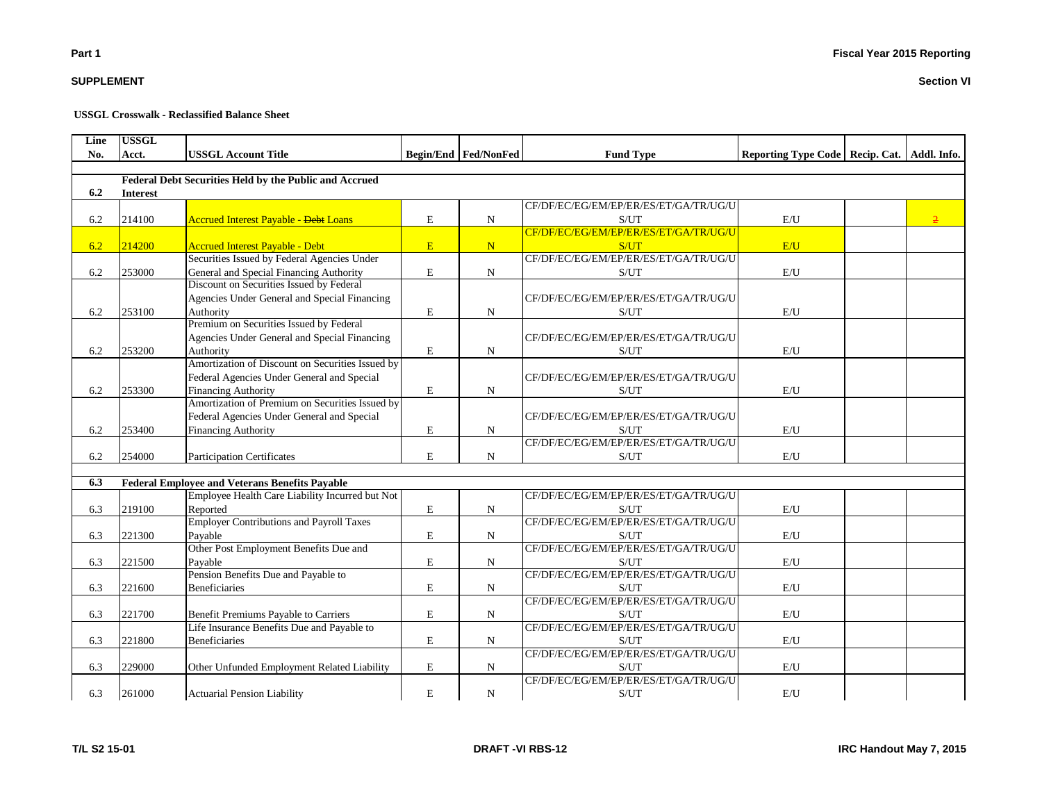**Part 1**

**SUPPLEMENT**

**Fiscal Year 2015 Reporting**

**Section VI**

**USSGL Crosswalk - Reclassified Balance Sheet**

| Line No. | USSGL Acct. | USSGL Account Title | Begin/End | Fed/NonFed | Fund Type | Reporting Type Code | Recip. Cat. | Addl. Info. |
|---|---|---|---|---|---|---|---|---|
| **6.2** | **Federal Debt Securities Held by the Public and Accrued Interest** | | | | | | | |
| 6.2 | 214100 | Accrued Interest Payable - ~~Debt~~ Loans | E | N | CF/DF/EC/EG/EM/EP/ER/ES/ET/GA/TR/UG/US/UT | E/U | | 2 |
| 6.2 | 214200 | Accrued Interest Payable - Debt | E | N | CF/DF/EC/EG/EM/EP/ER/ES/ET/GA/TR/UG/US/UT | E/U | | |
| 6.2 | 253000 | Securities Issued by Federal Agencies Under General and Special Financing Authority | E | N | CF/DF/EC/EG/EM/EP/ER/ES/ET/GA/TR/UG/US/UT | E/U | | |
| 6.2 | 253100 | Discount on Securities Issued by Federal Agencies Under General and Special Financing Authority | E | N | CF/DF/EC/EG/EM/EP/ER/ES/ET/GA/TR/UG/US/UT | E/U | | |
| 6.2 | 253200 | Premium on Securities Issued by Federal Agencies Under General and Special Financing Authority | E | N | CF/DF/EC/EG/EM/EP/ER/ES/ET/GA/TR/UG/US/UT | E/U | | |
| 6.2 | 253300 | Amortization of Discount on Securities Issued by Federal Agencies Under General and Special Financing Authority | E | N | CF/DF/EC/EG/EM/EP/ER/ES/ET/GA/TR/UG/US/UT | E/U | | |
| 6.2 | 253400 | Amortization of Premium on Securities Issued by Federal Agencies Under General and Special Financing Authority | E | N | CF/DF/EC/EG/EM/EP/ER/ES/ET/GA/TR/UG/US/UT | E/U | | |
| 6.2 | 254000 | Participation Certificates | E | N | CF/DF/EC/EG/EM/EP/ER/ES/ET/GA/TR/UG/US/UT | E/U | | |
| **6.3** | **Federal Employee and Veterans Benefits Payable** | | | | | | | |
| 6.3 | 219100 | Employee Health Care Liability Incurred but Not Reported | E | N | CF/DF/EC/EG/EM/EP/ER/ES/ET/GA/TR/UG/US/UT | E/U | | |
| 6.3 | 221300 | Employer Contributions and Payroll Taxes Payable | E | N | CF/DF/EC/EG/EM/EP/ER/ES/ET/GA/TR/UG/US/UT | E/U | | |
| 6.3 | 221500 | Other Post Employment Benefits Due and Payable | E | N | CF/DF/EC/EG/EM/EP/ER/ES/ET/GA/TR/UG/US/UT | E/U | | |
| 6.3 | 221600 | Pension Benefits Due and Payable to Beneficiaries | E | N | CF/DF/EC/EG/EM/EP/ER/ES/ET/GA/TR/UG/US/UT | E/U | | |
| 6.3 | 221700 | Benefit Premiums Payable to Carriers | E | N | CF/DF/EC/EG/EM/EP/ER/ES/ET/GA/TR/UG/US/UT | E/U | | |
| 6.3 | 221800 | Life Insurance Benefits Due and Payable to Beneficiaries | E | N | CF/DF/EC/EG/EM/EP/ER/ES/ET/GA/TR/UG/US/UT | E/U | | |
| 6.3 | 229000 | Other Unfunded Employment Related Liability | E | N | CF/DF/EC/EG/EM/EP/ER/ES/ET/GA/TR/UG/US/UT | E/U | | |
| 6.3 | 261000 | Actuarial Pension Liability | E | N | CF/DF/EC/EG/EM/EP/ER/ES/ET/GA/TR/UG/US/UT | E/U | | |

T/L S2 15-01 DRAFT -VI RBS-12 IRC Handout May 7, 2015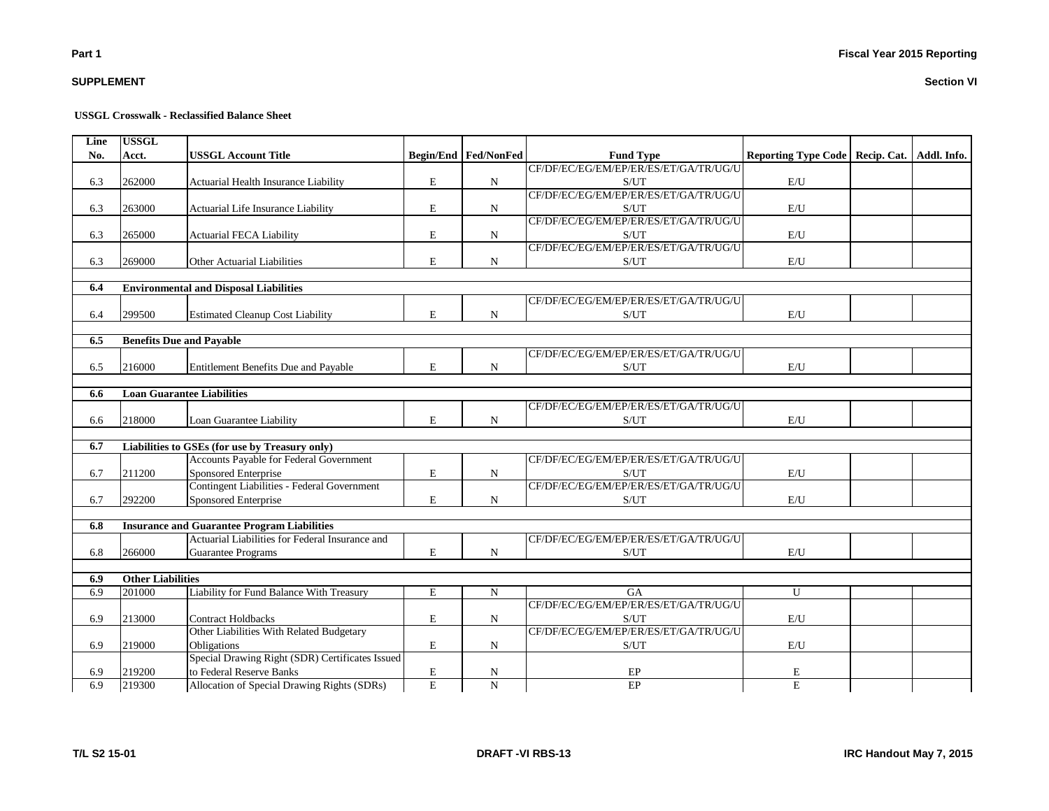**SUPPLEMENT**

**Section VI**

**USSGL Crosswalk - Reclassified Balance Sheet**

| Line No. | USSGL Acct. | USSGL Account Title | Begin/End | Fed/NonFed | Fund Type | Reporting Type Code | Recip. Cat. | Addl. Info. |
|---|---|---|---|---|---|---|---|---|
| 6.3 | 262000 | Actuarial Health Insurance Liability | E | N | CF/DF/EC/EG/EM/EP/ER/ES/ET/GA/TR/UG/US/UT | E/U | | |
| 6.3 | 263000 | Actuarial Life Insurance Liability | E | N | CF/DF/EC/EG/EM/EP/ER/ES/ET/GA/TR/UG/US/UT | E/U | | |
| 6.3 | 265000 | Actuarial FECA Liability | E | N | CF/DF/EC/EG/EM/EP/ER/ES/ET/GA/TR/UG/US/UT | E/U | | |
| 6.3 | 269000 | Other Actuarial Liabilities | E | N | CF/DF/EC/EG/EM/EP/ER/ES/ET/GA/TR/UG/US/UT | E/U | | |
| | | | | | | | | |
| **6.4** | **Environmental and Disposal Liabilities** | | | | | | | |
| 6.4 | 299500 | Estimated Cleanup Cost Liability | E | N | CF/DF/EC/EG/EM/EP/ER/ES/ET/GA/TR/UG/US/UT | E/U | | |
| | | | | | | | | |
| **6.5** | **Benefits Due and Payable** | | | | | | | |
| 6.5 | 216000 | Entitlement Benefits Due and Payable | E | N | CF/DF/EC/EG/EM/EP/ER/ES/ET/GA/TR/UG/US/UT | E/U | | |
| | | | | | | | | |
| **6.6** | **Loan Guarantee Liabilities** | | | | | | | |
| 6.6 | 218000 | Loan Guarantee Liability | E | N | CF/DF/EC/EG/EM/EP/ER/ES/ET/GA/TR/UG/US/UT | E/U | | |
| | | | | | | | | |
| **6.7** | **Liabilities to GSEs (for use by Treasury only)** | | | | | | | |
| 6.7 | 211200 | Accounts Payable for Federal Government Sponsored Enterprise | E | N | CF/DF/EC/EG/EM/EP/ER/ES/ET/GA/TR/UG/US/UT | E/U | | |
| 6.7 | 292200 | Contingent Liabilities - Federal Government Sponsored Enterprise | E | N | CF/DF/EC/EG/EM/EP/ER/ES/ET/GA/TR/UG/US/UT | E/U | | |
| | | | | | | | | |
| **6.8** | **Insurance and Guarantee Program Liabilities** | | | | | | | |
| 6.8 | 266000 | Actuarial Liabilities for Federal Insurance and Guarantee Programs | E | N | CF/DF/EC/EG/EM/EP/ER/ES/ET/GA/TR/UG/US/UT | E/U | | |
| | | | | | | | | |
| **6.9** | **Other Liabilities** | | | | | | | |
| 6.9 | 201000 | Liability for Fund Balance With Treasury | E | N | GA | U | | |
| 6.9 | 213000 | Contract Holdbacks | E | N | CF/DF/EC/EG/EM/EP/ER/ES/ET/GA/TR/UG/US/UT | E/U | | |
| 6.9 | 219000 | Other Liabilities With Related Budgetary Obligations | E | N | CF/DF/EC/EG/EM/EP/ER/ES/ET/GA/TR/UG/US/UT | E/U | | |
| 6.9 | 219200 | Special Drawing Right (SDR) Certificates Issued to Federal Reserve Banks | E | N | EP | E | | |
| 6.9 | 219300 | Allocation of Special Drawing Rights (SDRs) | E | N | EP | E | | |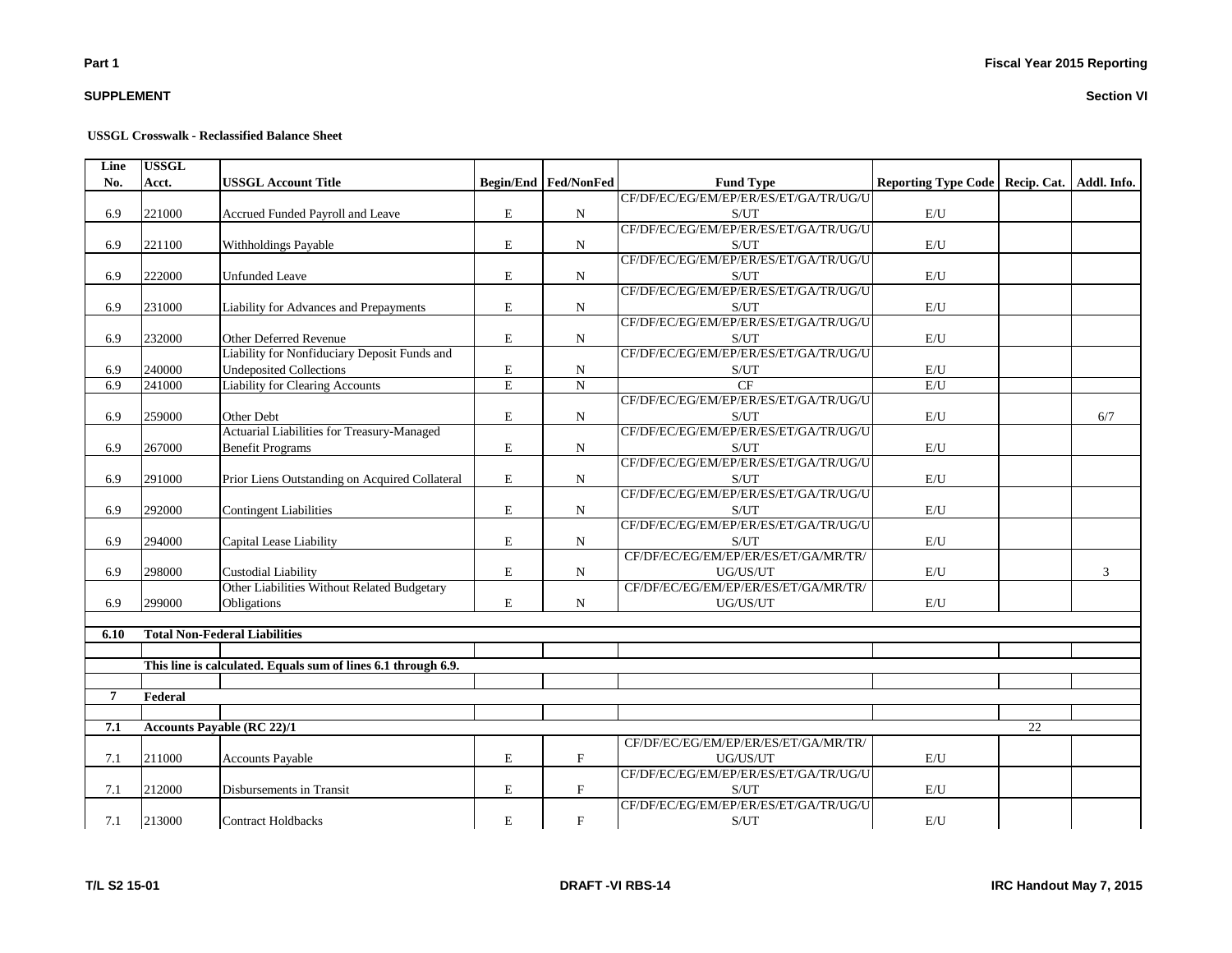**Part 1**

**SUPPLEMENT**

**Fiscal Year 2015 Reporting**

**Section VI**

**USSGL Crosswalk - Reclassified Balance Sheet**

| Line No. | USSGL Acct. | USSGL Account Title | Begin/End | Fed/NonFed | Fund Type | Reporting Type Code | Recip. Cat. | Addl. Info. |
|---|---|---|---|---|---|---|---|---|
| 6.9 | 221000 | Accrued Funded Payroll and Leave | E | N | CF/DF/EC/EG/EM/EP/ER/ES/ET/GA/TR/UG/US/UT | E/U | | |
| 6.9 | 221100 | Withholdings Payable | E | N | CF/DF/EC/EG/EM/EP/ER/ES/ET/GA/TR/UG/US/UT | E/U | | |
| 6.9 | 222000 | Unfunded Leave | E | N | CF/DF/EC/EG/EM/EP/ER/ES/ET/GA/TR/UG/US/UT | E/U | | |
| 6.9 | 231000 | Liability for Advances and Prepayments | E | N | CF/DF/EC/EG/EM/EP/ER/ES/ET/GA/TR/UG/US/UT | E/U | | |
| 6.9 | 232000 | Other Deferred Revenue | E | N | CF/DF/EC/EG/EM/EP/ER/ES/ET/GA/TR/UG/US/UT | E/U | | |
| 6.9 | 240000 | Liability for Nonfiduciary Deposit Funds and Undeposited Collections | E | N | CF/DF/EC/EG/EM/EP/ER/ES/ET/GA/TR/UG/US/UT | E/U | | |
| 6.9 | 241000 | Liability for Clearing Accounts | E | N | CF | E/U | | |
| 6.9 | 259000 | Other Debt | E | N | CF/DF/EC/EG/EM/EP/ER/ES/ET/GA/TR/UG/US/UT | E/U | | 6/7 |
| 6.9 | 267000 | Actuarial Liabilities for Treasury-Managed Benefit Programs | E | N | CF/DF/EC/EG/EM/EP/ER/ES/ET/GA/TR/UG/US/UT | E/U | | |
| 6.9 | 291000 | Prior Liens Outstanding on Acquired Collateral | E | N | CF/DF/EC/EG/EM/EP/ER/ES/ET/GA/TR/UG/US/UT | E/U | | |
| 6.9 | 292000 | Contingent Liabilities | E | N | CF/DF/EC/EG/EM/EP/ER/ES/ET/GA/TR/UG/US/UT | E/U | | |
| 6.9 | 294000 | Capital Lease Liability | E | N | CF/DF/EC/EG/EM/EP/ER/ES/ET/GA/TR/UG/US/UT | E/U | | |
| 6.9 | 298000 | Custodial Liability | E | N | CF/DF/EC/EG/EM/EP/ER/ES/ET/GA/MR/TR/UG/US/UT | E/U | | 3 |
| 6.9 | 299000 | Other Liabilities Without Related Budgetary Obligations | E | N | CF/DF/EC/EG/EM/EP/ER/ES/ET/GA/MR/TR/UG/US/UT | E/U | | |
| | | | | | | | | |
| **6.10** | **Total Non-Federal Liabilities** | | | | | | | |
| | | | | | | | | |
| | **This line is calculated. Equals sum of lines 6.1 through 6.9.** | | | | | | | |
| | | | | | | | | |
| **7** | **Federal** | | | | | | | |
| | | | | | | | | |
| **7.1** | **Accounts Payable (RC 22)/1** | | | | | | 22 | |
| 7.1 | 211000 | Accounts Payable | E | F | CF/DF/EC/EG/EM/EP/ER/ES/ET/GA/MR/TR/UG/US/UT | E/U | | |
| 7.1 | 212000 | Disbursements in Transit | E | F | CF/DF/EC/EG/EM/EP/ER/ES/ET/GA/TR/UG/US/UT | E/U | | |
| 7.1 | 213000 | Contract Holdbacks | E | F | CF/DF/EC/EG/EM/EP/ER/ES/ET/GA/TR/UG/US/UT | E/U | | |

T/L S2 15-01 — DRAFT -VI RBS-14 — IRC Handout May 7, 2015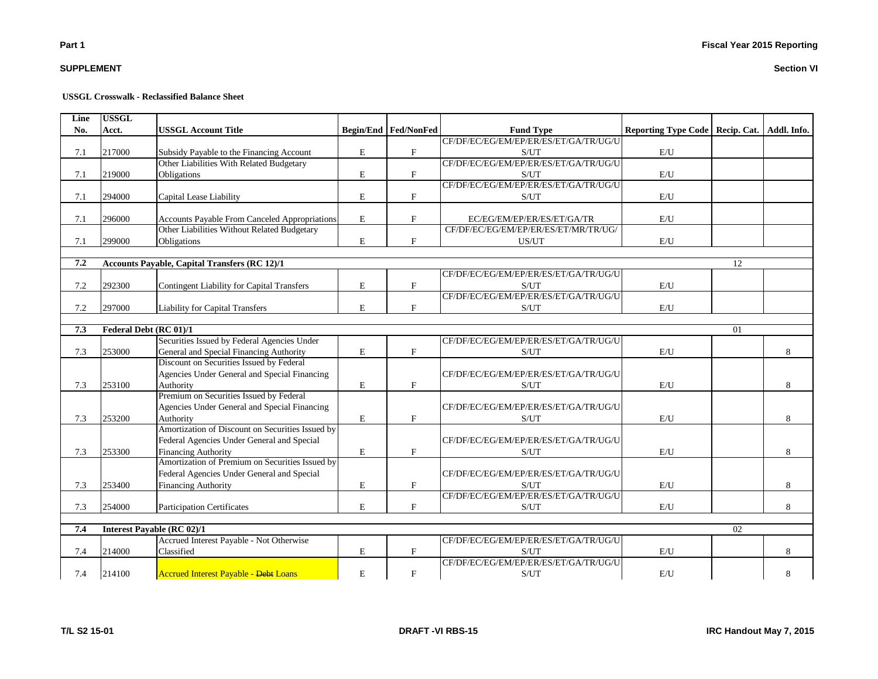**Part 1**

**SUPPLEMENT**

**Fiscal Year 2015 Reporting**

**Section VI**

**USSGL Crosswalk - Reclassified Balance Sheet**

| Line No. | USSGL Acct. | USSGL Account Title | Begin/End | Fed/NonFed | Fund Type | Reporting Type Code | Recip. Cat. | Addl. Info. |
|---|---|---|---|---|---|---|---|---|
| 7.1 | 217000 | Subsidy Payable to the Financing Account | E | F | CF/DF/EC/EG/EM/EP/ER/ES/ET/GA/TR/UG/US/UT | E/U | | |
| 7.1 | 219000 | Other Liabilities With Related Budgetary Obligations | E | F | CF/DF/EC/EG/EM/EP/ER/ES/ET/GA/TR/UG/US/UT | E/U | | |
| 7.1 | 294000 | Capital Lease Liability | E | F | CF/DF/EC/EG/EM/EP/ER/ES/ET/GA/TR/UG/US/UT | E/U | | |
| 7.1 | 296000 | Accounts Payable From Canceled Appropriations | E | F | EC/EG/EM/EP/ER/ES/ET/GA/TR | E/U | | |
| 7.1 | 299000 | Other Liabilities Without Related Budgetary Obligations | E | F | CF/DF/EC/EG/EM/EP/ER/ES/ET/MR/TR/UG/US/UT | E/U | | |
| | | | | | | | | |
| **7.2** | **Accounts Payable, Capital Transfers (RC 12)/1** | | | | | | 12 | |
| 7.2 | 292300 | Contingent Liability for Capital Transfers | E | F | CF/DF/EC/EG/EM/EP/ER/ES/ET/GA/TR/UG/US/UT | E/U | | |
| 7.2 | 297000 | Liability for Capital Transfers | E | F | CF/DF/EC/EG/EM/EP/ER/ES/ET/GA/TR/UG/US/UT | E/U | | |
| | | | | | | | | |
| **7.3** | **Federal Debt (RC 01)/1** | | | | | | 01 | |
| 7.3 | 253000 | Securities Issued by Federal Agencies Under General and Special Financing Authority | E | F | CF/DF/EC/EG/EM/EP/ER/ES/ET/GA/TR/UG/US/UT | E/U | | 8 |
| 7.3 | 253100 | Discount on Securities Issued by Federal Agencies Under General and Special Financing Authority | E | F | CF/DF/EC/EG/EM/EP/ER/ES/ET/GA/TR/UG/US/UT | E/U | | 8 |
| 7.3 | 253200 | Premium on Securities Issued by Federal Agencies Under General and Special Financing Authority | E | F | CF/DF/EC/EG/EM/EP/ER/ES/ET/GA/TR/UG/US/UT | E/U | | 8 |
| 7.3 | 253300 | Amortization of Discount on Securities Issued by Federal Agencies Under General and Special Financing Authority | E | F | CF/DF/EC/EG/EM/EP/ER/ES/ET/GA/TR/UG/US/UT | E/U | | 8 |
| 7.3 | 253400 | Amortization of Premium on Securities Issued by Federal Agencies Under General and Special Financing Authority | E | F | CF/DF/EC/EG/EM/EP/ER/ES/ET/GA/TR/UG/US/UT | E/U | | 8 |
| 7.3 | 254000 | Participation Certificates | E | F | CF/DF/EC/EG/EM/EP/ER/ES/ET/GA/TR/UG/US/UT | E/U | | 8 |
| | | | | | | | | |
| **7.4** | **Interest Payable (RC 02)/1** | | | | | | 02 | |
| 7.4 | 214000 | Accrued Interest Payable - Not Otherwise Classified | E | F | CF/DF/EC/EG/EM/EP/ER/ES/ET/GA/TR/UG/US/UT | E/U | | 8 |
| 7.4 | 214100 | Accrued Interest Payable - ~~Debt~~ Loans | E | F | CF/DF/EC/EG/EM/EP/ER/ES/ET/GA/TR/UG/US/UT | E/U | | 8 |

T/L S2 15-01 | DRAFT -VI RBS-15 | IRC Handout May 7, 2015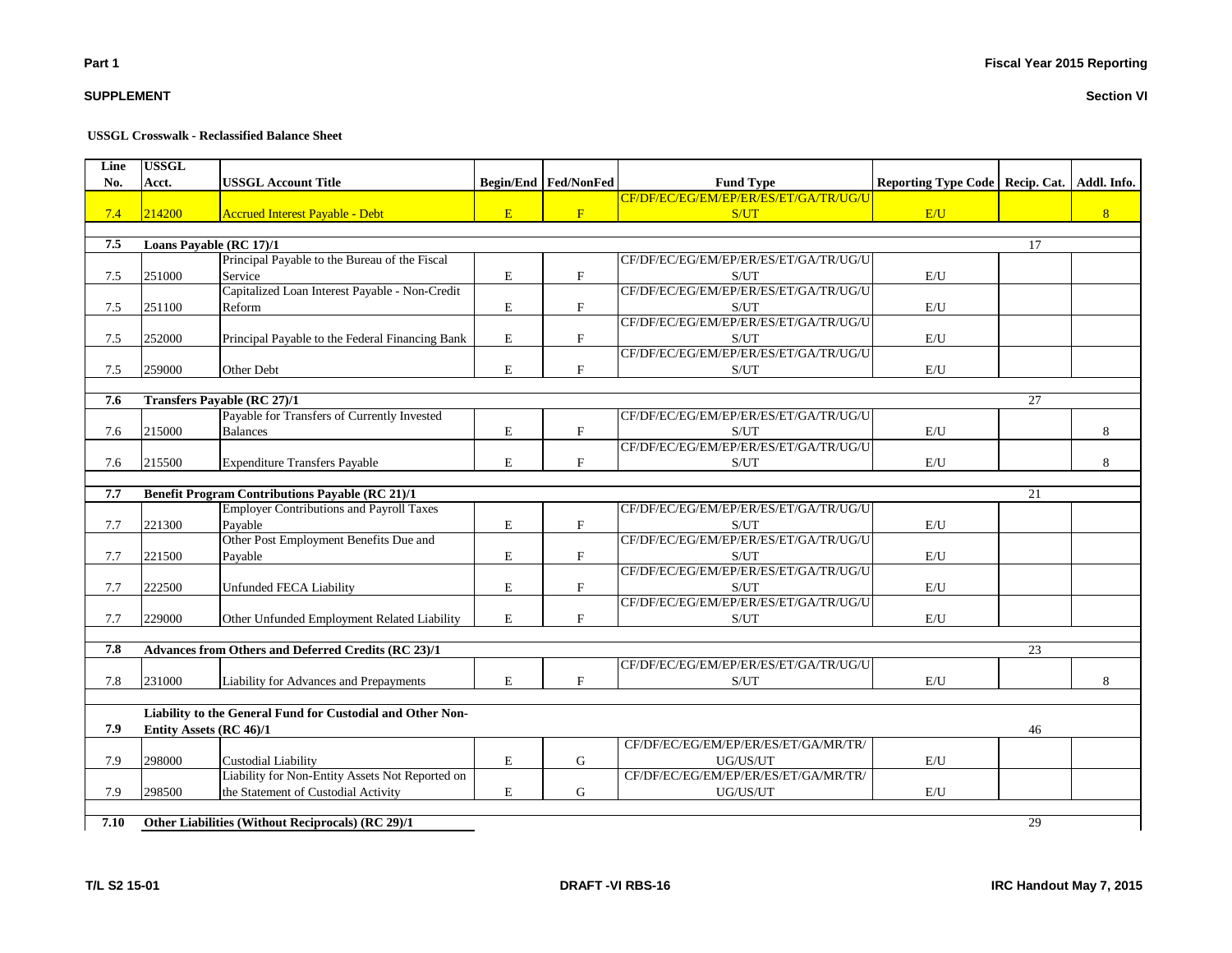**Part 1**

**SUPPLEMENT**

**Fiscal Year 2015 Reporting**

**Section VI**

**USSGL Crosswalk - Reclassified Balance Sheet**

| Line No. | USSGL Acct. | USSGL Account Title | Begin/End | Fed/NonFed | Fund Type | Reporting Type Code | Recip. Cat. | Addl. Info. |
|---|---|---|---|---|---|---|---|---|
| 7.4 | 214200 | Accrued Interest Payable - Debt | E | F | CF/DF/EC/EG/EM/EP/ER/ES/ET/GA/TR/UG/US/UT | E/U | | 8 |
| **7.5** | **Loans Payable (RC 17)/1** | | | | | | 17 | |
| 7.5 | 251000 | Principal Payable to the Bureau of the Fiscal Service | E | F | CF/DF/EC/EG/EM/EP/ER/ES/ET/GA/TR/UG/US/UT | E/U | | |
| 7.5 | 251100 | Capitalized Loan Interest Payable - Non-Credit Reform | E | F | CF/DF/EC/EG/EM/EP/ER/ES/ET/GA/TR/UG/US/UT | E/U | | |
| 7.5 | 252000 | Principal Payable to the Federal Financing Bank | E | F | CF/DF/EC/EG/EM/EP/ER/ES/ET/GA/TR/UG/US/UT | E/U | | |
| 7.5 | 259000 | Other Debt | E | F | CF/DF/EC/EG/EM/EP/ER/ES/ET/GA/TR/UG/US/UT | E/U | | |
| **7.6** | **Transfers Payable (RC 27)/1** | | | | | | 27 | |
| 7.6 | 215000 | Payable for Transfers of Currently Invested Balances | E | F | CF/DF/EC/EG/EM/EP/ER/ES/ET/GA/TR/UG/US/UT | E/U | | 8 |
| 7.6 | 215500 | Expenditure Transfers Payable | E | F | CF/DF/EC/EG/EM/EP/ER/ES/ET/GA/TR/UG/US/UT | E/U | | 8 |
| **7.7** | **Benefit Program Contributions Payable (RC 21)/1** | | | | | | 21 | |
| 7.7 | 221300 | Employer Contributions and Payroll Taxes Payable | E | F | CF/DF/EC/EG/EM/EP/ER/ES/ET/GA/TR/UG/US/UT | E/U | | |
| 7.7 | 221500 | Other Post Employment Benefits Due and Payable | E | F | CF/DF/EC/EG/EM/EP/ER/ES/ET/GA/TR/UG/US/UT | E/U | | |
| 7.7 | 222500 | Unfunded FECA Liability | E | F | CF/DF/EC/EG/EM/EP/ER/ES/ET/GA/TR/UG/US/UT | E/U | | |
| 7.7 | 229000 | Other Unfunded Employment Related Liability | E | F | CF/DF/EC/EG/EM/EP/ER/ES/ET/GA/TR/UG/US/UT | E/U | | |
| **7.8** | **Advances from Others and Deferred Credits (RC 23)/1** | | | | | | 23 | |
| 7.8 | 231000 | Liability for Advances and Prepayments | E | F | CF/DF/EC/EG/EM/EP/ER/ES/ET/GA/TR/UG/US/UT | E/U | | 8 |
| **7.9** | **Liability to the General Fund for Custodial and Other Non-Entity Assets (RC 46)/1** | | | | | | 46 | |
| 7.9 | 298000 | Custodial Liability | E | G | CF/DF/EC/EG/EM/EP/ER/ES/ET/GA/MR/TR/UG/US/UT | E/U | | |
| 7.9 | 298500 | Liability for Non-Entity Assets Not Reported on the Statement of Custodial Activity | E | G | CF/DF/EC/EG/EM/EP/ER/ES/ET/GA/MR/TR/UG/US/UT | E/U | | |
| **7.10** | **Other Liabilities (Without Reciprocals) (RC 29)/1** | | | | | | 29 | |

T/L S2 15-01 DRAFT -VI RBS-16 IRC Handout May 7, 2015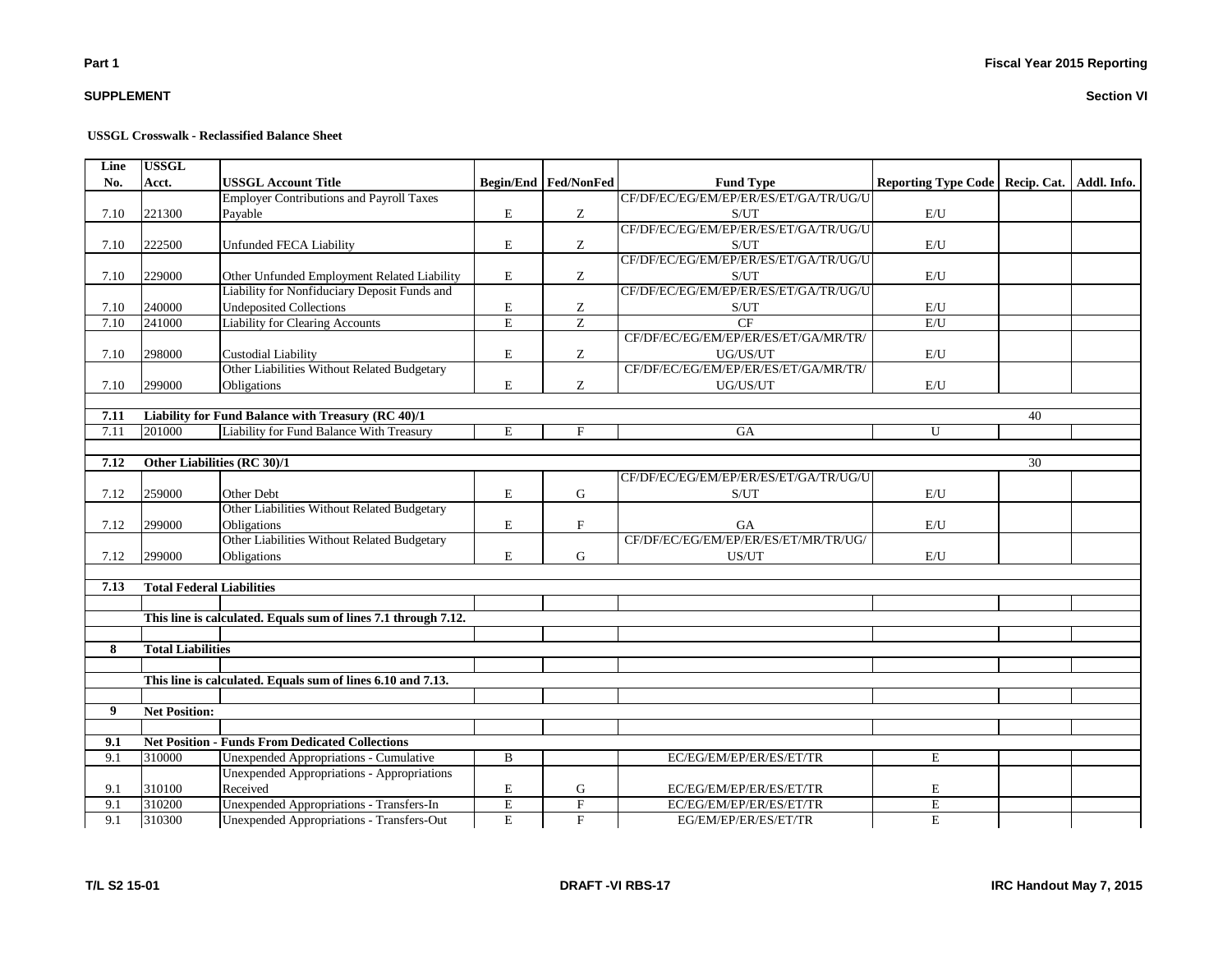**Part 1**

**SUPPLEMENT**

**Fiscal Year 2015 Reporting**

**Section VI**

**USSGL Crosswalk - Reclassified Balance Sheet**

| Line No. | USSGL Acct. | USSGL Account Title | Begin/End | Fed/NonFed | Fund Type | Reporting Type Code | Recip. Cat. | Addl. Info. |
|---|---|---|---|---|---|---|---|---|
| 7.10 | 221300 | Employer Contributions and Payroll Taxes Payable | E | Z | CF/DF/EC/EG/EM/EP/ER/ES/ET/GA/TR/UG/US/UT | E/U | | |
| 7.10 | 222500 | Unfunded FECA Liability | E | Z | CF/DF/EC/EG/EM/EP/ER/ES/ET/GA/TR/UG/US/UT | E/U | | |
| 7.10 | 229000 | Other Unfunded Employment Related Liability | E | Z | CF/DF/EC/EG/EM/EP/ER/ES/ET/GA/TR/UG/US/UT | E/U | | |
| 7.10 | 240000 | Liability for Nonfiduciary Deposit Funds and Undeposited Collections | E | Z | CF/DF/EC/EG/EM/EP/ER/ES/ET/GA/TR/UG/US/UT | E/U | | |
| 7.10 | 241000 | Liability for Clearing Accounts | E | Z | CF | E/U | | |
| 7.10 | 298000 | Custodial Liability | E | Z | CF/DF/EC/EG/EM/EP/ER/ES/ET/GA/MR/TR/UG/US/UT | E/U | | |
| 7.10 | 299000 | Other Liabilities Without Related Budgetary Obligations | E | Z | CF/DF/EC/EG/EM/EP/ER/ES/ET/GA/MR/TR/UG/US/UT | E/U | | |
| | | | | | | | | |
| **7.11** | **Liability for Fund Balance with Treasury (RC 40)/1** | | | | | | 40 | |
| 7.11 | 201000 | Liability for Fund Balance With Treasury | E | F | GA | U | | |
| | | | | | | | | |
| **7.12** | **Other Liabilities (RC 30)/1** | | | | | | 30 | |
| 7.12 | 259000 | Other Debt | E | G | CF/DF/EC/EG/EM/EP/ER/ES/ET/GA/TR/UG/US/UT | E/U | | |
| 7.12 | 299000 | Other Liabilities Without Related Budgetary Obligations | E | F | GA | E/U | | |
| 7.12 | 299000 | Other Liabilities Without Related Budgetary Obligations | E | G | CF/DF/EC/EG/EM/EP/ER/ES/ET/MR/TR/UG/US/UT | E/U | | |
| | | | | | | | | |
| **7.13** | **Total Federal Liabilities** | | | | | | | |
| | | | | | | | | |
| | **This line is calculated. Equals sum of lines 7.1 through 7.12.** | | | | | | | |
| | | | | | | | | |
| **8** | **Total Liabilities** | | | | | | | |
| | | | | | | | | |
| | **This line is calculated. Equals sum of lines 6.10 and 7.13.** | | | | | | | |
| | | | | | | | | |
| **9** | **Net Position:** | | | | | | | |
| | | | | | | | | |
| **9.1** | **Net Position - Funds From Dedicated Collections** | | | | | | | |
| 9.1 | 310000 | Unexpended Appropriations - Cumulative | B | | EC/EG/EM/EP/ER/ES/ET/TR | E | | |
| 9.1 | 310100 | Unexpended Appropriations - Appropriations Received | E | G | EC/EG/EM/EP/ER/ES/ET/TR | E | | |
| 9.1 | 310200 | Unexpended Appropriations - Transfers-In | E | F | EC/EG/EM/EP/ER/ES/ET/TR | E | | |
| 9.1 | 310300 | Unexpended Appropriations - Transfers-Out | E | F | EG/EM/EP/ER/ES/ET/TR | E | | |

T/L S2 15-01 | DRAFT -VI RBS-17 | IRC Handout May 7, 2015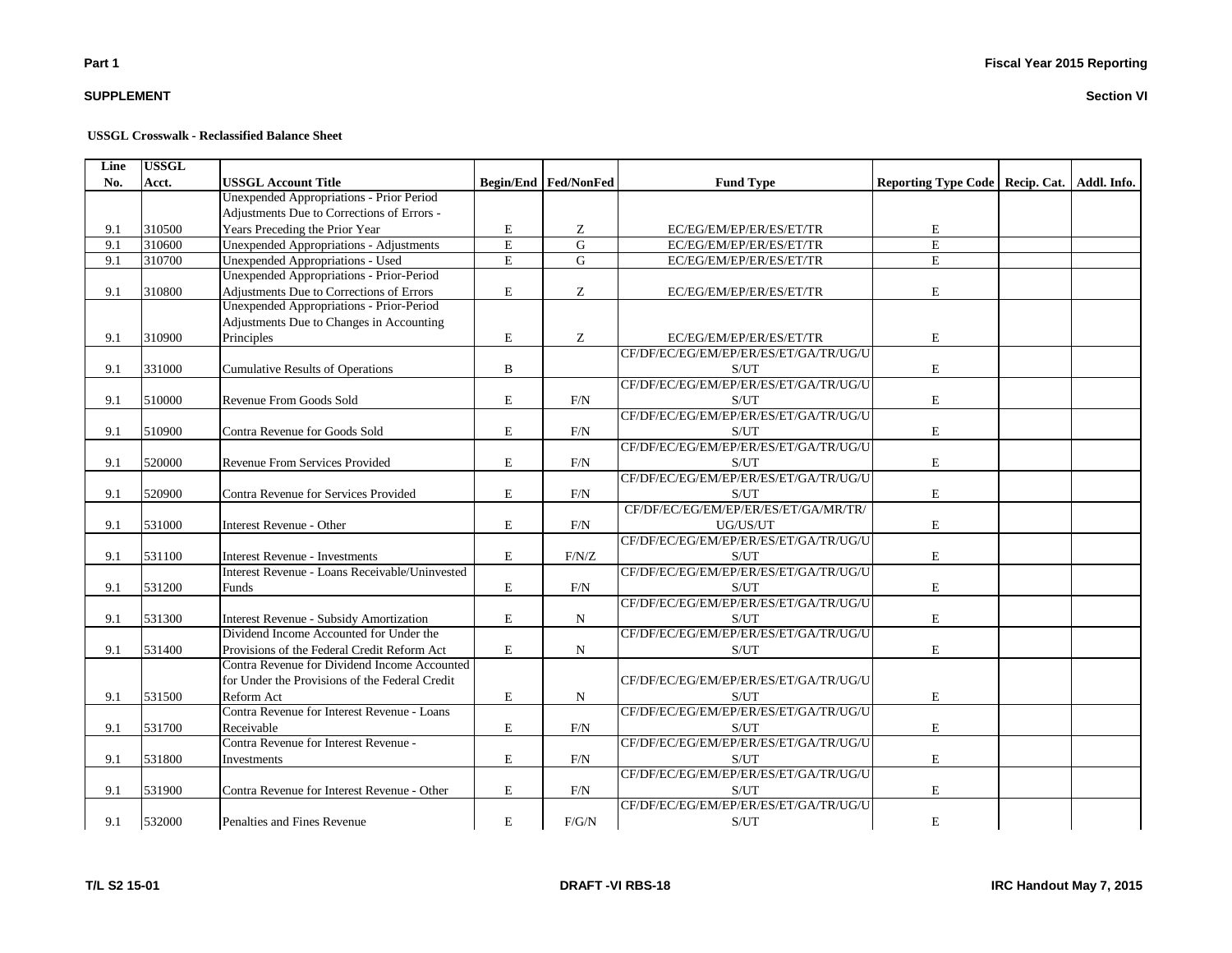**SUPPLEMENT**

**USSGL Crosswalk - Reclassified Balance Sheet**

| Line No. | USSGL Acct. | USSGL Account Title | Begin/End | Fed/NonFed | Fund Type | Reporting Type Code | Recip. Cat. | Addl. Info. |
|---|---|---|---|---|---|---|---|---|
| 9.1 | 310500 | Unexpended Appropriations - Prior Period Adjustments Due to Corrections of Errors - Years Preceding the Prior Year | E | Z | EC/EG/EM/EP/ER/ES/ET/TR | E | | |
| 9.1 | 310600 | Unexpended Appropriations - Adjustments | E | G | EC/EG/EM/EP/ER/ES/ET/TR | E | | |
| 9.1 | 310700 | Unexpended Appropriations - Used | E | G | EC/EG/EM/EP/ER/ES/ET/TR | E | | |
| 9.1 | 310800 | Unexpended Appropriations - Prior-Period Adjustments Due to Corrections of Errors | E | Z | EC/EG/EM/EP/ER/ES/ET/TR | E | | |
| 9.1 | 310900 | Unexpended Appropriations - Prior-Period Adjustments Due to Changes in Accounting Principles | E | Z | EC/EG/EM/EP/ER/ES/ET/TR | E | | |
| 9.1 | 331000 | Cumulative Results of Operations | B | | CF/DF/EC/EG/EM/EP/ER/ES/ET/GA/TR/UG/US/UT | E | | |
| 9.1 | 510000 | Revenue From Goods Sold | E | F/N | CF/DF/EC/EG/EM/EP/ER/ES/ET/GA/TR/UG/US/UT | E | | |
| 9.1 | 510900 | Contra Revenue for Goods Sold | E | F/N | CF/DF/EC/EG/EM/EP/ER/ES/ET/GA/TR/UG/US/UT | E | | |
| 9.1 | 520000 | Revenue From Services Provided | E | F/N | CF/DF/EC/EG/EM/EP/ER/ES/ET/GA/TR/UG/US/UT | E | | |
| 9.1 | 520900 | Contra Revenue for Services Provided | E | F/N | CF/DF/EC/EG/EM/EP/ER/ES/ET/GA/TR/UG/US/UT | E | | |
| 9.1 | 531000 | Interest Revenue - Other | E | F/N | CF/DF/EC/EG/EM/EP/ER/ES/ET/GA/MR/TR/UG/US/UT | E | | |
| 9.1 | 531100 | Interest Revenue - Investments | E | F/N/Z | CF/DF/EC/EG/EM/EP/ER/ES/ET/GA/TR/UG/US/UT | E | | |
| 9.1 | 531200 | Interest Revenue - Loans Receivable/Uninvested Funds | E | F/N | CF/DF/EC/EG/EM/EP/ER/ES/ET/GA/TR/UG/US/UT | E | | |
| 9.1 | 531300 | Interest Revenue - Subsidy Amortization | E | N | CF/DF/EC/EG/EM/EP/ER/ES/ET/GA/TR/UG/US/UT | E | | |
| 9.1 | 531400 | Dividend Income Accounted for Under the Provisions of the Federal Credit Reform Act | E | N | CF/DF/EC/EG/EM/EP/ER/ES/ET/GA/TR/UG/US/UT | E | | |
| 9.1 | 531500 | Contra Revenue for Dividend Income Accounted for Under the Provisions of the Federal Credit Reform Act | E | N | CF/DF/EC/EG/EM/EP/ER/ES/ET/GA/TR/UG/US/UT | E | | |
| 9.1 | 531700 | Contra Revenue for Interest Revenue - Loans Receivable | E | F/N | CF/DF/EC/EG/EM/EP/ER/ES/ET/GA/TR/UG/US/UT | E | | |
| 9.1 | 531800 | Contra Revenue for Interest Revenue - Investments | E | F/N | CF/DF/EC/EG/EM/EP/ER/ES/ET/GA/TR/UG/US/UT | E | | |
| 9.1 | 531900 | Contra Revenue for Interest Revenue - Other | E | F/N | CF/DF/EC/EG/EM/EP/ER/ES/ET/GA/TR/UG/US/UT | E | | |
| 9.1 | 532000 | Penalties and Fines Revenue | E | F/G/N | CF/DF/EC/EG/EM/EP/ER/ES/ET/GA/TR/UG/US/UT | E | | |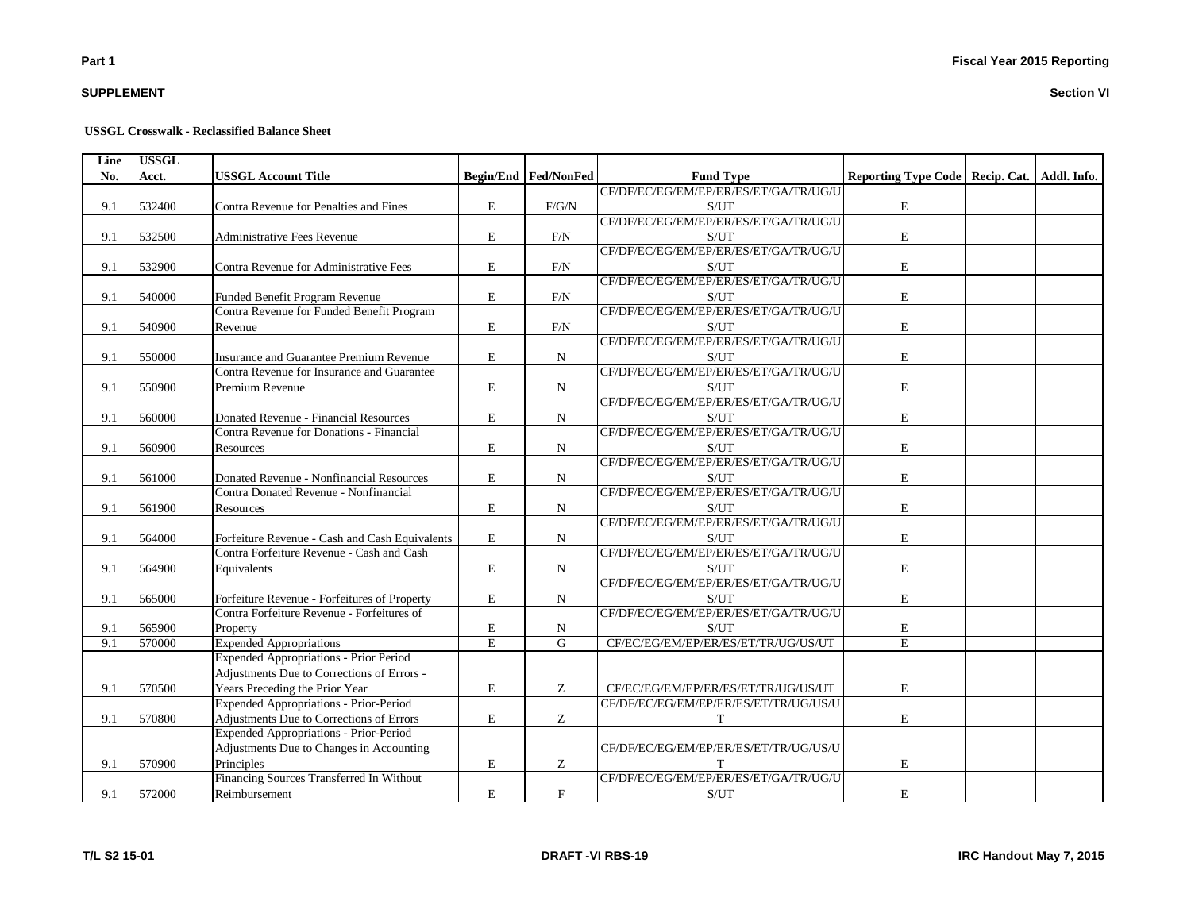**USSGL Crosswalk - Reclassified Balance Sheet**

| Line No. | USSGL Acct. | USSGL Account Title | Begin/End | Fed/NonFed | Fund Type | Reporting Type Code | Recip. Cat. | Addl. Info. |
|---|---|---|---|---|---|---|---|---|
| 9.1 | 532400 | Contra Revenue for Penalties and Fines | E | F/G/N | CF/DF/EC/EG/EM/EP/ER/ES/ET/GA/TR/UG/US/UT | E | | |
| 9.1 | 532500 | Administrative Fees Revenue | E | F/N | CF/DF/EC/EG/EM/EP/ER/ES/ET/GA/TR/UG/US/UT | E | | |
| 9.1 | 532900 | Contra Revenue for Administrative Fees | E | F/N | CF/DF/EC/EG/EM/EP/ER/ES/ET/GA/TR/UG/US/UT | E | | |
| 9.1 | 540000 | Funded Benefit Program Revenue | E | F/N | CF/DF/EC/EG/EM/EP/ER/ES/ET/GA/TR/UG/US/UT | E | | |
| 9.1 | 540900 | Contra Revenue for Funded Benefit Program Revenue | E | F/N | CF/DF/EC/EG/EM/EP/ER/ES/ET/GA/TR/UG/US/UT | E | | |
| 9.1 | 550000 | Insurance and Guarantee Premium Revenue | E | N | CF/DF/EC/EG/EM/EP/ER/ES/ET/GA/TR/UG/US/UT | E | | |
| 9.1 | 550900 | Contra Revenue for Insurance and Guarantee Premium Revenue | E | N | CF/DF/EC/EG/EM/EP/ER/ES/ET/GA/TR/UG/US/UT | E | | |
| 9.1 | 560000 | Donated Revenue - Financial Resources | E | N | CF/DF/EC/EG/EM/EP/ER/ES/ET/GA/TR/UG/US/UT | E | | |
| 9.1 | 560900 | Contra Revenue for Donations - Financial Resources | E | N | CF/DF/EC/EG/EM/EP/ER/ES/ET/GA/TR/UG/US/UT | E | | |
| 9.1 | 561000 | Donated Revenue - Nonfinancial Resources | E | N | CF/DF/EC/EG/EM/EP/ER/ES/ET/GA/TR/UG/US/UT | E | | |
| 9.1 | 561900 | Contra Donated Revenue - Nonfinancial Resources | E | N | CF/DF/EC/EG/EM/EP/ER/ES/ET/GA/TR/UG/US/UT | E | | |
| 9.1 | 564000 | Forfeiture Revenue - Cash and Cash Equivalents | E | N | CF/DF/EC/EG/EM/EP/ER/ES/ET/GA/TR/UG/US/UT | E | | |
| 9.1 | 564900 | Contra Forfeiture Revenue - Cash and Cash Equivalents | E | N | CF/DF/EC/EG/EM/EP/ER/ES/ET/GA/TR/UG/US/UT | E | | |
| 9.1 | 565000 | Forfeiture Revenue - Forfeitures of Property | E | N | CF/DF/EC/EG/EM/EP/ER/ES/ET/GA/TR/UG/US/UT | E | | |
| 9.1 | 565900 | Contra Forfeiture Revenue - Forfeitures of Property | E | N | CF/DF/EC/EG/EM/EP/ER/ES/ET/GA/TR/UG/US/UT | E | | |
| 9.1 | 570000 | Expended Appropriations | E | G | CF/EC/EG/EM/EP/ER/ES/ET/TR/UG/US/UT | E | | |
| 9.1 | 570500 | Expended Appropriations - Prior Period Adjustments Due to Corrections of Errors - Years Preceding the Prior Year | E | Z | CF/EC/EG/EM/EP/ER/ES/ET/TR/UG/US/UT | E | | |
| 9.1 | 570800 | Expended Appropriations - Prior-Period Adjustments Due to Corrections of Errors | E | Z | CF/DF/EC/EG/EM/EP/ER/ES/ET/TR/UG/US/UT | E | | |
| 9.1 | 570900 | Expended Appropriations - Prior-Period Adjustments Due to Changes in Accounting Principles | E | Z | CF/DF/EC/EG/EM/EP/ER/ES/ET/TR/UG/US/UT | E | | |
| 9.1 | 572000 | Financing Sources Transferred In Without Reimbursement | E | F | CF/DF/EC/EG/EM/EP/ER/ES/ET/GA/TR/UG/US/UT | E | | |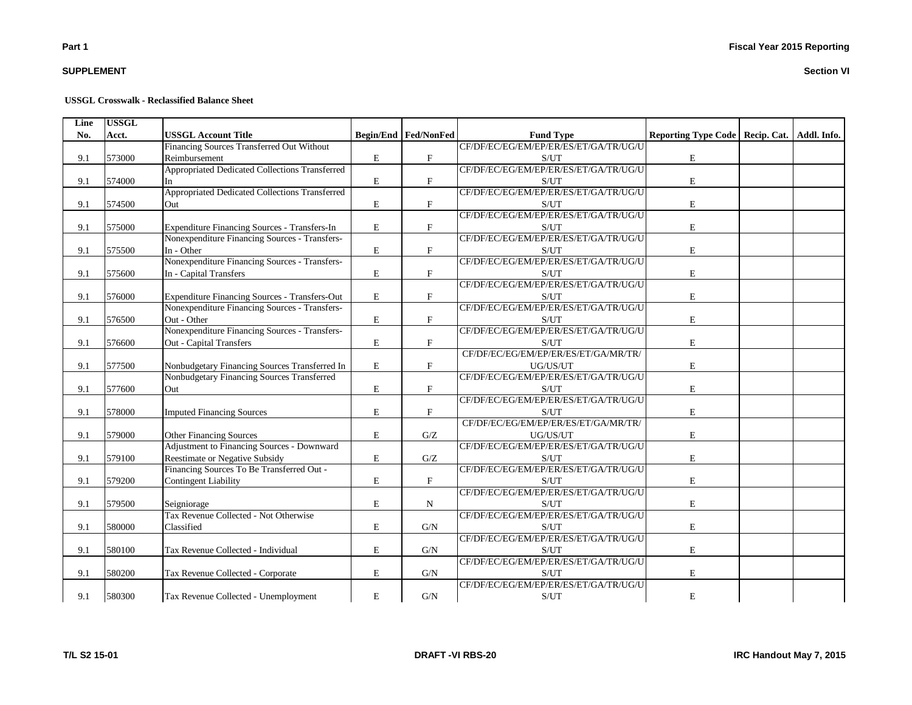**USSGL Crosswalk - Reclassified Balance Sheet**

| Line No. | USSGL Acct. | USSGL Account Title | Begin/End | Fed/NonFed | Fund Type | Reporting Type Code | Recip. Cat. | Addl. Info. |
|---|---|---|---|---|---|---|---|---|
| 9.1 | 573000 | Financing Sources Transferred Out Without Reimbursement | E | F | CF/DF/EC/EG/EM/EP/ER/ES/ET/GA/TR/UG/US/UT | E | | |
| 9.1 | 574000 | Appropriated Dedicated Collections Transferred In | E | F | CF/DF/EC/EG/EM/EP/ER/ES/ET/GA/TR/UG/US/UT | E | | |
| 9.1 | 574500 | Appropriated Dedicated Collections Transferred Out | E | F | CF/DF/EC/EG/EM/EP/ER/ES/ET/GA/TR/UG/US/UT | E | | |
| 9.1 | 575000 | Expenditure Financing Sources - Transfers-In | E | F | CF/DF/EC/EG/EM/EP/ER/ES/ET/GA/TR/UG/US/UT | E | | |
| 9.1 | 575500 | Nonexpenditure Financing Sources - Transfers-In - Other | E | F | CF/DF/EC/EG/EM/EP/ER/ES/ET/GA/TR/UG/US/UT | E | | |
| 9.1 | 575600 | Nonexpenditure Financing Sources - Transfers-In - Capital Transfers | E | F | CF/DF/EC/EG/EM/EP/ER/ES/ET/GA/TR/UG/US/UT | E | | |
| 9.1 | 576000 | Expenditure Financing Sources - Transfers-Out | E | F | CF/DF/EC/EG/EM/EP/ER/ES/ET/GA/TR/UG/US/UT | E | | |
| 9.1 | 576500 | Nonexpenditure Financing Sources - Transfers-Out - Other | E | F | CF/DF/EC/EG/EM/EP/ER/ES/ET/GA/TR/UG/US/UT | E | | |
| 9.1 | 576600 | Nonexpenditure Financing Sources - Transfers-Out - Capital Transfers | E | F | CF/DF/EC/EG/EM/EP/ER/ES/ET/GA/TR/UG/US/UT | E | | |
| 9.1 | 577500 | Nonbudgetary Financing Sources Transferred In | E | F | CF/DF/EC/EG/EM/EP/ER/ES/ET/GA/MR/TR/UG/US/UT | E | | |
| 9.1 | 577600 | Nonbudgetary Financing Sources Transferred Out | E | F | CF/DF/EC/EG/EM/EP/ER/ES/ET/GA/TR/UG/US/UT | E | | |
| 9.1 | 578000 | Imputed Financing Sources | E | F | CF/DF/EC/EG/EM/EP/ER/ES/ET/GA/TR/UG/US/UT | E | | |
| 9.1 | 579000 | Other Financing Sources | E | G/Z | CF/DF/EC/EG/EM/EP/ER/ES/ET/GA/MR/TR/UG/US/UT | E | | |
| 9.1 | 579100 | Adjustment to Financing Sources - Downward Reestimate or Negative Subsidy | E | G/Z | CF/DF/EC/EG/EM/EP/ER/ES/ET/GA/TR/UG/US/UT | E | | |
| 9.1 | 579200 | Financing Sources To Be Transferred Out - Contingent Liability | E | F | CF/DF/EC/EG/EM/EP/ER/ES/ET/GA/TR/UG/US/UT | E | | |
| 9.1 | 579500 | Seigniorage | E | N | CF/DF/EC/EG/EM/EP/ER/ES/ET/GA/TR/UG/US/UT | E | | |
| 9.1 | 580000 | Tax Revenue Collected - Not Otherwise Classified | E | G/N | CF/DF/EC/EG/EM/EP/ER/ES/ET/GA/TR/UG/US/UT | E | | |
| 9.1 | 580100 | Tax Revenue Collected - Individual | E | G/N | CF/DF/EC/EG/EM/EP/ER/ES/ET/GA/TR/UG/US/UT | E | | |
| 9.1 | 580200 | Tax Revenue Collected - Corporate | E | G/N | CF/DF/EC/EG/EM/EP/ER/ES/ET/GA/TR/UG/US/UT | E | | |
| 9.1 | 580300 | Tax Revenue Collected - Unemployment | E | G/N | CF/DF/EC/EG/EM/EP/ER/ES/ET/GA/TR/UG/US/UT | E | | |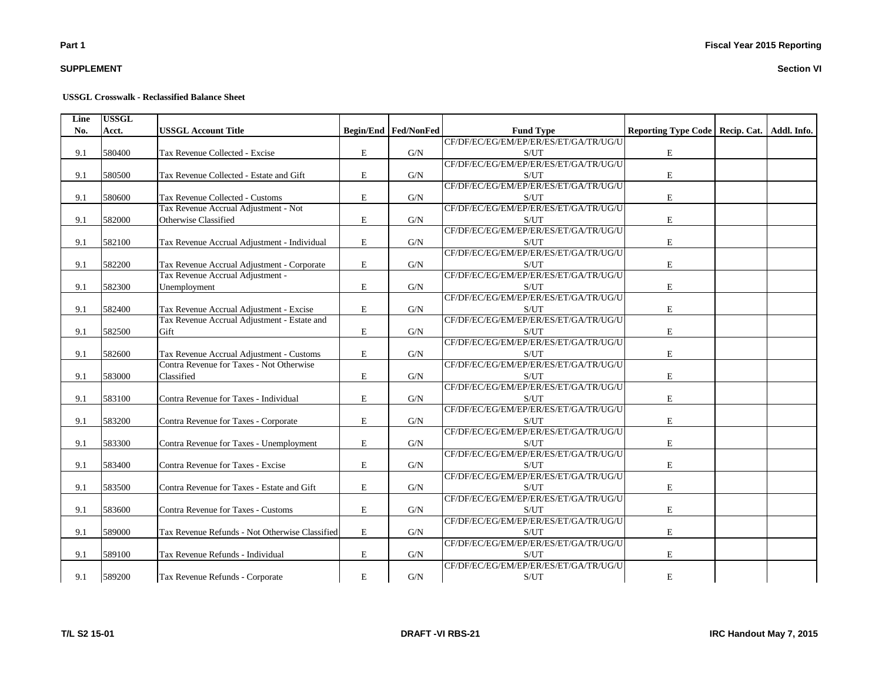**USSGL Crosswalk - Reclassified Balance Sheet**

| Line No. | USSGL Acct. | USSGL Account Title | Begin/End | Fed/NonFed | Fund Type | Reporting Type Code | Recip. Cat. | Addl. Info. |
|---|---|---|---|---|---|---|---|---|
| 9.1 | 580400 | Tax Revenue Collected - Excise | E | G/N | CF/DF/EC/EG/EM/EP/ER/ES/ET/GA/TR/UG/US/UT | E | | |
| 9.1 | 580500 | Tax Revenue Collected - Estate and Gift | E | G/N | CF/DF/EC/EG/EM/EP/ER/ES/ET/GA/TR/UG/US/UT | E | | |
| 9.1 | 580600 | Tax Revenue Collected - Customs | E | G/N | CF/DF/EC/EG/EM/EP/ER/ES/ET/GA/TR/UG/US/UT | E | | |
| 9.1 | 582000 | Tax Revenue Accrual Adjustment - Not Otherwise Classified | E | G/N | CF/DF/EC/EG/EM/EP/ER/ES/ET/GA/TR/UG/US/UT | E | | |
| 9.1 | 582100 | Tax Revenue Accrual Adjustment - Individual | E | G/N | CF/DF/EC/EG/EM/EP/ER/ES/ET/GA/TR/UG/US/UT | E | | |
| 9.1 | 582200 | Tax Revenue Accrual Adjustment - Corporate | E | G/N | CF/DF/EC/EG/EM/EP/ER/ES/ET/GA/TR/UG/US/UT | E | | |
| 9.1 | 582300 | Tax Revenue Accrual Adjustment - Unemployment | E | G/N | CF/DF/EC/EG/EM/EP/ER/ES/ET/GA/TR/UG/US/UT | E | | |
| 9.1 | 582400 | Tax Revenue Accrual Adjustment - Excise | E | G/N | CF/DF/EC/EG/EM/EP/ER/ES/ET/GA/TR/UG/US/UT | E | | |
| 9.1 | 582500 | Tax Revenue Accrual Adjustment - Estate and Gift | E | G/N | CF/DF/EC/EG/EM/EP/ER/ES/ET/GA/TR/UG/US/UT | E | | |
| 9.1 | 582600 | Tax Revenue Accrual Adjustment - Customs | E | G/N | CF/DF/EC/EG/EM/EP/ER/ES/ET/GA/TR/UG/US/UT | E | | |
| 9.1 | 583000 | Contra Revenue for Taxes - Not Otherwise Classified | E | G/N | CF/DF/EC/EG/EM/EP/ER/ES/ET/GA/TR/UG/US/UT | E | | |
| 9.1 | 583100 | Contra Revenue for Taxes - Individual | E | G/N | CF/DF/EC/EG/EM/EP/ER/ES/ET/GA/TR/UG/US/UT | E | | |
| 9.1 | 583200 | Contra Revenue for Taxes - Corporate | E | G/N | CF/DF/EC/EG/EM/EP/ER/ES/ET/GA/TR/UG/US/UT | E | | |
| 9.1 | 583300 | Contra Revenue for Taxes - Unemployment | E | G/N | CF/DF/EC/EG/EM/EP/ER/ES/ET/GA/TR/UG/US/UT | E | | |
| 9.1 | 583400 | Contra Revenue for Taxes - Excise | E | G/N | CF/DF/EC/EG/EM/EP/ER/ES/ET/GA/TR/UG/US/UT | E | | |
| 9.1 | 583500 | Contra Revenue for Taxes - Estate and Gift | E | G/N | CF/DF/EC/EG/EM/EP/ER/ES/ET/GA/TR/UG/US/UT | E | | |
| 9.1 | 583600 | Contra Revenue for Taxes - Customs | E | G/N | CF/DF/EC/EG/EM/EP/ER/ES/ET/GA/TR/UG/US/UT | E | | |
| 9.1 | 589000 | Tax Revenue Refunds - Not Otherwise Classified | E | G/N | CF/DF/EC/EG/EM/EP/ER/ES/ET/GA/TR/UG/US/UT | E | | |
| 9.1 | 589100 | Tax Revenue Refunds - Individual | E | G/N | CF/DF/EC/EG/EM/EP/ER/ES/ET/GA/TR/UG/US/UT | E | | |
| 9.1 | 589200 | Tax Revenue Refunds - Corporate | E | G/N | CF/DF/EC/EG/EM/EP/ER/ES/ET/GA/TR/UG/US/UT | E | | |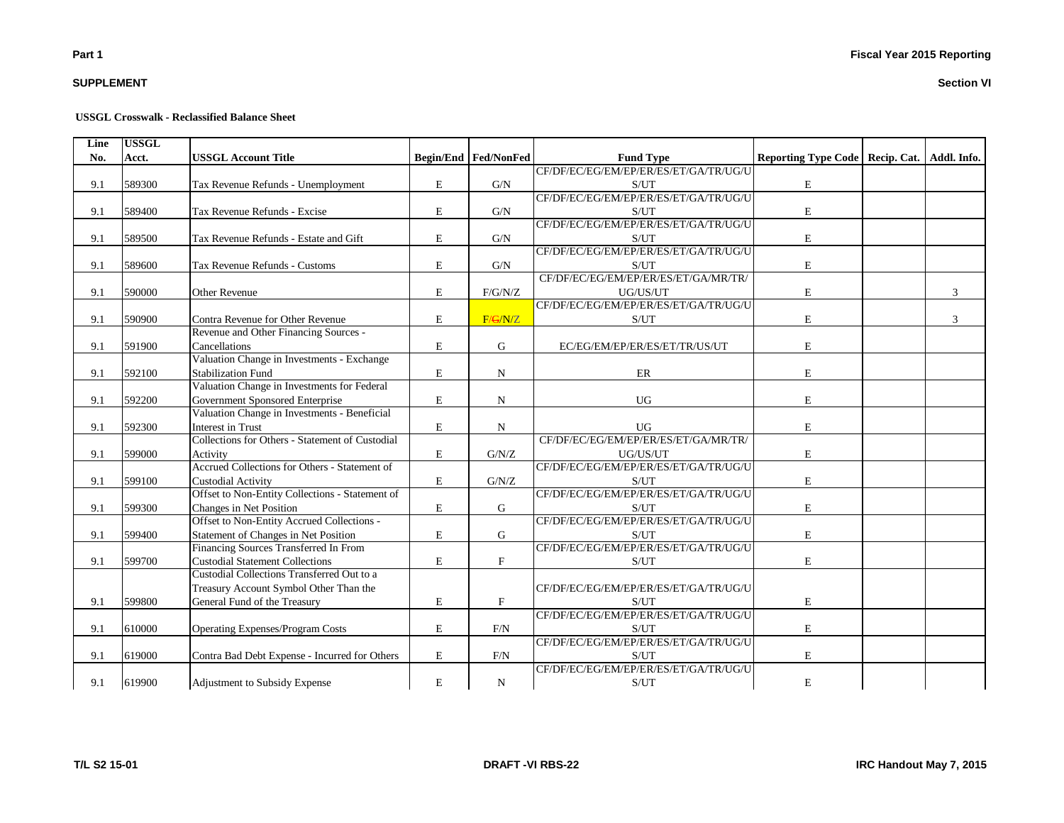**USSGL Crosswalk - Reclassified Balance Sheet**

| Line No. | USSGL Acct. | USSGL Account Title | Begin/End | Fed/NonFed | Fund Type | Reporting Type Code | Recip. Cat. | Addl. Info. |
|---|---|---|---|---|---|---|---|---|
| 9.1 | 589300 | Tax Revenue Refunds - Unemployment | E | G/N | CF/DF/EC/EG/EM/EP/ER/ES/ET/GA/TR/UG/US/UT | E | | |
| 9.1 | 589400 | Tax Revenue Refunds - Excise | E | G/N | CF/DF/EC/EG/EM/EP/ER/ES/ET/GA/TR/UG/US/UT | E | | |
| 9.1 | 589500 | Tax Revenue Refunds - Estate and Gift | E | G/N | CF/DF/EC/EG/EM/EP/ER/ES/ET/GA/TR/UG/US/UT | E | | |
| 9.1 | 589600 | Tax Revenue Refunds - Customs | E | G/N | CF/DF/EC/EG/EM/EP/ER/ES/ET/GA/TR/UG/US/UT | E | | |
| 9.1 | 590000 | Other Revenue | E | F/G/N/Z | CF/DF/EC/EG/EM/EP/ER/ES/ET/GA/MR/TR/UG/US/UT | E | | 3 |
| 9.1 | 590900 | Contra Revenue for Other Revenue | E | F/~~G~~/N/Z | CF/DF/EC/EG/EM/EP/ER/ES/ET/GA/TR/UG/US/UT | E | | 3 |
| 9.1 | 591900 | Revenue and Other Financing Sources - Cancellations | E | G | EC/EG/EM/EP/ER/ES/ET/TR/US/UT | E | | |
| 9.1 | 592100 | Valuation Change in Investments - Exchange Stabilization Fund | E | N | ER | E | | |
| 9.1 | 592200 | Valuation Change in Investments for Federal Government Sponsored Enterprise | E | N | UG | E | | |
| 9.1 | 592300 | Valuation Change in Investments - Beneficial Interest in Trust | E | N | UG | E | | |
| 9.1 | 599000 | Collections for Others - Statement of Custodial Activity | E | G/N/Z | CF/DF/EC/EG/EM/EP/ER/ES/ET/GA/MR/TR/UG/US/UT | E | | |
| 9.1 | 599100 | Accrued Collections for Others - Statement of Custodial Activity | E | G/N/Z | CF/DF/EC/EG/EM/EP/ER/ES/ET/GA/TR/UG/US/UT | E | | |
| 9.1 | 599300 | Offset to Non-Entity Collections - Statement of Changes in Net Position | E | G | CF/DF/EC/EG/EM/EP/ER/ES/ET/GA/TR/UG/US/UT | E | | |
| 9.1 | 599400 | Offset to Non-Entity Accrued Collections - Statement of Changes in Net Position | E | G | CF/DF/EC/EG/EM/EP/ER/ES/ET/GA/TR/UG/US/UT | E | | |
| 9.1 | 599700 | Financing Sources Transferred In From Custodial Statement Collections | E | F | CF/DF/EC/EG/EM/EP/ER/ES/ET/GA/TR/UG/US/UT | E | | |
| 9.1 | 599800 | Custodial Collections Transferred Out to a Treasury Account Symbol Other Than the General Fund of the Treasury | E | F | CF/DF/EC/EG/EM/EP/ER/ES/ET/GA/TR/UG/US/UT | E | | |
| 9.1 | 610000 | Operating Expenses/Program Costs | E | F/N | CF/DF/EC/EG/EM/EP/ER/ES/ET/GA/TR/UG/US/UT | E | | |
| 9.1 | 619000 | Contra Bad Debt Expense - Incurred for Others | E | F/N | CF/DF/EC/EG/EM/EP/ER/ES/ET/GA/TR/UG/US/UT | E | | |
| 9.1 | 619900 | Adjustment to Subsidy Expense | E | N | CF/DF/EC/EG/EM/EP/ER/ES/ET/GA/TR/UG/US/UT | E | | |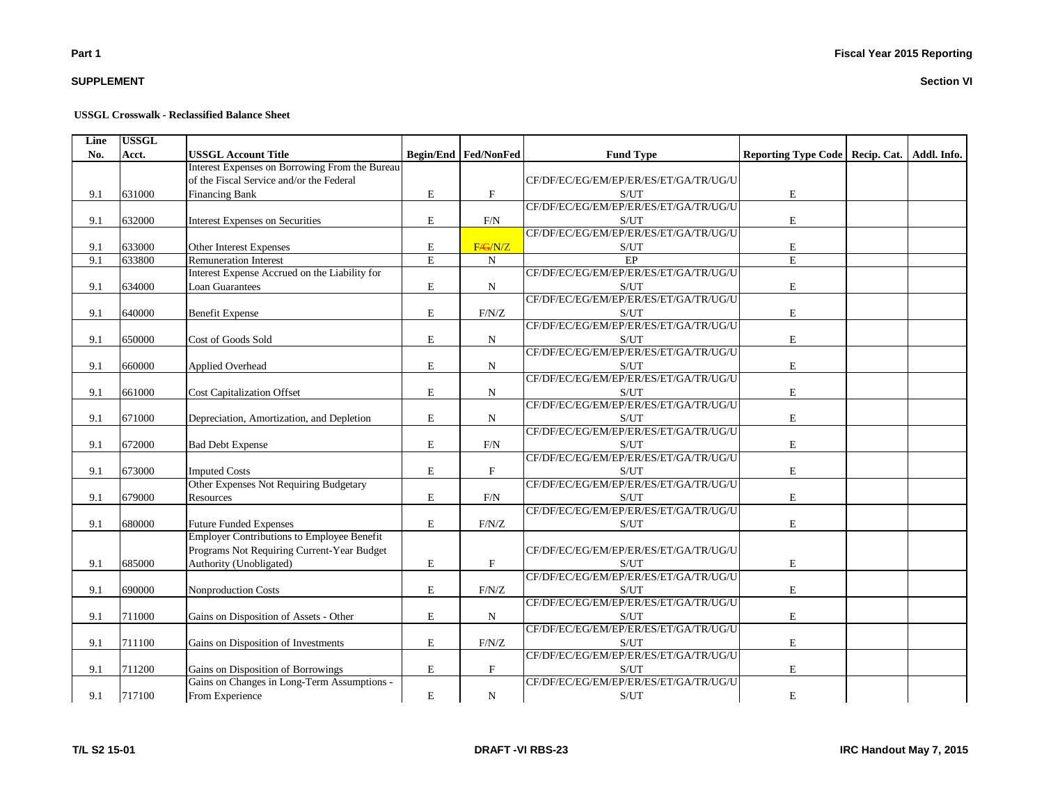**Part 1**

**SUPPLEMENT**

**Fiscal Year 2015 Reporting**

**Section VI**

**USSGL Crosswalk - Reclassified Balance Sheet**

| Line No. | USSGL Acct. | USSGL Account Title | Begin/End | Fed/NonFed | Fund Type | Reporting Type Code | Recip. Cat. | Addl. Info. |
|---|---|---|---|---|---|---|---|---|
| 9.1 | 631000 | Interest Expenses on Borrowing From the Bureau of the Fiscal Service and/or the Federal Financing Bank | E | F | CF/DF/EC/EG/EM/EP/ER/ES/ET/GA/TR/UG/US/UT | E | | |
| 9.1 | 632000 | Interest Expenses on Securities | E | F/N | CF/DF/EC/EG/EM/EP/ER/ES/ET/GA/TR/UG/US/UT | E | | |
| 9.1 | 633000 | Other Interest Expenses | E | F/~~G~~/N/Z | CF/DF/EC/EG/EM/EP/ER/ES/ET/GA/TR/UG/US/UT | E | | |
| 9.1 | 633800 | Remuneration Interest | E | N | EP | E | | |
| 9.1 | 634000 | Interest Expense Accrued on the Liability for Loan Guarantees | E | N | CF/DF/EC/EG/EM/EP/ER/ES/ET/GA/TR/UG/US/UT | E | | |
| 9.1 | 640000 | Benefit Expense | E | F/N/Z | CF/DF/EC/EG/EM/EP/ER/ES/ET/GA/TR/UG/US/UT | E | | |
| 9.1 | 650000 | Cost of Goods Sold | E | N | CF/DF/EC/EG/EM/EP/ER/ES/ET/GA/TR/UG/US/UT | E | | |
| 9.1 | 660000 | Applied Overhead | E | N | CF/DF/EC/EG/EM/EP/ER/ES/ET/GA/TR/UG/US/UT | E | | |
| 9.1 | 661000 | Cost Capitalization Offset | E | N | CF/DF/EC/EG/EM/EP/ER/ES/ET/GA/TR/UG/US/UT | E | | |
| 9.1 | 671000 | Depreciation, Amortization, and Depletion | E | N | CF/DF/EC/EG/EM/EP/ER/ES/ET/GA/TR/UG/US/UT | E | | |
| 9.1 | 672000 | Bad Debt Expense | E | F/N | CF/DF/EC/EG/EM/EP/ER/ES/ET/GA/TR/UG/US/UT | E | | |
| 9.1 | 673000 | Imputed Costs | E | F | CF/DF/EC/EG/EM/EP/ER/ES/ET/GA/TR/UG/US/UT | E | | |
| 9.1 | 679000 | Other Expenses Not Requiring Budgetary Resources | E | F/N | CF/DF/EC/EG/EM/EP/ER/ES/ET/GA/TR/UG/US/UT | E | | |
| 9.1 | 680000 | Future Funded Expenses | E | F/N/Z | CF/DF/EC/EG/EM/EP/ER/ES/ET/GA/TR/UG/US/UT | E | | |
| 9.1 | 685000 | Employer Contributions to Employee Benefit Programs Not Requiring Current-Year Budget Authority (Unobligated) | E | F | CF/DF/EC/EG/EM/EP/ER/ES/ET/GA/TR/UG/US/UT | E | | |
| 9.1 | 690000 | Nonproduction Costs | E | F/N/Z | CF/DF/EC/EG/EM/EP/ER/ES/ET/GA/TR/UG/US/UT | E | | |
| 9.1 | 711000 | Gains on Disposition of Assets - Other | E | N | CF/DF/EC/EG/EM/EP/ER/ES/ET/GA/TR/UG/US/UT | E | | |
| 9.1 | 711100 | Gains on Disposition of Investments | E | F/N/Z | CF/DF/EC/EG/EM/EP/ER/ES/ET/GA/TR/UG/US/UT | E | | |
| 9.1 | 711200 | Gains on Disposition of Borrowings | E | F | CF/DF/EC/EG/EM/EP/ER/ES/ET/GA/TR/UG/US/UT | E | | |
| 9.1 | 717100 | Gains on Changes in Long-Term Assumptions - From Experience | E | N | CF/DF/EC/EG/EM/EP/ER/ES/ET/GA/TR/UG/US/UT | E | | |

T/L S2 15-01 | DRAFT -VI RBS-23 | IRC Handout May 7, 2015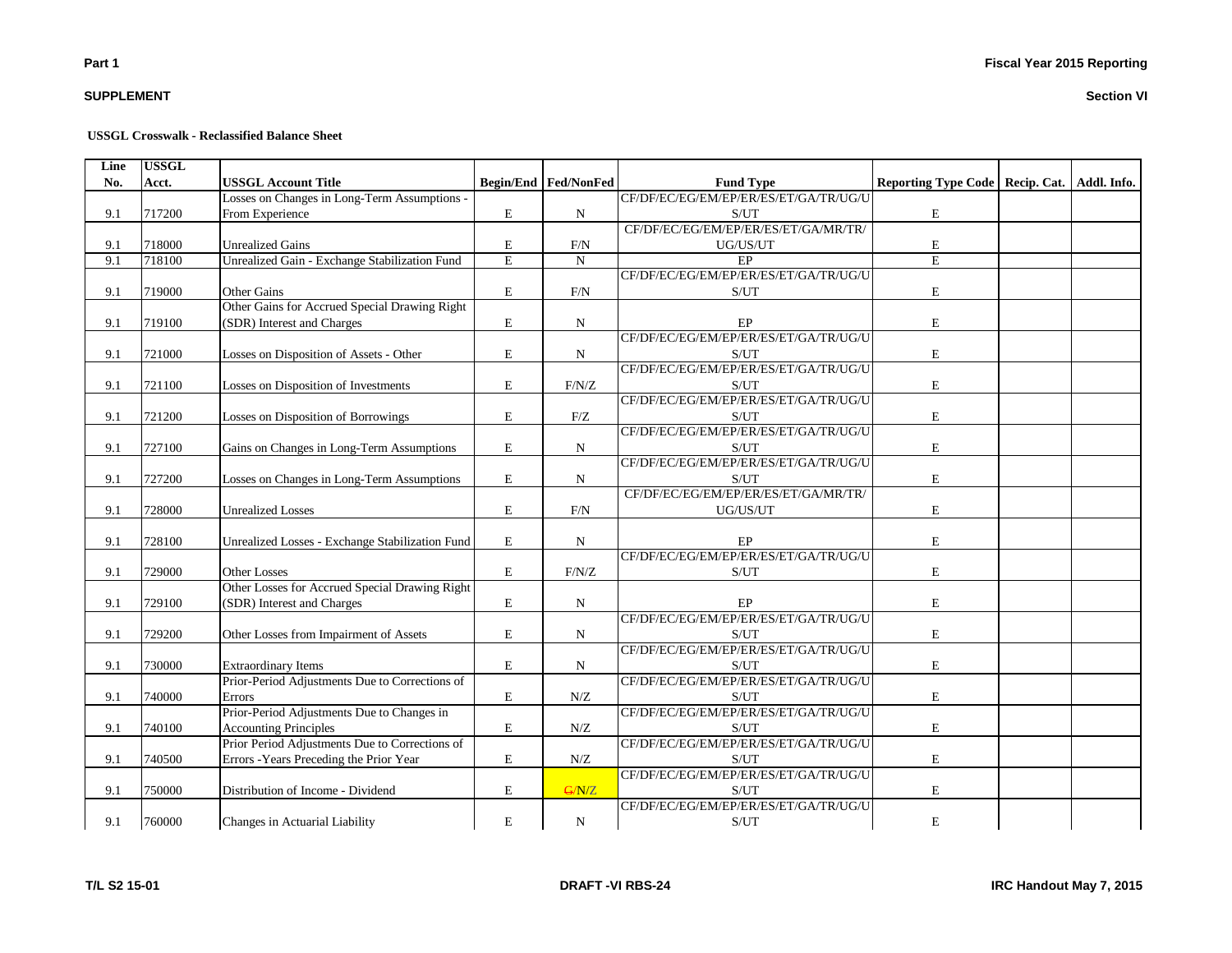**SUPPLEMENT**

**Section VI**

**USSGL Crosswalk - Reclassified Balance Sheet**

| Line No. | USSGL Acct. | USSGL Account Title | Begin/End | Fed/NonFed | Fund Type | Reporting Type Code | Recip. Cat. | Addl. Info. |
|---|---|---|---|---|---|---|---|---|
| 9.1 | 717200 | Losses on Changes in Long-Term Assumptions - From Experience | E | N | CF/DF/EC/EG/EM/EP/ER/ES/ET/GA/TR/UG/US/UT | E | | |
| 9.1 | 718000 | Unrealized Gains | E | F/N | CF/DF/EC/EG/EM/EP/ER/ES/ET/GA/MR/TR/UG/US/UT | E | | |
| 9.1 | 718100 | Unrealized Gain - Exchange Stabilization Fund | E | N | EP | E | | |
| 9.1 | 719000 | Other Gains | E | F/N | CF/DF/EC/EG/EM/EP/ER/ES/ET/GA/TR/UG/US/UT | E | | |
| 9.1 | 719100 | Other Gains for Accrued Special Drawing Right (SDR) Interest and Charges | E | N | EP | E | | |
| 9.1 | 721000 | Losses on Disposition of Assets - Other | E | N | CF/DF/EC/EG/EM/EP/ER/ES/ET/GA/TR/UG/US/UT | E | | |
| 9.1 | 721100 | Losses on Disposition of Investments | E | F/N/Z | CF/DF/EC/EG/EM/EP/ER/ES/ET/GA/TR/UG/US/UT | E | | |
| 9.1 | 721200 | Losses on Disposition of Borrowings | E | F/Z | CF/DF/EC/EG/EM/EP/ER/ES/ET/GA/TR/UG/US/UT | E | | |
| 9.1 | 727100 | Gains on Changes in Long-Term Assumptions | E | N | CF/DF/EC/EG/EM/EP/ER/ES/ET/GA/TR/UG/US/UT | E | | |
| 9.1 | 727200 | Losses on Changes in Long-Term Assumptions | E | N | CF/DF/EC/EG/EM/EP/ER/ES/ET/GA/TR/UG/US/UT | E | | |
| 9.1 | 728000 | Unrealized Losses | E | F/N | CF/DF/EC/EG/EM/EP/ER/ES/ET/GA/MR/TR/UG/US/UT | E | | |
| 9.1 | 728100 | Unrealized Losses - Exchange Stabilization Fund | E | N | EP | E | | |
| 9.1 | 729000 | Other Losses | E | F/N/Z | CF/DF/EC/EG/EM/EP/ER/ES/ET/GA/TR/UG/US/UT | E | | |
| 9.1 | 729100 | Other Losses for Accrued Special Drawing Right (SDR) Interest and Charges | E | N | EP | E | | |
| 9.1 | 729200 | Other Losses from Impairment of Assets | E | N | CF/DF/EC/EG/EM/EP/ER/ES/ET/GA/TR/UG/US/UT | E | | |
| 9.1 | 730000 | Extraordinary Items | E | N | CF/DF/EC/EG/EM/EP/ER/ES/ET/GA/TR/UG/US/UT | E | | |
| 9.1 | 740000 | Prior-Period Adjustments Due to Corrections of Errors | E | N/Z | CF/DF/EC/EG/EM/EP/ER/ES/ET/GA/TR/UG/US/UT | E | | |
| 9.1 | 740100 | Prior-Period Adjustments Due to Changes in Accounting Principles | E | N/Z | CF/DF/EC/EG/EM/EP/ER/ES/ET/GA/TR/UG/US/UT | E | | |
| 9.1 | 740500 | Prior Period Adjustments Due to Corrections of Errors -Years Preceding the Prior Year | E | N/Z | CF/DF/EC/EG/EM/EP/ER/ES/ET/GA/TR/UG/US/UT | E | | |
| 9.1 | 750000 | Distribution of Income - Dividend | E | ~~G~~/N/Z | CF/DF/EC/EG/EM/EP/ER/ES/ET/GA/TR/UG/US/UT | E | | |
| 9.1 | 760000 | Changes in Actuarial Liability | E | N | CF/DF/EC/EG/EM/EP/ER/ES/ET/GA/TR/UG/US/UT | E | | |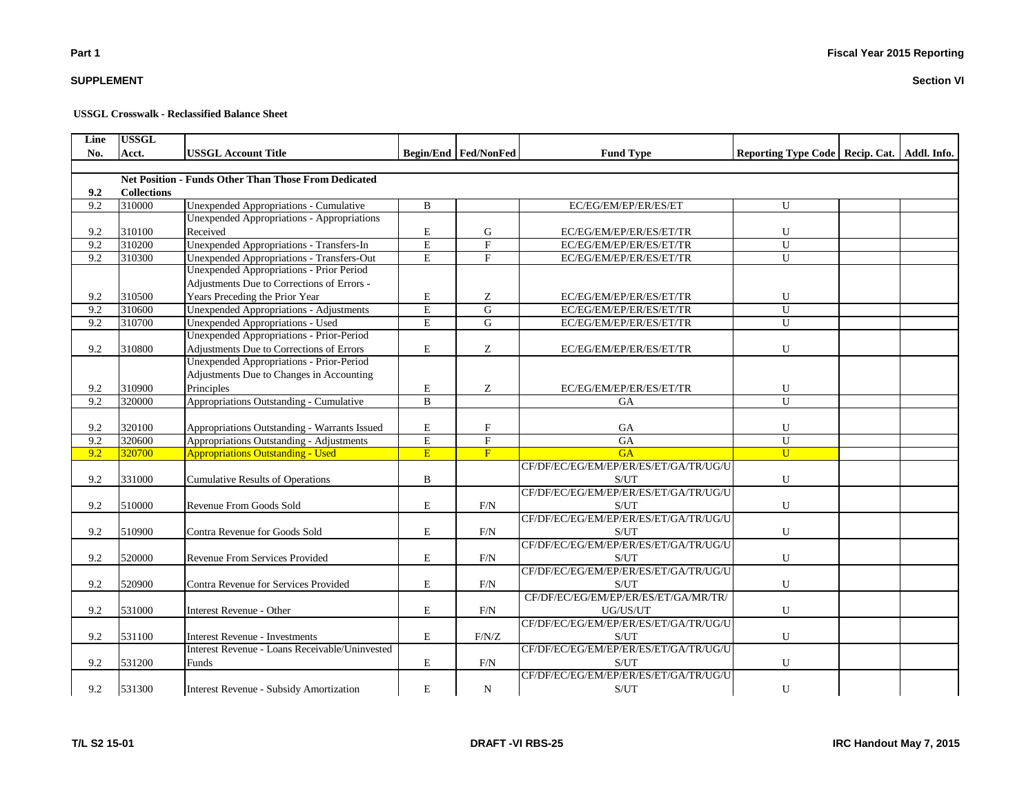**Part 1**

**SUPPLEMENT**

**Fiscal Year 2015 Reporting**

**Section VI**

**USSGL Crosswalk - Reclassified Balance Sheet**

| Line No. | USSGL Acct. | USSGL Account Title | Begin/End | Fed/NonFed | Fund Type | Reporting Type Code | Recip. Cat. | Addl. Info. |
|---|---|---|---|---|---|---|---|---|
| **9.2** | **Collections** | **Net Position - Funds Other Than Those From Dedicated** | | | | | | |
| 9.2 | 310000 | Unexpended Appropriations - Cumulative | B | | EC/EG/EM/EP/ER/ES/ET | U | | |
| 9.2 | 310100 | Unexpended Appropriations - Appropriations Received | E | G | EC/EG/EM/EP/ER/ES/ET/TR | U | | |
| 9.2 | 310200 | Unexpended Appropriations - Transfers-In | E | F | EC/EG/EM/EP/ER/ES/ET/TR | U | | |
| 9.2 | 310300 | Unexpended Appropriations - Transfers-Out | E | F | EC/EG/EM/EP/ER/ES/ET/TR | U | | |
| 9.2 | 310500 | Unexpended Appropriations - Prior Period Adjustments Due to Corrections of Errors - Years Preceding the Prior Year | E | Z | EC/EG/EM/EP/ER/ES/ET/TR | U | | |
| 9.2 | 310600 | Unexpended Appropriations - Adjustments | E | G | EC/EG/EM/EP/ER/ES/ET/TR | U | | |
| 9.2 | 310700 | Unexpended Appropriations - Used | E | G | EC/EG/EM/EP/ER/ES/ET/TR | U | | |
| 9.2 | 310800 | Unexpended Appropriations - Prior-Period Adjustments Due to Corrections of Errors | E | Z | EC/EG/EM/EP/ER/ES/ET/TR | U | | |
| 9.2 | 310900 | Unexpended Appropriations - Prior-Period Adjustments Due to Changes in Accounting Principles | E | Z | EC/EG/EM/EP/ER/ES/ET/TR | U | | |
| 9.2 | 320000 | Appropriations Outstanding - Cumulative | B | | GA | U | | |
| 9.2 | 320100 | Appropriations Outstanding - Warrants Issued | E | F | GA | U | | |
| 9.2 | 320600 | Appropriations Outstanding - Adjustments | E | F | GA | U | | |
| 9.2 | 320700 | Appropriations Outstanding - Used | E | F | GA | U | | |
| 9.2 | 331000 | Cumulative Results of Operations | B | | CF/DF/EC/EG/EM/EP/ER/ES/ET/GA/TR/UG/US/UT | U | | |
| 9.2 | 510000 | Revenue From Goods Sold | E | F/N | CF/DF/EC/EG/EM/EP/ER/ES/ET/GA/TR/UG/US/UT | U | | |
| 9.2 | 510900 | Contra Revenue for Goods Sold | E | F/N | CF/DF/EC/EG/EM/EP/ER/ES/ET/GA/TR/UG/US/UT | U | | |
| 9.2 | 520000 | Revenue From Services Provided | E | F/N | CF/DF/EC/EG/EM/EP/ER/ES/ET/GA/TR/UG/US/UT | U | | |
| 9.2 | 520900 | Contra Revenue for Services Provided | E | F/N | CF/DF/EC/EG/EM/EP/ER/ES/ET/GA/TR/UG/US/UT | U | | |
| 9.2 | 531000 | Interest Revenue - Other | E | F/N | CF/DF/EC/EG/EM/EP/ER/ES/ET/GA/MR/TR/UG/US/UT | U | | |
| 9.2 | 531100 | Interest Revenue - Investments | E | F/N/Z | CF/DF/EC/EG/EM/EP/ER/ES/ET/GA/TR/UG/US/UT | U | | |
| 9.2 | 531200 | Interest Revenue - Loans Receivable/Uninvested Funds | E | F/N | CF/DF/EC/EG/EM/EP/ER/ES/ET/GA/TR/UG/US/UT | U | | |
| 9.2 | 531300 | Interest Revenue - Subsidy Amortization | E | N | CF/DF/EC/EG/EM/EP/ER/ES/ET/GA/TR/UG/US/UT | U | | |

T/L S2 15-01 DRAFT -VI RBS-25 IRC Handout May 7, 2015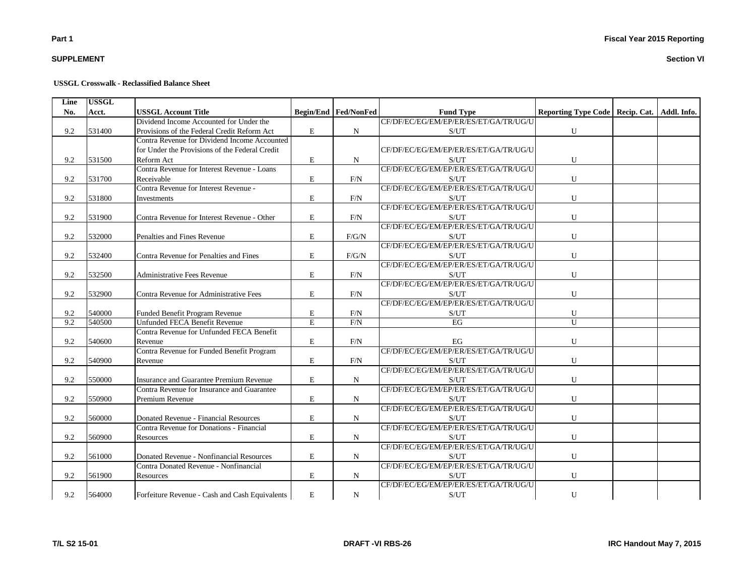**Part 1**

**SUPPLEMENT**

**Fiscal Year 2015 Reporting**

**Section VI**

**USSGL Crosswalk - Reclassified Balance Sheet**

| Line No. | USSGL Acct. | USSGL Account Title | Begin/End | Fed/NonFed | Fund Type | Reporting Type Code | Recip. Cat. | Addl. Info. |
|---|---|---|---|---|---|---|---|---|
| 9.2 | 531400 | Dividend Income Accounted for Under the Provisions of the Federal Credit Reform Act | E | N | CF/DF/EC/EG/EM/EP/ER/ES/ET/GA/TR/UG/US/UT | U | | |
| 9.2 | 531500 | Contra Revenue for Dividend Income Accounted for Under the Provisions of the Federal Credit Reform Act | E | N | CF/DF/EC/EG/EM/EP/ER/ES/ET/GA/TR/UG/US/UT | U | | |
| 9.2 | 531700 | Contra Revenue for Interest Revenue - Loans Receivable | E | F/N | CF/DF/EC/EG/EM/EP/ER/ES/ET/GA/TR/UG/US/UT | U | | |
| 9.2 | 531800 | Contra Revenue for Interest Revenue - Investments | E | F/N | CF/DF/EC/EG/EM/EP/ER/ES/ET/GA/TR/UG/US/UT | U | | |
| 9.2 | 531900 | Contra Revenue for Interest Revenue - Other | E | F/N | CF/DF/EC/EG/EM/EP/ER/ES/ET/GA/TR/UG/US/UT | U | | |
| 9.2 | 532000 | Penalties and Fines Revenue | E | F/G/N | CF/DF/EC/EG/EM/EP/ER/ES/ET/GA/TR/UG/US/UT | U | | |
| 9.2 | 532400 | Contra Revenue for Penalties and Fines | E | F/G/N | CF/DF/EC/EG/EM/EP/ER/ES/ET/GA/TR/UG/US/UT | U | | |
| 9.2 | 532500 | Administrative Fees Revenue | E | F/N | CF/DF/EC/EG/EM/EP/ER/ES/ET/GA/TR/UG/US/UT | U | | |
| 9.2 | 532900 | Contra Revenue for Administrative Fees | E | F/N | CF/DF/EC/EG/EM/EP/ER/ES/ET/GA/TR/UG/US/UT | U | | |
| 9.2 | 540000 | Funded Benefit Program Revenue | E | F/N | CF/DF/EC/EG/EM/EP/ER/ES/ET/GA/TR/UG/US/UT | U | | |
| 9.2 | 540500 | Unfunded FECA Benefit Revenue | E | F/N | EG | U | | |
| 9.2 | 540600 | Contra Revenue for Unfunded FECA Benefit Revenue | E | F/N | EG | U | | |
| 9.2 | 540900 | Contra Revenue for Funded Benefit Program Revenue | E | F/N | CF/DF/EC/EG/EM/EP/ER/ES/ET/GA/TR/UG/US/UT | U | | |
| 9.2 | 550000 | Insurance and Guarantee Premium Revenue | E | N | CF/DF/EC/EG/EM/EP/ER/ES/ET/GA/TR/UG/US/UT | U | | |
| 9.2 | 550900 | Contra Revenue for Insurance and Guarantee Premium Revenue | E | N | CF/DF/EC/EG/EM/EP/ER/ES/ET/GA/TR/UG/US/UT | U | | |
| 9.2 | 560000 | Donated Revenue - Financial Resources | E | N | CF/DF/EC/EG/EM/EP/ER/ES/ET/GA/TR/UG/US/UT | U | | |
| 9.2 | 560900 | Contra Revenue for Donations - Financial Resources | E | N | CF/DF/EC/EG/EM/EP/ER/ES/ET/GA/TR/UG/US/UT | U | | |
| 9.2 | 561000 | Donated Revenue - Nonfinancial Resources | E | N | CF/DF/EC/EG/EM/EP/ER/ES/ET/GA/TR/UG/US/UT | U | | |
| 9.2 | 561900 | Contra Donated Revenue - Nonfinancial Resources | E | N | CF/DF/EC/EG/EM/EP/ER/ES/ET/GA/TR/UG/US/UT | U | | |
| 9.2 | 564000 | Forfeiture Revenue - Cash and Cash Equivalents | E | N | CF/DF/EC/EG/EM/EP/ER/ES/ET/GA/TR/UG/US/UT | U | | |

T/L S2 15-01 DRAFT -VI RBS-26 IRC Handout May 7, 2015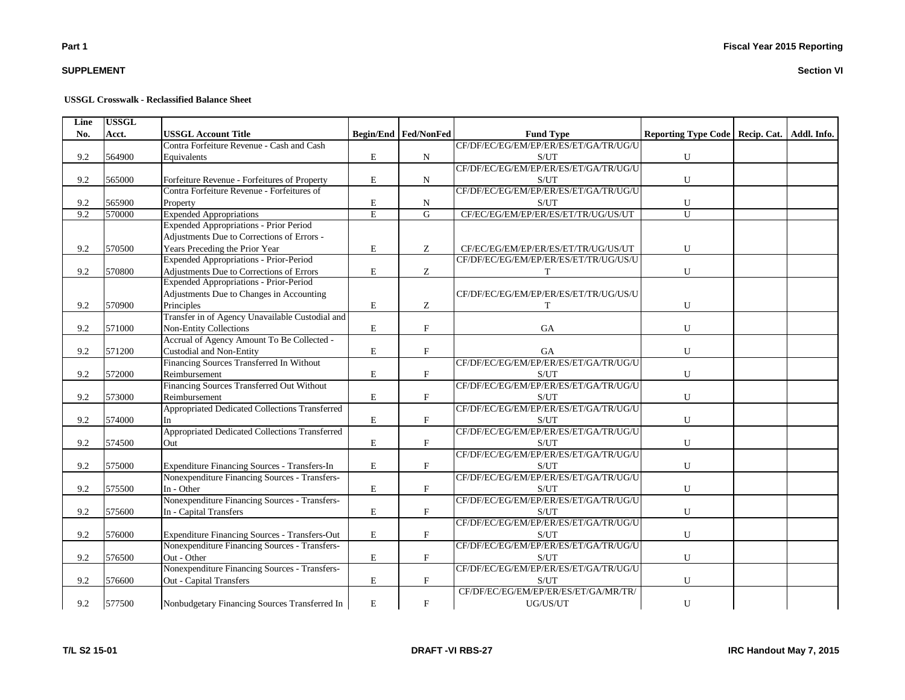**USSGL Crosswalk - Reclassified Balance Sheet**

| Line No. | USSGL Acct. | USSGL Account Title | Begin/End | Fed/NonFed | Fund Type | Reporting Type Code | Recip. Cat. | Addl. Info. |
|---|---|---|---|---|---|---|---|---|
| 9.2 | 564900 | Contra Forfeiture Revenue - Cash and Cash Equivalents | E | N | CF/DF/EC/EG/EM/EP/ER/ES/ET/GA/TR/UG/US/UT | U | | |
| 9.2 | 565000 | Forfeiture Revenue - Forfeitures of Property | E | N | CF/DF/EC/EG/EM/EP/ER/ES/ET/GA/TR/UG/US/UT | U | | |
| 9.2 | 565900 | Contra Forfeiture Revenue - Forfeitures of Property | E | N | CF/DF/EC/EG/EM/EP/ER/ES/ET/GA/TR/UG/US/UT | U | | |
| 9.2 | 570000 | Expended Appropriations | E | G | CF/EC/EG/EM/EP/ER/ES/ET/TR/UG/US/UT | U | | |
| 9.2 | 570500 | Expended Appropriations - Prior Period Adjustments Due to Corrections of Errors - Years Preceding the Prior Year | E | Z | CF/EC/EG/EM/EP/ER/ES/ET/TR/UG/US/UT | U | | |
| 9.2 | 570800 | Expended Appropriations - Prior-Period Adjustments Due to Corrections of Errors | E | Z | CF/DF/EC/EG/EM/EP/ER/ES/ET/TR/UG/US/UT | U | | |
| 9.2 | 570900 | Expended Appropriations - Prior-Period Adjustments Due to Changes in Accounting Principles | E | Z | CF/DF/EC/EG/EM/EP/ER/ES/ET/TR/UG/US/UT | U | | |
| 9.2 | 571000 | Transfer in of Agency Unavailable Custodial and Non-Entity Collections | E | F | GA | U | | |
| 9.2 | 571200 | Accrual of Agency Amount To Be Collected - Custodial and Non-Entity | E | F | GA | U | | |
| 9.2 | 572000 | Financing Sources Transferred In Without Reimbursement | E | F | CF/DF/EC/EG/EM/EP/ER/ES/ET/GA/TR/UG/US/UT | U | | |
| 9.2 | 573000 | Financing Sources Transferred Out Without Reimbursement | E | F | CF/DF/EC/EG/EM/EP/ER/ES/ET/GA/TR/UG/US/UT | U | | |
| 9.2 | 574000 | Appropriated Dedicated Collections Transferred In | E | F | CF/DF/EC/EG/EM/EP/ER/ES/ET/GA/TR/UG/US/UT | U | | |
| 9.2 | 574500 | Appropriated Dedicated Collections Transferred Out | E | F | CF/DF/EC/EG/EM/EP/ER/ES/ET/GA/TR/UG/US/UT | U | | |
| 9.2 | 575000 | Expenditure Financing Sources - Transfers-In | E | F | CF/DF/EC/EG/EM/EP/ER/ES/ET/GA/TR/UG/US/UT | U | | |
| 9.2 | 575500 | Nonexpenditure Financing Sources - Transfers-In - Other | E | F | CF/DF/EC/EG/EM/EP/ER/ES/ET/GA/TR/UG/US/UT | U | | |
| 9.2 | 575600 | Nonexpenditure Financing Sources - Transfers-In - Capital Transfers | E | F | CF/DF/EC/EG/EM/EP/ER/ES/ET/GA/TR/UG/US/UT | U | | |
| 9.2 | 576000 | Expenditure Financing Sources - Transfers-Out | E | F | CF/DF/EC/EG/EM/EP/ER/ES/ET/GA/TR/UG/US/UT | U | | |
| 9.2 | 576500 | Nonexpenditure Financing Sources - Transfers-Out - Other | E | F | CF/DF/EC/EG/EM/EP/ER/ES/ET/GA/TR/UG/US/UT | U | | |
| 9.2 | 576600 | Nonexpenditure Financing Sources - Transfers-Out - Capital Transfers | E | F | CF/DF/EC/EG/EM/EP/ER/ES/ET/GA/TR/UG/US/UT | U | | |
| 9.2 | 577500 | Nonbudgetary Financing Sources Transferred In | E | F | CF/DF/EC/EG/EM/EP/ER/ES/ET/GA/MR/TR/UG/US/UT | U | | |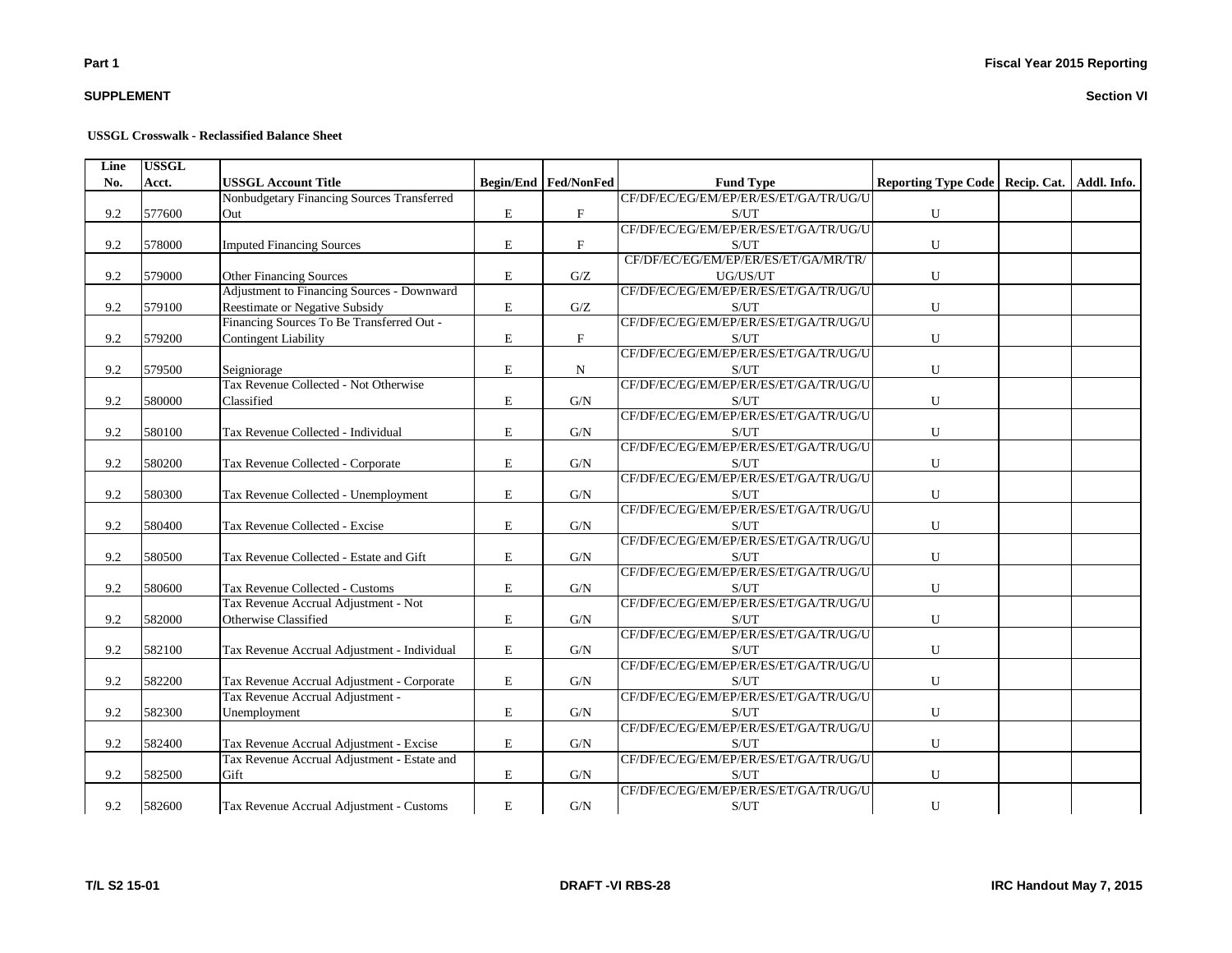**USSGL Crosswalk - Reclassified Balance Sheet**

| Line No. | USSGL Acct. | USSGL Account Title | Begin/End | Fed/NonFed | Fund Type | Reporting Type Code | Recip. Cat. | Addl. Info. |
|---|---|---|---|---|---|---|---|---|
| 9.2 | 577600 | Nonbudgetary Financing Sources Transferred Out | E | F | CF/DF/EC/EG/EM/EP/ER/ES/ET/GA/TR/UG/US/UT | U | | |
| 9.2 | 578000 | Imputed Financing Sources | E | F | CF/DF/EC/EG/EM/EP/ER/ES/ET/GA/TR/UG/US/UT | U | | |
| 9.2 | 579000 | Other Financing Sources | E | G/Z | CF/DF/EC/EG/EM/EP/ER/ES/ET/GA/MR/TR/UG/US/UT | U | | |
| 9.2 | 579100 | Adjustment to Financing Sources - Downward Reestimate or Negative Subsidy | E | G/Z | CF/DF/EC/EG/EM/EP/ER/ES/ET/GA/TR/UG/US/UT | U | | |
| 9.2 | 579200 | Financing Sources To Be Transferred Out - Contingent Liability | E | F | CF/DF/EC/EG/EM/EP/ER/ES/ET/GA/TR/UG/US/UT | U | | |
| 9.2 | 579500 | Seigniorage | E | N | CF/DF/EC/EG/EM/EP/ER/ES/ET/GA/TR/UG/US/UT | U | | |
| 9.2 | 580000 | Tax Revenue Collected - Not Otherwise Classified | E | G/N | CF/DF/EC/EG/EM/EP/ER/ES/ET/GA/TR/UG/US/UT | U | | |
| 9.2 | 580100 | Tax Revenue Collected - Individual | E | G/N | CF/DF/EC/EG/EM/EP/ER/ES/ET/GA/TR/UG/US/UT | U | | |
| 9.2 | 580200 | Tax Revenue Collected - Corporate | E | G/N | CF/DF/EC/EG/EM/EP/ER/ES/ET/GA/TR/UG/US/UT | U | | |
| 9.2 | 580300 | Tax Revenue Collected - Unemployment | E | G/N | CF/DF/EC/EG/EM/EP/ER/ES/ET/GA/TR/UG/US/UT | U | | |
| 9.2 | 580400 | Tax Revenue Collected - Excise | E | G/N | CF/DF/EC/EG/EM/EP/ER/ES/ET/GA/TR/UG/US/UT | U | | |
| 9.2 | 580500 | Tax Revenue Collected - Estate and Gift | E | G/N | CF/DF/EC/EG/EM/EP/ER/ES/ET/GA/TR/UG/US/UT | U | | |
| 9.2 | 580600 | Tax Revenue Collected - Customs | E | G/N | CF/DF/EC/EG/EM/EP/ER/ES/ET/GA/TR/UG/US/UT | U | | |
| 9.2 | 582000 | Tax Revenue Accrual Adjustment - Not Otherwise Classified | E | G/N | CF/DF/EC/EG/EM/EP/ER/ES/ET/GA/TR/UG/US/UT | U | | |
| 9.2 | 582100 | Tax Revenue Accrual Adjustment - Individual | E | G/N | CF/DF/EC/EG/EM/EP/ER/ES/ET/GA/TR/UG/US/UT | U | | |
| 9.2 | 582200 | Tax Revenue Accrual Adjustment - Corporate | E | G/N | CF/DF/EC/EG/EM/EP/ER/ES/ET/GA/TR/UG/US/UT | U | | |
| 9.2 | 582300 | Tax Revenue Accrual Adjustment - Unemployment | E | G/N | CF/DF/EC/EG/EM/EP/ER/ES/ET/GA/TR/UG/US/UT | U | | |
| 9.2 | 582400 | Tax Revenue Accrual Adjustment - Excise | E | G/N | CF/DF/EC/EG/EM/EP/ER/ES/ET/GA/TR/UG/US/UT | U | | |
| 9.2 | 582500 | Tax Revenue Accrual Adjustment - Estate and Gift | E | G/N | CF/DF/EC/EG/EM/EP/ER/ES/ET/GA/TR/UG/US/UT | U | | |
| 9.2 | 582600 | Tax Revenue Accrual Adjustment - Customs | E | G/N | CF/DF/EC/EG/EM/EP/ER/ES/ET/GA/TR/UG/US/UT | U | | |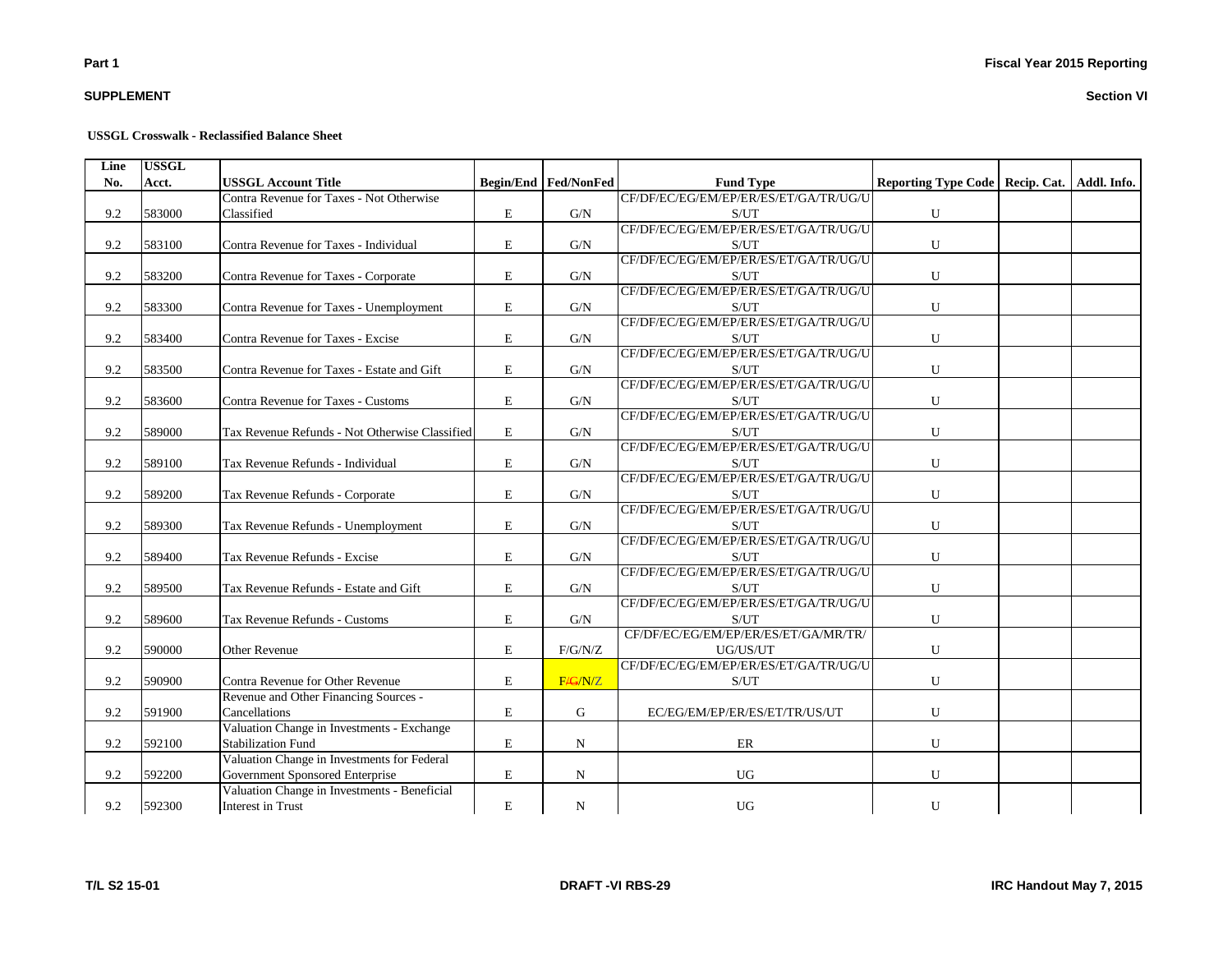**Part 1**

**SUPPLEMENT**

**Fiscal Year 2015 Reporting**

**Section VI**

**USSGL Crosswalk - Reclassified Balance Sheet**

| Line No. | USSGL Acct. | USSGL Account Title | Begin/End | Fed/NonFed | Fund Type | Reporting Type Code | Recip. Cat. | Addl. Info. |
|---|---|---|---|---|---|---|---|---|
| 9.2 | 583000 | Contra Revenue for Taxes - Not Otherwise Classified | E | G/N | CF/DF/EC/EG/EM/EP/ER/ES/ET/GA/TR/UG/US/UT | U | | |
| 9.2 | 583100 | Contra Revenue for Taxes - Individual | E | G/N | CF/DF/EC/EG/EM/EP/ER/ES/ET/GA/TR/UG/US/UT | U | | |
| 9.2 | 583200 | Contra Revenue for Taxes - Corporate | E | G/N | CF/DF/EC/EG/EM/EP/ER/ES/ET/GA/TR/UG/US/UT | U | | |
| 9.2 | 583300 | Contra Revenue for Taxes - Unemployment | E | G/N | CF/DF/EC/EG/EM/EP/ER/ES/ET/GA/TR/UG/US/UT | U | | |
| 9.2 | 583400 | Contra Revenue for Taxes - Excise | E | G/N | CF/DF/EC/EG/EM/EP/ER/ES/ET/GA/TR/UG/US/UT | U | | |
| 9.2 | 583500 | Contra Revenue for Taxes - Estate and Gift | E | G/N | CF/DF/EC/EG/EM/EP/ER/ES/ET/GA/TR/UG/US/UT | U | | |
| 9.2 | 583600 | Contra Revenue for Taxes - Customs | E | G/N | CF/DF/EC/EG/EM/EP/ER/ES/ET/GA/TR/UG/US/UT | U | | |
| 9.2 | 589000 | Tax Revenue Refunds - Not Otherwise Classified | E | G/N | CF/DF/EC/EG/EM/EP/ER/ES/ET/GA/TR/UG/US/UT | U | | |
| 9.2 | 589100 | Tax Revenue Refunds - Individual | E | G/N | CF/DF/EC/EG/EM/EP/ER/ES/ET/GA/TR/UG/US/UT | U | | |
| 9.2 | 589200 | Tax Revenue Refunds - Corporate | E | G/N | CF/DF/EC/EG/EM/EP/ER/ES/ET/GA/TR/UG/US/UT | U | | |
| 9.2 | 589300 | Tax Revenue Refunds - Unemployment | E | G/N | CF/DF/EC/EG/EM/EP/ER/ES/ET/GA/TR/UG/US/UT | U | | |
| 9.2 | 589400 | Tax Revenue Refunds - Excise | E | G/N | CF/DF/EC/EG/EM/EP/ER/ES/ET/GA/TR/UG/US/UT | U | | |
| 9.2 | 589500 | Tax Revenue Refunds - Estate and Gift | E | G/N | CF/DF/EC/EG/EM/EP/ER/ES/ET/GA/TR/UG/US/UT | U | | |
| 9.2 | 589600 | Tax Revenue Refunds - Customs | E | G/N | CF/DF/EC/EG/EM/EP/ER/ES/ET/GA/TR/UG/US/UT | U | | |
| 9.2 | 590000 | Other Revenue | E | F/G/N/Z | CF/DF/EC/EG/EM/EP/ER/ES/ET/GA/MR/TR/UG/US/UT | U | | |
| 9.2 | 590900 | Contra Revenue for Other Revenue | E | F/~~G~~/N/Z | CF/DF/EC/EG/EM/EP/ER/ES/ET/GA/TR/UG/US/UT | U | | |
| 9.2 | 591900 | Revenue and Other Financing Sources - Cancellations | E | G | EC/EG/EM/EP/ER/ES/ET/TR/US/UT | U | | |
| 9.2 | 592100 | Valuation Change in Investments - Exchange Stabilization Fund | E | N | ER | U | | |
| 9.2 | 592200 | Valuation Change in Investments for Federal Government Sponsored Enterprise | E | N | UG | U | | |
| 9.2 | 592300 | Valuation Change in Investments - Beneficial Interest in Trust | E | N | UG | U | | |

T/L S2 15-01 DRAFT -VI RBS-29 IRC Handout May 7, 2015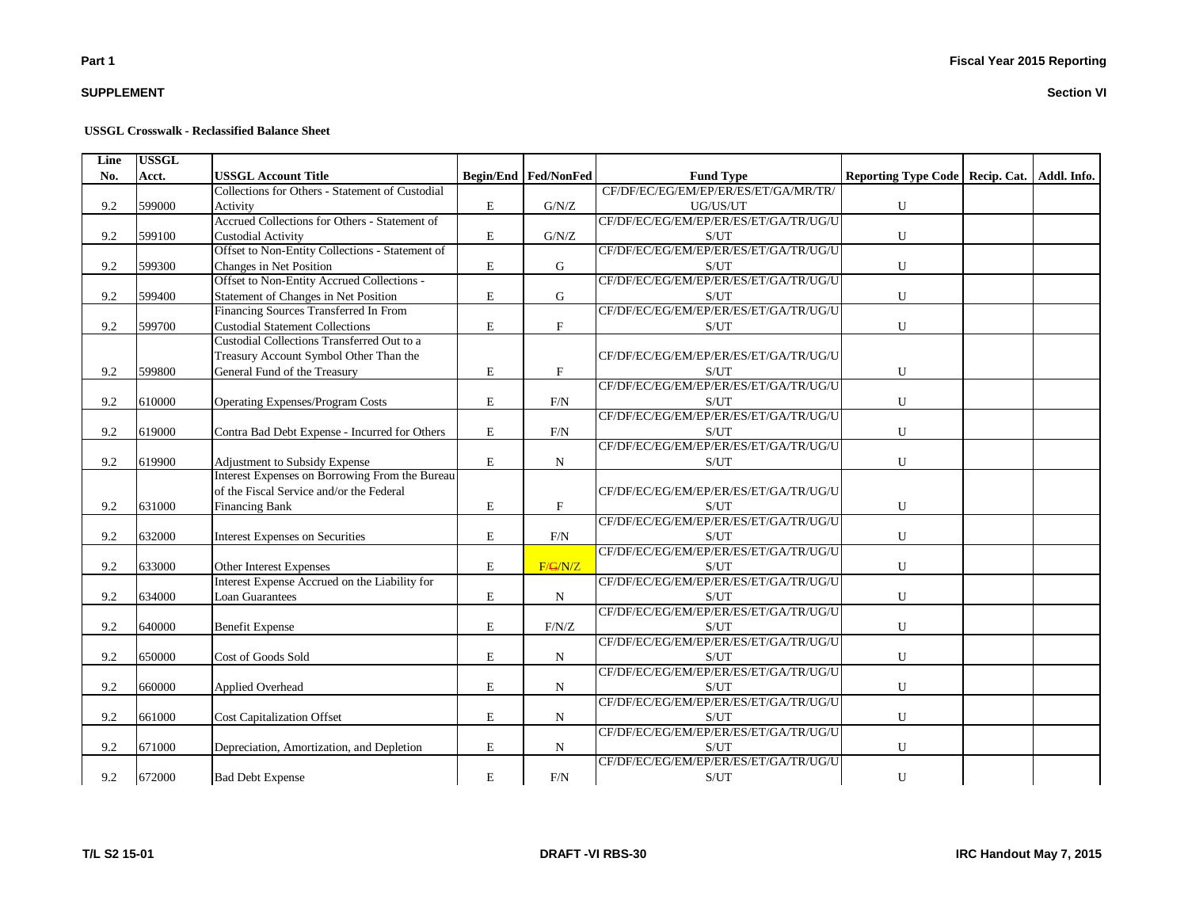**Part 1**

**SUPPLEMENT**

**Fiscal Year 2015 Reporting**

**Section VI**

**USSGL Crosswalk - Reclassified Balance Sheet**

| Line No. | USSGL Acct. | USSGL Account Title | Begin/End | Fed/NonFed | Fund Type | Reporting Type Code | Recip. Cat. | Addl. Info. |
|---|---|---|---|---|---|---|---|---|
| 9.2 | 599000 | Collections for Others - Statement of Custodial Activity | E | G/N/Z | CF/DF/EC/EG/EM/EP/ER/ES/ET/GA/MR/TR/UG/US/UT | U | | |
| 9.2 | 599100 | Accrued Collections for Others - Statement of Custodial Activity | E | G/N/Z | CF/DF/EC/EG/EM/EP/ER/ES/ET/GA/TR/UG/US/UT | U | | |
| 9.2 | 599300 | Offset to Non-Entity Collections - Statement of Changes in Net Position | E | G | CF/DF/EC/EG/EM/EP/ER/ES/ET/GA/TR/UG/US/UT | U | | |
| 9.2 | 599400 | Offset to Non-Entity Accrued Collections - Statement of Changes in Net Position | E | G | CF/DF/EC/EG/EM/EP/ER/ES/ET/GA/TR/UG/US/UT | U | | |
| 9.2 | 599700 | Financing Sources Transferred In From Custodial Statement Collections | E | F | CF/DF/EC/EG/EM/EP/ER/ES/ET/GA/TR/UG/US/UT | U | | |
| 9.2 | 599800 | Custodial Collections Transferred Out to a Treasury Account Symbol Other Than the General Fund of the Treasury | E | F | CF/DF/EC/EG/EM/EP/ER/ES/ET/GA/TR/UG/US/UT | U | | |
| 9.2 | 610000 | Operating Expenses/Program Costs | E | F/N | CF/DF/EC/EG/EM/EP/ER/ES/ET/GA/TR/UG/US/UT | U | | |
| 9.2 | 619000 | Contra Bad Debt Expense - Incurred for Others | E | F/N | CF/DF/EC/EG/EM/EP/ER/ES/ET/GA/TR/UG/US/UT | U | | |
| 9.2 | 619900 | Adjustment to Subsidy Expense | E | N | CF/DF/EC/EG/EM/EP/ER/ES/ET/GA/TR/UG/US/UT | U | | |
| 9.2 | 631000 | Interest Expenses on Borrowing From the Bureau of the Fiscal Service and/or the Federal Financing Bank | E | F | CF/DF/EC/EG/EM/EP/ER/ES/ET/GA/TR/UG/US/UT | U | | |
| 9.2 | 632000 | Interest Expenses on Securities | E | F/N | CF/DF/EC/EG/EM/EP/ER/ES/ET/GA/TR/UG/US/UT | U | | |
| 9.2 | 633000 | Other Interest Expenses | E | F/~~G~~/N/Z | CF/DF/EC/EG/EM/EP/ER/ES/ET/GA/TR/UG/US/UT | U | | |
| 9.2 | 634000 | Interest Expense Accrued on the Liability for Loan Guarantees | E | N | CF/DF/EC/EG/EM/EP/ER/ES/ET/GA/TR/UG/US/UT | U | | |
| 9.2 | 640000 | Benefit Expense | E | F/N/Z | CF/DF/EC/EG/EM/EP/ER/ES/ET/GA/TR/UG/US/UT | U | | |
| 9.2 | 650000 | Cost of Goods Sold | E | N | CF/DF/EC/EG/EM/EP/ER/ES/ET/GA/TR/UG/US/UT | U | | |
| 9.2 | 660000 | Applied Overhead | E | N | CF/DF/EC/EG/EM/EP/ER/ES/ET/GA/TR/UG/US/UT | U | | |
| 9.2 | 661000 | Cost Capitalization Offset | E | N | CF/DF/EC/EG/EM/EP/ER/ES/ET/GA/TR/UG/US/UT | U | | |
| 9.2 | 671000 | Depreciation, Amortization, and Depletion | E | N | CF/DF/EC/EG/EM/EP/ER/ES/ET/GA/TR/UG/US/UT | U | | |
| 9.2 | 672000 | Bad Debt Expense | E | F/N | CF/DF/EC/EG/EM/EP/ER/ES/ET/GA/TR/UG/US/UT | U | | |

T/L S2 15-01

DRAFT -VI RBS-30

IRC Handout May 7, 2015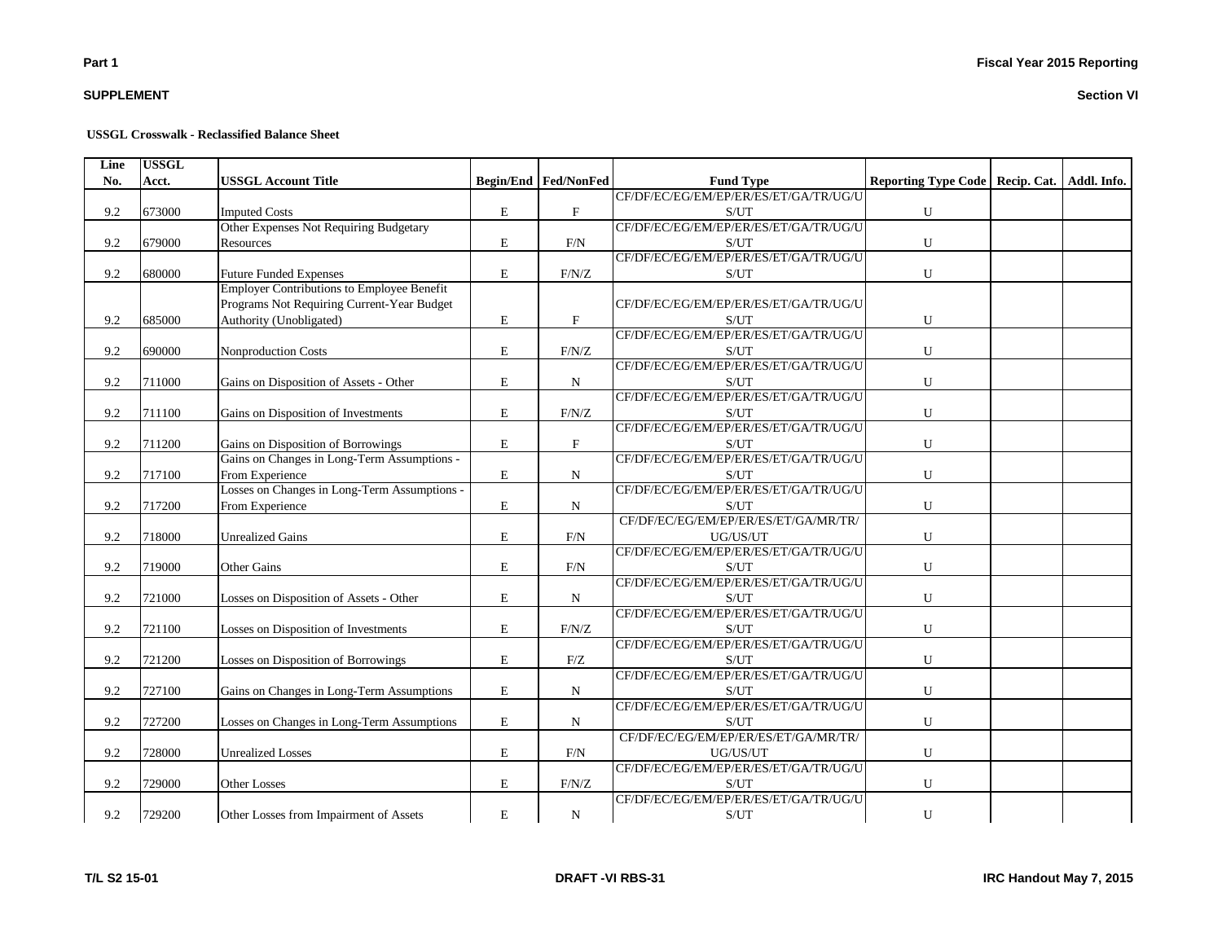**Part 1** **Fiscal Year 2015 Reporting**

**SUPPLEMENT** **Section VI**

**USSGL Crosswalk - Reclassified Balance Sheet**

| Line No. | USSGL Acct. | USSGL Account Title | Begin/End | Fed/NonFed | Fund Type | Reporting Type Code | Recip. Cat. | Addl. Info. |
|---|---|---|---|---|---|---|---|---|
| 9.2 | 673000 | Imputed Costs | E | F | CF/DF/EC/EG/EM/EP/ER/ES/ET/GA/TR/UG/US/UT | U | | |
| 9.2 | 679000 | Other Expenses Not Requiring Budgetary Resources | E | F/N | CF/DF/EC/EG/EM/EP/ER/ES/ET/GA/TR/UG/US/UT | U | | |
| 9.2 | 680000 | Future Funded Expenses | E | F/N/Z | CF/DF/EC/EG/EM/EP/ER/ES/ET/GA/TR/UG/US/UT | U | | |
| 9.2 | 685000 | Employer Contributions to Employee Benefit Programs Not Requiring Current-Year Budget Authority (Unobligated) | E | F | CF/DF/EC/EG/EM/EP/ER/ES/ET/GA/TR/UG/US/UT | U | | |
| 9.2 | 690000 | Nonproduction Costs | E | F/N/Z | CF/DF/EC/EG/EM/EP/ER/ES/ET/GA/TR/UG/US/UT | U | | |
| 9.2 | 711000 | Gains on Disposition of Assets - Other | E | N | CF/DF/EC/EG/EM/EP/ER/ES/ET/GA/TR/UG/US/UT | U | | |
| 9.2 | 711100 | Gains on Disposition of Investments | E | F/N/Z | CF/DF/EC/EG/EM/EP/ER/ES/ET/GA/TR/UG/US/UT | U | | |
| 9.2 | 711200 | Gains on Disposition of Borrowings | E | F | CF/DF/EC/EG/EM/EP/ER/ES/ET/GA/TR/UG/US/UT | U | | |
| 9.2 | 717100 | Gains on Changes in Long-Term Assumptions - From Experience | E | N | CF/DF/EC/EG/EM/EP/ER/ES/ET/GA/TR/UG/US/UT | U | | |
| 9.2 | 717200 | Losses on Changes in Long-Term Assumptions - From Experience | E | N | CF/DF/EC/EG/EM/EP/ER/ES/ET/GA/TR/UG/US/UT | U | | |
| 9.2 | 718000 | Unrealized Gains | E | F/N | CF/DF/EC/EG/EM/EP/ER/ES/ET/GA/MR/TR/UG/US/UT | U | | |
| 9.2 | 719000 | Other Gains | E | F/N | CF/DF/EC/EG/EM/EP/ER/ES/ET/GA/TR/UG/US/UT | U | | |
| 9.2 | 721000 | Losses on Disposition of Assets - Other | E | N | CF/DF/EC/EG/EM/EP/ER/ES/ET/GA/TR/UG/US/UT | U | | |
| 9.2 | 721100 | Losses on Disposition of Investments | E | F/N/Z | CF/DF/EC/EG/EM/EP/ER/ES/ET/GA/TR/UG/US/UT | U | | |
| 9.2 | 721200 | Losses on Disposition of Borrowings | E | F/Z | CF/DF/EC/EG/EM/EP/ER/ES/ET/GA/TR/UG/US/UT | U | | |
| 9.2 | 727100 | Gains on Changes in Long-Term Assumptions | E | N | CF/DF/EC/EG/EM/EP/ER/ES/ET/GA/TR/UG/US/UT | U | | |
| 9.2 | 727200 | Losses on Changes in Long-Term Assumptions | E | N | CF/DF/EC/EG/EM/EP/ER/ES/ET/GA/TR/UG/US/UT | U | | |
| 9.2 | 728000 | Unrealized Losses | E | F/N | CF/DF/EC/EG/EM/EP/ER/ES/ET/GA/MR/TR/UG/US/UT | U | | |
| 9.2 | 729000 | Other Losses | E | F/N/Z | CF/DF/EC/EG/EM/EP/ER/ES/ET/GA/TR/UG/US/UT | U | | |
| 9.2 | 729200 | Other Losses from Impairment of Assets | E | N | CF/DF/EC/EG/EM/EP/ER/ES/ET/GA/TR/UG/US/UT | U | | |

T/L S2 15-01 DRAFT -VI RBS-31 IRC Handout May 7, 2015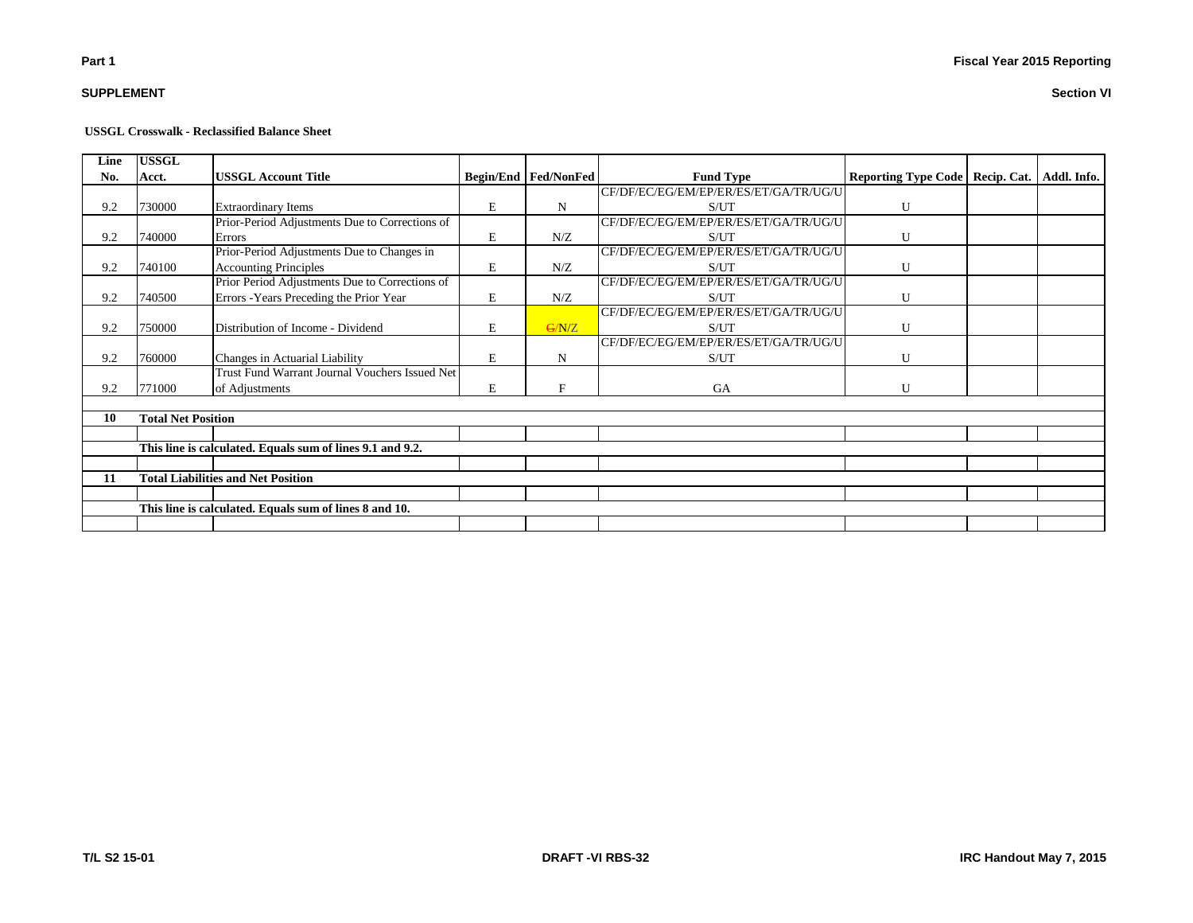**SUPPLEMENT**

**Section VI**

**USSGL Crosswalk - Reclassified Balance Sheet**

| Line No. | USSGL Acct. | USSGL Account Title | Begin/End | Fed/NonFed | Fund Type | Reporting Type Code | Recip. Cat. | Addl. Info. |
|---|---|---|---|---|---|---|---|---|
| 9.2 | 730000 | Extraordinary Items | E | N | CF/DF/EC/EG/EM/EP/ER/ES/ET/GA/TR/UG/US/UT | U | | |
| 9.2 | 740000 | Prior-Period Adjustments Due to Corrections of Errors | E | N/Z | CF/DF/EC/EG/EM/EP/ER/ES/ET/GA/TR/UG/US/UT | U | | |
| 9.2 | 740100 | Prior-Period Adjustments Due to Changes in Accounting Principles | E | N/Z | CF/DF/EC/EG/EM/EP/ER/ES/ET/GA/TR/UG/US/UT | U | | |
| 9.2 | 740500 | Prior Period Adjustments Due to Corrections of Errors -Years Preceding the Prior Year | E | N/Z | CF/DF/EC/EG/EM/EP/ER/ES/ET/GA/TR/UG/US/UT | U | | |
| 9.2 | 750000 | Distribution of Income - Dividend | E | ~~G/~~N/Z | CF/DF/EC/EG/EM/EP/ER/ES/ET/GA/TR/UG/US/UT | U | | |
| 9.2 | 760000 | Changes in Actuarial Liability | E | N | CF/DF/EC/EG/EM/EP/ER/ES/ET/GA/TR/UG/US/UT | U | | |
| 9.2 | 771000 | Trust Fund Warrant Journal Vouchers Issued Net of Adjustments | E | F | GA | U | | |
| | | | | | | | | |
| **10** | **Total Net Position** | | | | | | | |
| | | | | | | | | |
| | **This line is calculated. Equals sum of lines 9.1 and 9.2.** | | | | | | | |
| | | | | | | | | |
| **11** | **Total Liabilities and Net Position** | | | | | | | |
| | | | | | | | | |
| | **This line is calculated. Equals sum of lines 8 and 10.** | | | | | | | |
| | | | | | | | | |

T/L S2 15-01 DRAFT -VI RBS-32 IRC Handout May 7, 2015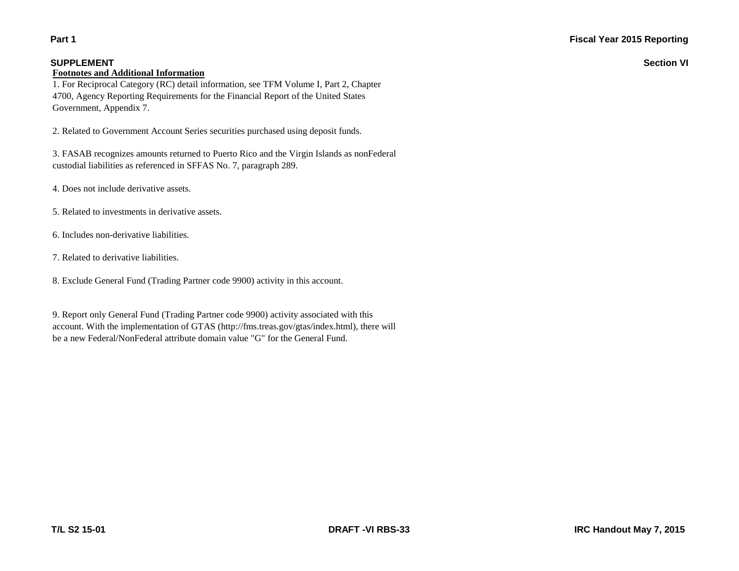**Footnotes and Additional Information**

1. For Reciprocal Category (RC) detail information, see TFM Volume I, Part 2, Chapter 4700, Agency Reporting Requirements for the Financial Report of the United States Government, Appendix 7.

2. Related to Government Account Series securities purchased using deposit funds.

3. FASAB recognizes amounts returned to Puerto Rico and the Virgin Islands as nonFederal custodial liabilities as referenced in SFFAS No. 7, paragraph 289.

4. Does not include derivative assets.

5. Related to investments in derivative assets.

6. Includes non-derivative liabilities.

7. Related to derivative liabilities.

8. Exclude General Fund (Trading Partner code 9900) activity in this account.

9. Report only General Fund (Trading Partner code 9900) activity associated with this account. With the implementation of GTAS (http://fms.treas.gov/gtas/index.html), there will be a new Federal/NonFederal attribute domain value "G" for the General Fund.